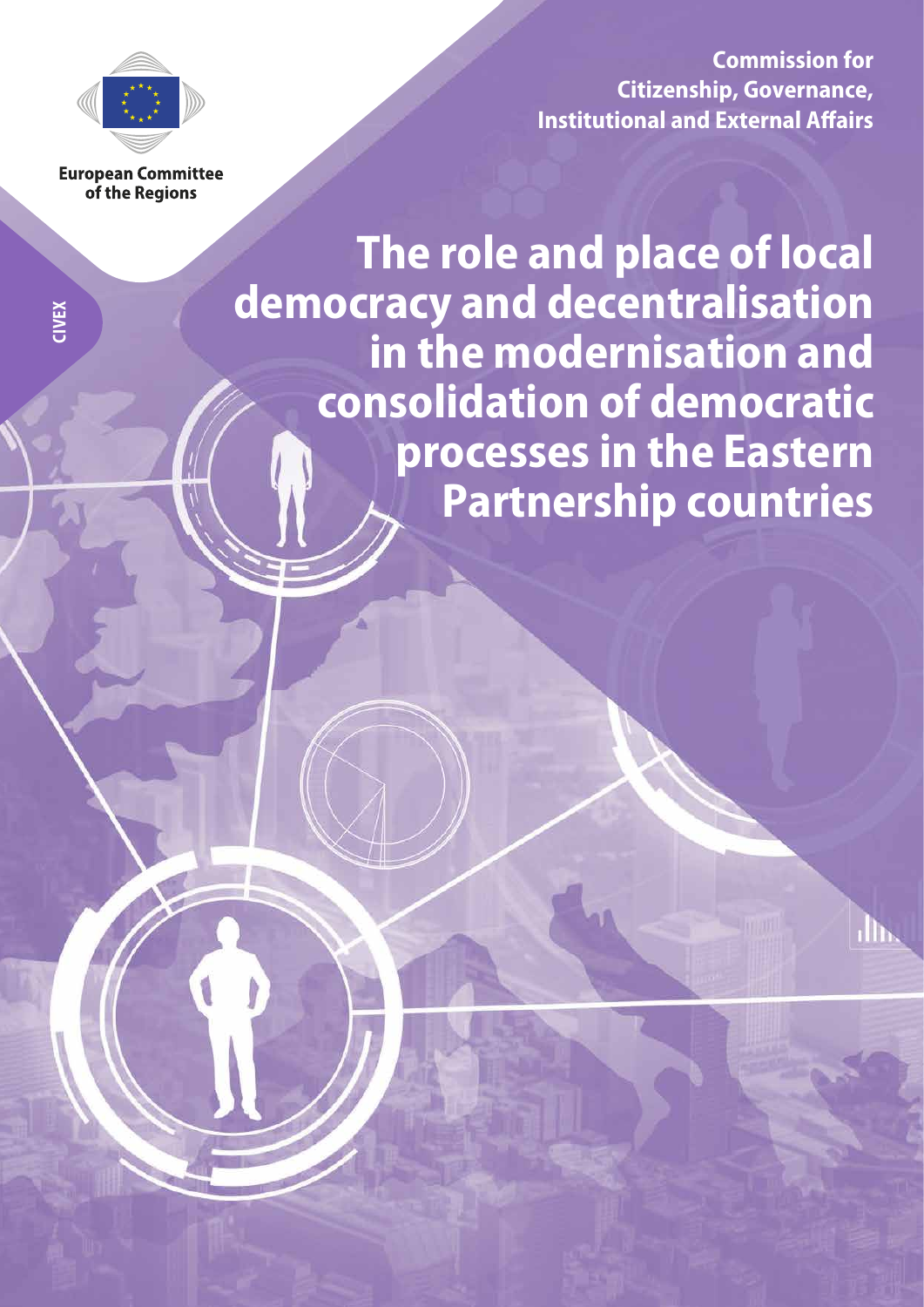European Committee of the Regions

**Commission for Citizenship, Governance, Institutional and External Affairs**

CIVEX

# The role and place of local democracy and decentralisation in the modernisation and consolidation of democratic processes in the Eastern Partnership countries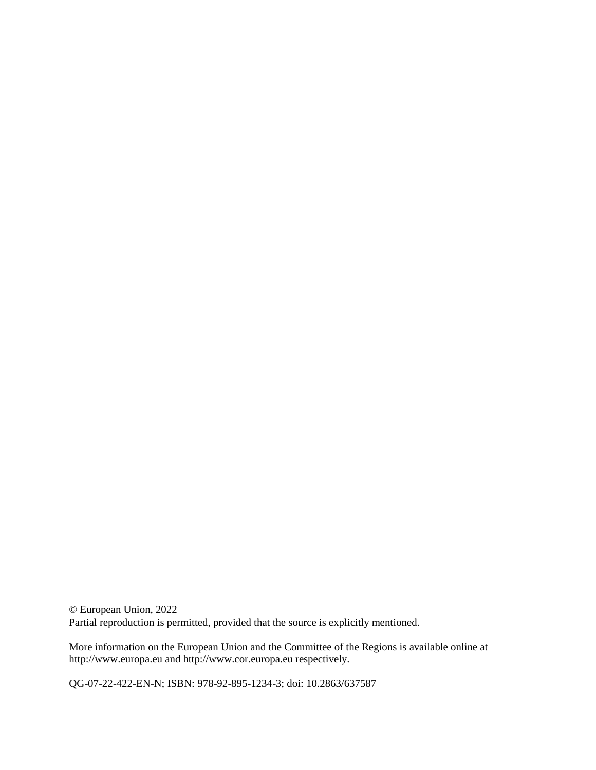© European Union, 2022
Partial reproduction is permitted, provided that the source is explicitly mentioned.

More information on the European Union and the Committee of the Regions is available online at http://www.europa.eu and http://www.cor.europa.eu respectively.

QG-07-22-422-EN-N; ISBN: 978-92-895-1234-3; doi: 10.2863/637587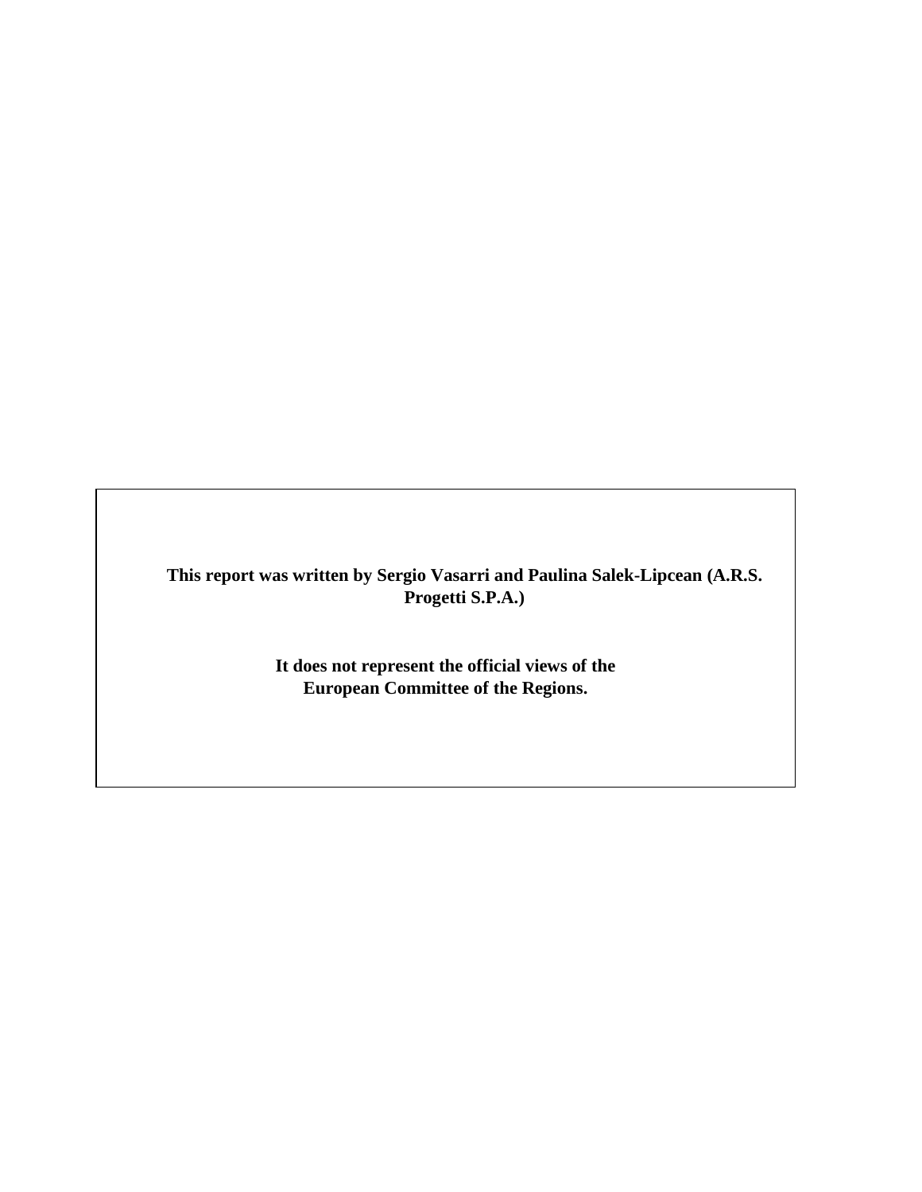**This report was written by Sergio Vasarri and Paulina Salek-Lipcean (A.R.S. Progetti S.P.A.)**

**It does not represent the official views of the European Committee of the Regions.**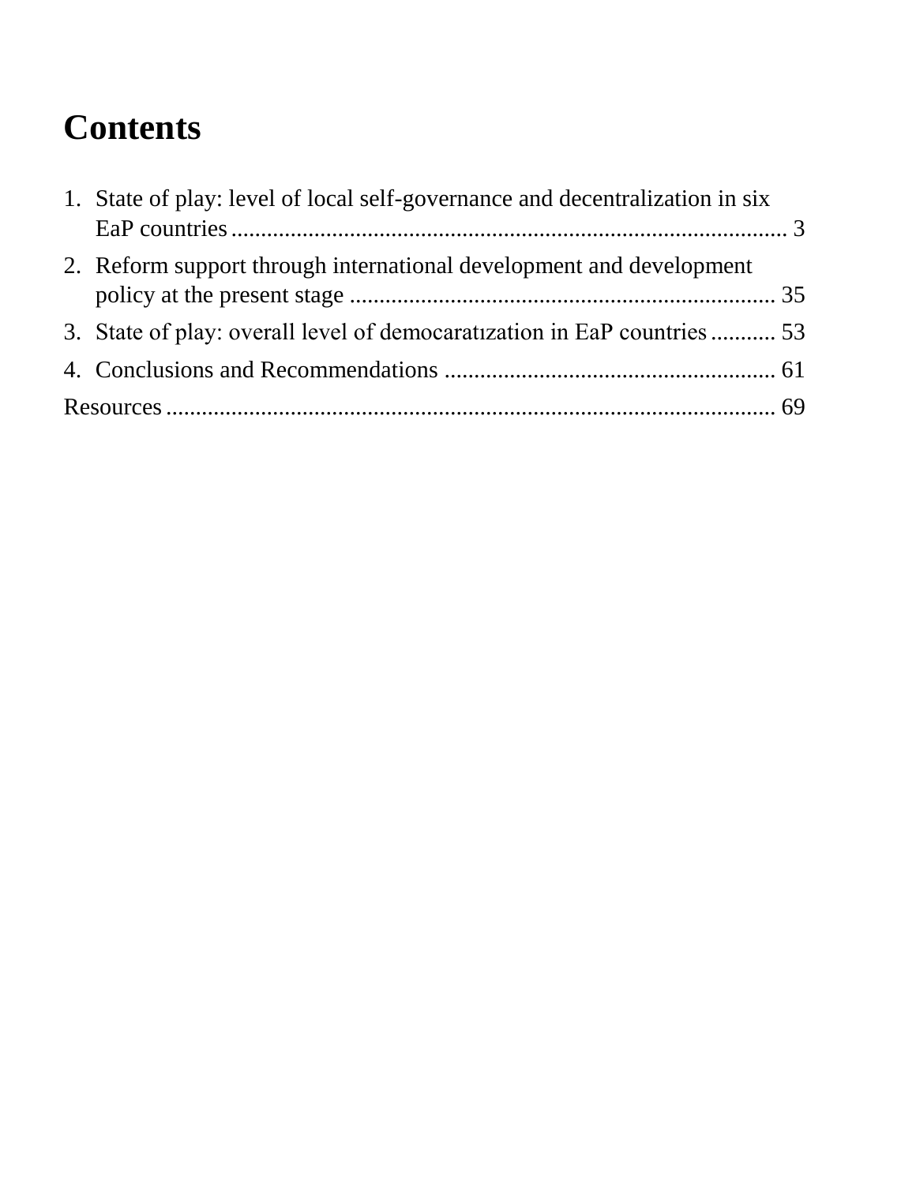# Contents

1. State of play: level of local self-governance and decentralization in six EaP countries ........................................................................................... 3
2. Reform support through international development and development policy at the present stage ........................................................................ 35
3. State of play: overall level of democaratızation in EaP countries ........... 53
4. Conclusions and Recommendations ........................................................ 61

Resources ........................................................................................................ 69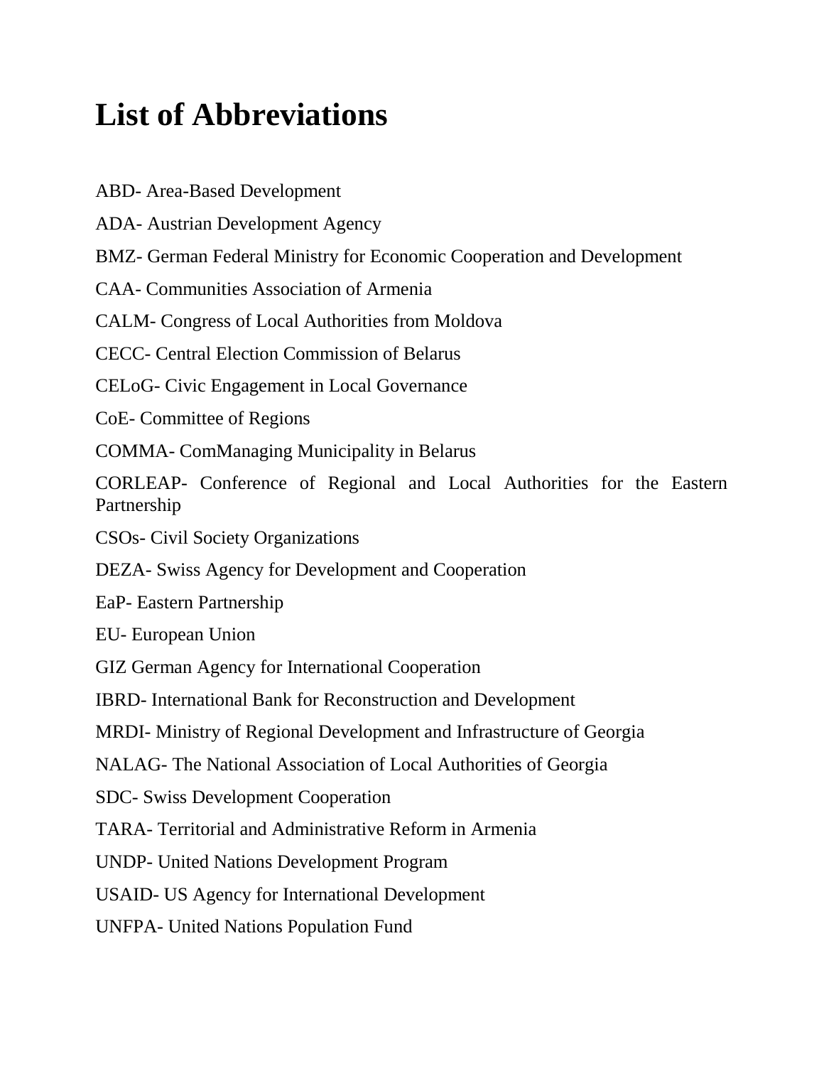# List of Abbreviations

ABD- Area-Based Development

ADA- Austrian Development Agency

BMZ- German Federal Ministry for Economic Cooperation and Development

CAA- Communities Association of Armenia

CALM- Congress of Local Authorities from Moldova

CECC- Central Election Commission of Belarus

CELoG- Civic Engagement in Local Governance

CoE- Committee of Regions

COMMA- ComManaging Municipality in Belarus

CORLEAP- Conference of Regional and Local Authorities for the Eastern Partnership

CSOs- Civil Society Organizations

DEZA- Swiss Agency for Development and Cooperation

EaP- Eastern Partnership

EU- European Union

GIZ German Agency for International Cooperation

IBRD- International Bank for Reconstruction and Development

MRDI- Ministry of Regional Development and Infrastructure of Georgia

NALAG- The National Association of Local Authorities of Georgia

SDC- Swiss Development Cooperation

TARA- Territorial and Administrative Reform in Armenia

UNDP- United Nations Development Program

USAID- US Agency for International Development

UNFPA- United Nations Population Fund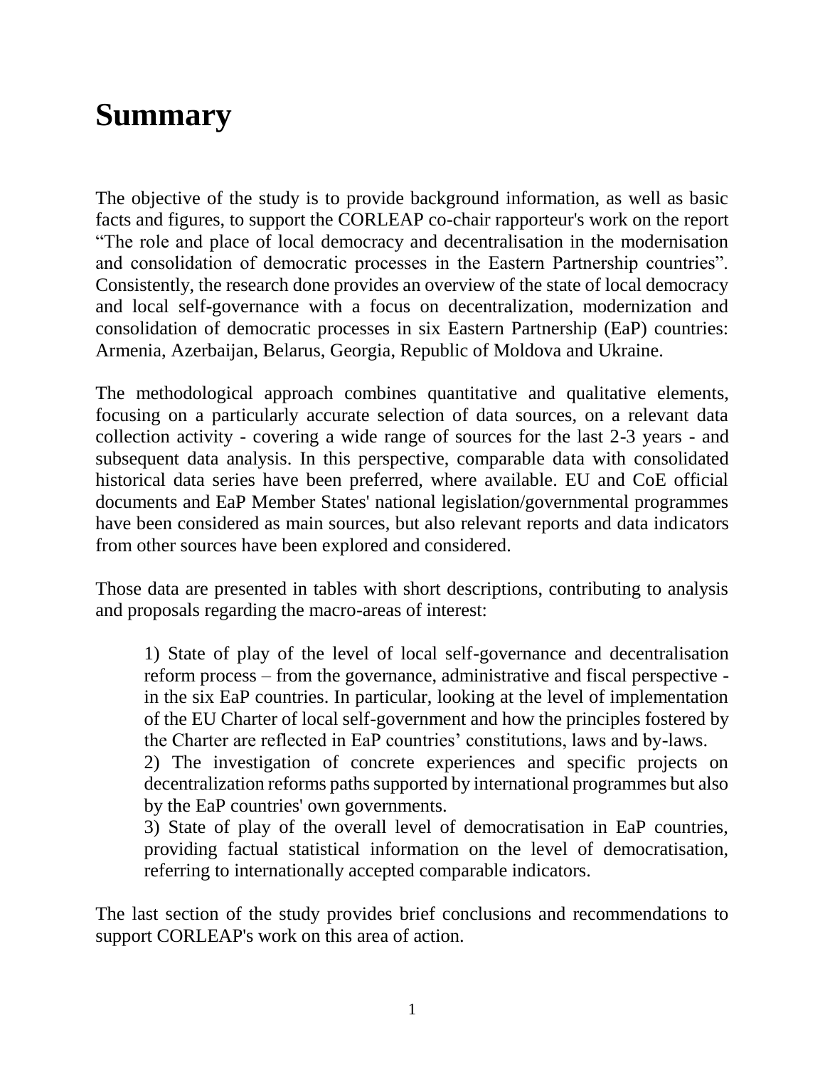# Summary

The objective of the study is to provide background information, as well as basic facts and figures, to support the CORLEAP co-chair rapporteur's work on the report "The role and place of local democracy and decentralisation in the modernisation and consolidation of democratic processes in the Eastern Partnership countries". Consistently, the research done provides an overview of the state of local democracy and local self-governance with a focus on decentralization, modernization and consolidation of democratic processes in six Eastern Partnership (EaP) countries: Armenia, Azerbaijan, Belarus, Georgia, Republic of Moldova and Ukraine.

The methodological approach combines quantitative and qualitative elements, focusing on a particularly accurate selection of data sources, on a relevant data collection activity - covering a wide range of sources for the last 2-3 years - and subsequent data analysis. In this perspective, comparable data with consolidated historical data series have been preferred, where available. EU and CoE official documents and EaP Member States' national legislation/governmental programmes have been considered as main sources, but also relevant reports and data indicators from other sources have been explored and considered.

Those data are presented in tables with short descriptions, contributing to analysis and proposals regarding the macro-areas of interest:

> 1) State of play of the level of local self-governance and decentralisation reform process – from the governance, administrative and fiscal perspective - in the six EaP countries. In particular, looking at the level of implementation of the EU Charter of local self-government and how the principles fostered by the Charter are reflected in EaP countries' constitutions, laws and by-laws.
> 2) The investigation of concrete experiences and specific projects on decentralization reforms paths supported by international programmes but also by the EaP countries' own governments.
> 3) State of play of the overall level of democratisation in EaP countries, providing factual statistical information on the level of democratisation, referring to internationally accepted comparable indicators.

The last section of the study provides brief conclusions and recommendations to support CORLEAP's work on this area of action.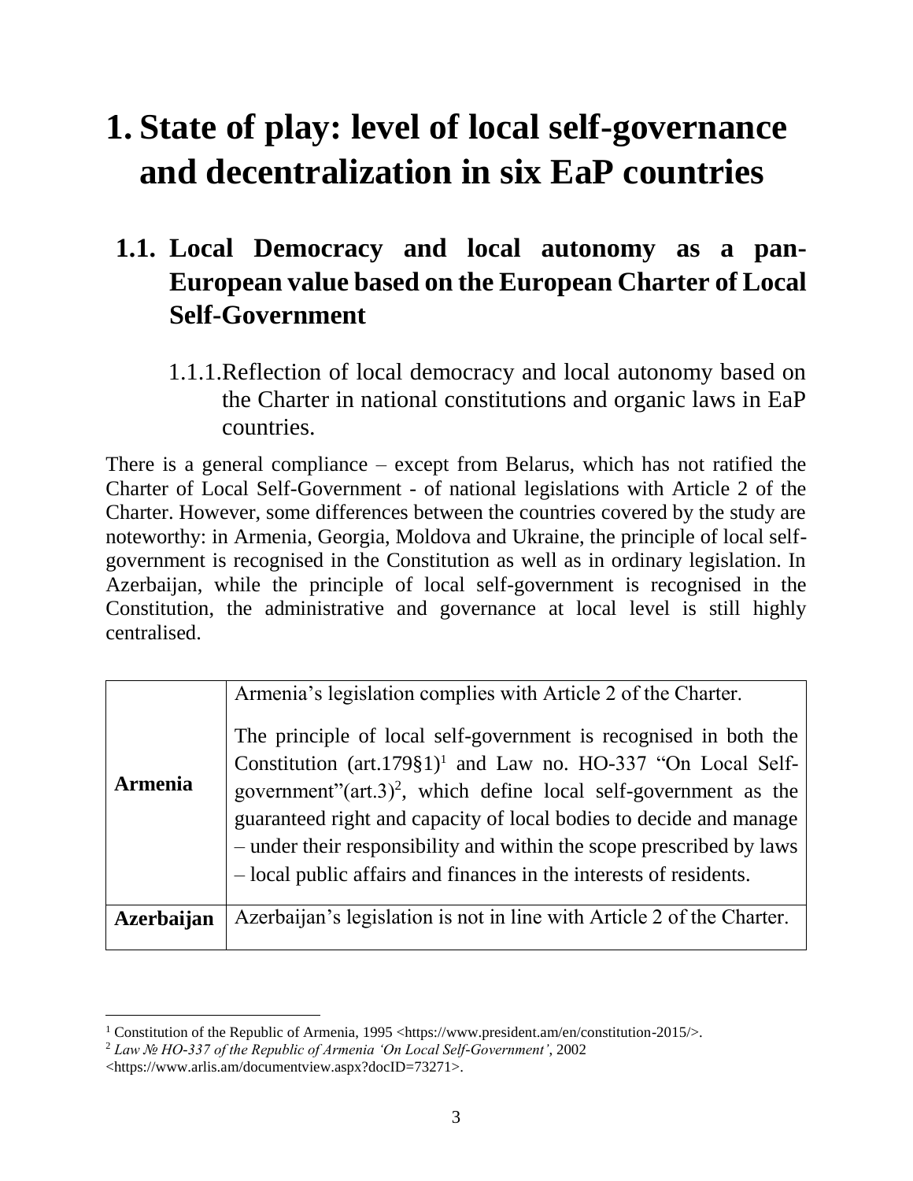# 1. State of play: level of local self-governance and decentralization in six EaP countries

## 1.1. Local Democracy and local autonomy as a pan-European value based on the European Charter of Local Self-Government

### 1.1.1. Reflection of local democracy and local autonomy based on the Charter in national constitutions and organic laws in EaP countries.

There is a general compliance – except from Belarus, which has not ratified the Charter of Local Self-Government - of national legislations with Article 2 of the Charter. However, some differences between the countries covered by the study are noteworthy: in Armenia, Georgia, Moldova and Ukraine, the principle of local self-government is recognised in the Constitution as well as in ordinary legislation. In Azerbaijan, while the principle of local self-government is recognised in the Constitution, the administrative and governance at local level is still highly centralised.

| | |
|---|---|
| **Armenia** | Armenia's legislation complies with Article 2 of the Charter.<br><br>The principle of local self-government is recognised in both the Constitution (art.179§1)[1] and Law no. HO-337 "On Local Self-government"(art.3)[2], which define local self-government as the guaranteed right and capacity of local bodies to decide and manage – under their responsibility and within the scope prescribed by laws – local public affairs and finances in the interests of residents. |
| **Azerbaijan** | Azerbaijan's legislation is not in line with Article 2 of the Charter. |

[1] Constitution of the Republic of Armenia, 1995 <https://www.president.am/en/constitution-2015/>.

[2] *Law № HO-337 of the Republic of Armenia 'On Local Self-Government'*, 2002 <https://www.arlis.am/documentview.aspx?docID=73271>.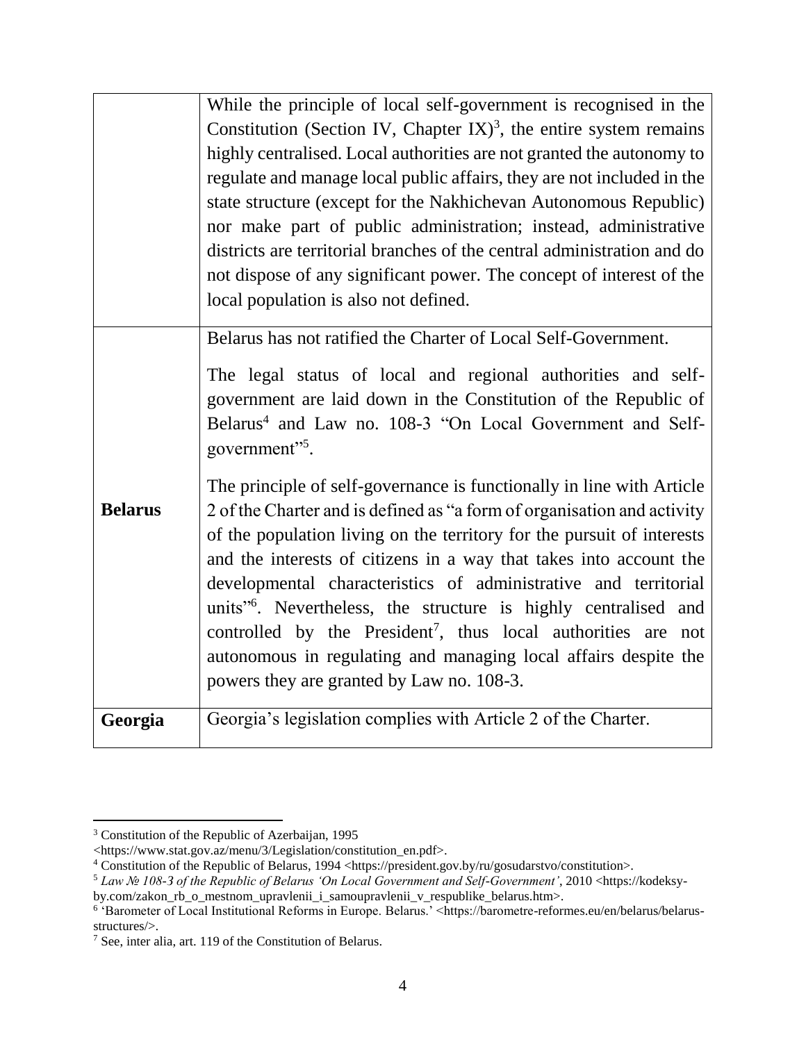| | |
|---|---|
| | While the principle of local self-government is recognised in the Constitution (Section IV, Chapter IX)[3], the entire system remains highly centralised. Local authorities are not granted the autonomy to regulate and manage local public affairs, they are not included in the state structure (except for the Nakhichevan Autonomous Republic) nor make part of public administration; instead, administrative districts are territorial branches of the central administration and do not dispose of any significant power. The concept of interest of the local population is also not defined. |
| **Belarus** | Belarus has not ratified the Charter of Local Self-Government.<br><br>The legal status of local and regional authorities and self-government are laid down in the Constitution of the Republic of Belarus[4] and Law no. 108-3 "On Local Government and Self-government"[5].<br><br>The principle of self-governance is functionally in line with Article 2 of the Charter and is defined as "a form of organisation and activity of the population living on the territory for the pursuit of interests and the interests of citizens in a way that takes into account the developmental characteristics of administrative and territorial units"[6]. Nevertheless, the structure is highly centralised and controlled by the President[7], thus local authorities are not autonomous in regulating and managing local affairs despite the powers they are granted by Law no. 108-3. |
| **Georgia** | Georgia's legislation complies with Article 2 of the Charter. |

---

[3] Constitution of the Republic of Azerbaijan, 1995 <https://www.stat.gov.az/menu/3/Legislation/constitution_en.pdf>.

[4] Constitution of the Republic of Belarus, 1994 <https://president.gov.by/ru/gosudarstvo/constitution>.

[5] *Law № 108-3 of the Republic of Belarus 'On Local Government and Self-Government'*, 2010 <https://kodeksy-by.com/zakon_rb_o_mestnom_upravlenii_i_samoupravlenii_v_respublike_belarus.htm>.

[6] 'Barometer of Local Institutional Reforms in Europe. Belarus.' <https://barometre-reformes.eu/en/belarus/belarus-structures/>.

[7] See, inter alia, art. 119 of the Constitution of Belarus.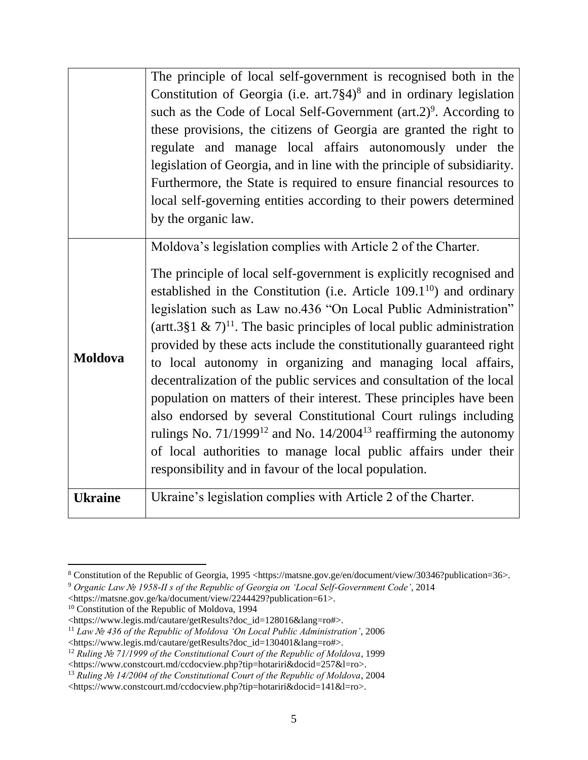| | |
|---|---|
| | The principle of local self-government is recognised both in the Constitution of Georgia (i.e. art.7§4)[8] and in ordinary legislation such as the Code of Local Self-Government (art.2)[9]. According to these provisions, the citizens of Georgia are granted the right to regulate and manage local affairs autonomously under the legislation of Georgia, and in line with the principle of subsidiarity. Furthermore, the State is required to ensure financial resources to local self-governing entities according to their powers determined by the organic law. |
| **Moldova** | Moldova's legislation complies with Article 2 of the Charter.<br><br>The principle of local self-government is explicitly recognised and established in the Constitution (i.e. Article 109.1[10]) and ordinary legislation such as Law no.436 "On Local Public Administration" (artt.3§1 & 7)[11]. The basic principles of local public administration provided by these acts include the constitutionally guaranteed right to local autonomy in organizing and managing local affairs, decentralization of the public services and consultation of the local population on matters of their interest. These principles have been also endorsed by several Constitutional Court rulings including rulings No. 71/1999[12] and No. 14/2004[13] reaffirming the autonomy of local authorities to manage local public affairs under their responsibility and in favour of the local population. |
| **Ukraine** | Ukraine's legislation complies with Article 2 of the Charter. |

[8] Constitution of the Republic of Georgia, 1995 <https://matsne.gov.ge/en/document/view/30346?publication=36>.

[9] *Organic Law № 1958-II s of the Republic of Georgia on 'Local Self-Government Code'*, 2014 <https://matsne.gov.ge/ka/document/view/2244429?publication=61>.

[10] Constitution of the Republic of Moldova, 1994 <https://www.legis.md/cautare/getResults?doc_id=128016&lang=ro#>.

[11] *Law № 436 of the Republic of Moldova 'On Local Public Administration'*, 2006 <https://www.legis.md/cautare/getResults?doc_id=130401&lang=ro#>.

[12] *Ruling № 71/1999 of the Constitutional Court of the Republic of Moldova*, 1999 <https://www.constcourt.md/ccdocview.php?tip=hotariri&docid=257&l=ro>.

[13] *Ruling № 14/2004 of the Constitutional Court of the Republic of Moldova*, 2004 <https://www.constcourt.md/ccdocview.php?tip=hotariri&docid=141&l=ro>.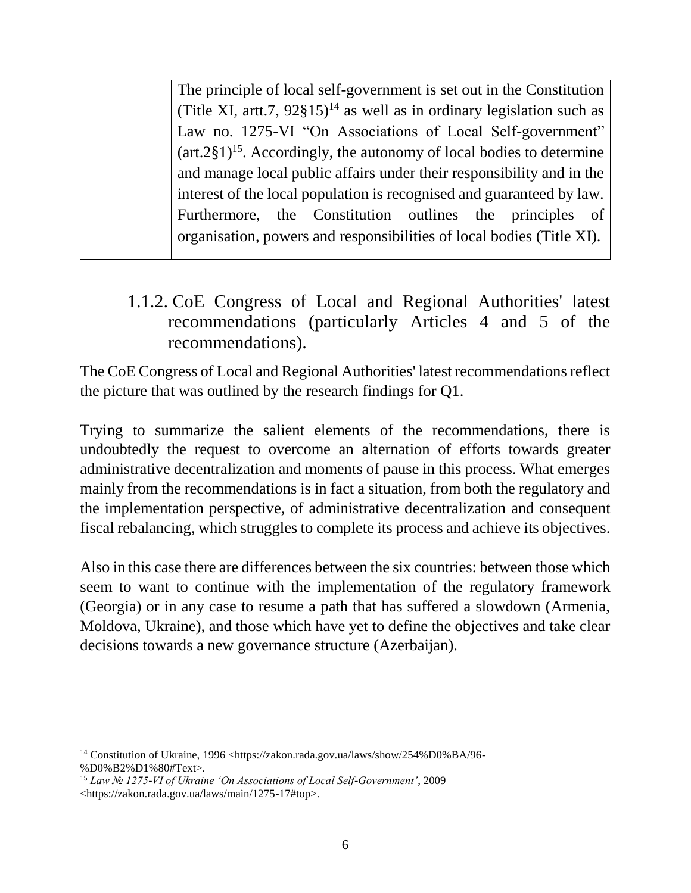|  | The principle of local self-government is set out in the Constitution (Title XI, artt.7, 92§15)[14] as well as in ordinary legislation such as Law no. 1275-VI "On Associations of Local Self-government" (art.2§1)[15]. Accordingly, the autonomy of local bodies to determine and manage local public affairs under their responsibility and in the interest of the local population is recognised and guaranteed by law. Furthermore, the Constitution outlines the principles of organisation, powers and responsibilities of local bodies (Title XI). |
|---|---|

### 1.1.2. CoE Congress of Local and Regional Authorities' latest recommendations (particularly Articles 4 and 5 of the recommendations).

The CoE Congress of Local and Regional Authorities' latest recommendations reflect the picture that was outlined by the research findings for Q1.

Trying to summarize the salient elements of the recommendations, there is undoubtedly the request to overcome an alternation of efforts towards greater administrative decentralization and moments of pause in this process. What emerges mainly from the recommendations is in fact a situation, from both the regulatory and the implementation perspective, of administrative decentralization and consequent fiscal rebalancing, which struggles to complete its process and achieve its objectives.

Also in this case there are differences between the six countries: between those which seem to want to continue with the implementation of the regulatory framework (Georgia) or in any case to resume a path that has suffered a slowdown (Armenia, Moldova, Ukraine), and those which have yet to define the objectives and take clear decisions towards a new governance structure (Azerbaijan).

[14] Constitution of Ukraine, 1996 <https://zakon.rada.gov.ua/laws/show/254%D0%BA/96-%D0%B2%D1%80#Text>.

[15] *Law № 1275-VI of Ukraine 'On Associations of Local Self-Government'*, 2009 <https://zakon.rada.gov.ua/laws/main/1275-17#top>.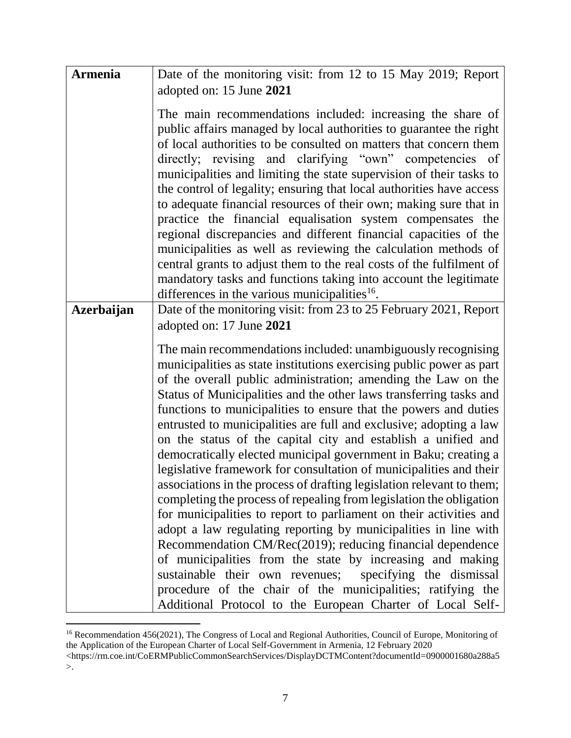| **Armenia** | Date of the monitoring visit: from 12 to 15 May 2019; Report adopted on: 15 June **2021**<br><br>The main recommendations included: increasing the share of public affairs managed by local authorities to guarantee the right of local authorities to be consulted on matters that concern them directly; revising and clarifying "own" competencies of municipalities and limiting the state supervision of their tasks to the control of legality; ensuring that local authorities have access to adequate financial resources of their own; making sure that in practice the financial equalisation system compensates the regional discrepancies and different financial capacities of the municipalities as well as reviewing the calculation methods of central grants to adjust them to the real costs of the fulfilment of mandatory tasks and functions taking into account the legitimate differences in the various municipalities[16]. |
|---|---|
| **Azerbaijan** | Date of the monitoring visit: from 23 to 25 February 2021, Report adopted on: 17 June **2021**<br><br>The main recommendations included: unambiguously recognising municipalities as state institutions exercising public power as part of the overall public administration; amending the Law on the Status of Municipalities and the other laws transferring tasks and functions to municipalities to ensure that the powers and duties entrusted to municipalities are full and exclusive; adopting a law on the status of the capital city and establish a unified and democratically elected municipal government in Baku; creating a legislative framework for consultation of municipalities and their associations in the process of drafting legislation relevant to them; completing the process of repealing from legislation the obligation for municipalities to report to parliament on their activities and adopt a law regulating reporting by municipalities in line with Recommendation CM/Rec(2019); reducing financial dependence of municipalities from the state by increasing and making sustainable their own revenues; specifying the dismissal procedure of the chair of the municipalities; ratifying the Additional Protocol to the European Charter of Local Self- |

[16] Recommendation 456(2021), The Congress of Local and Regional Authorities, Council of Europe, Monitoring of the Application of the European Charter of Local Self-Government in Armenia, 12 February 2020 <https://rm.coe.int/CoERMPublicCommonSearchServices/DisplayDCTMContent?documentId=0900001680a288a5>.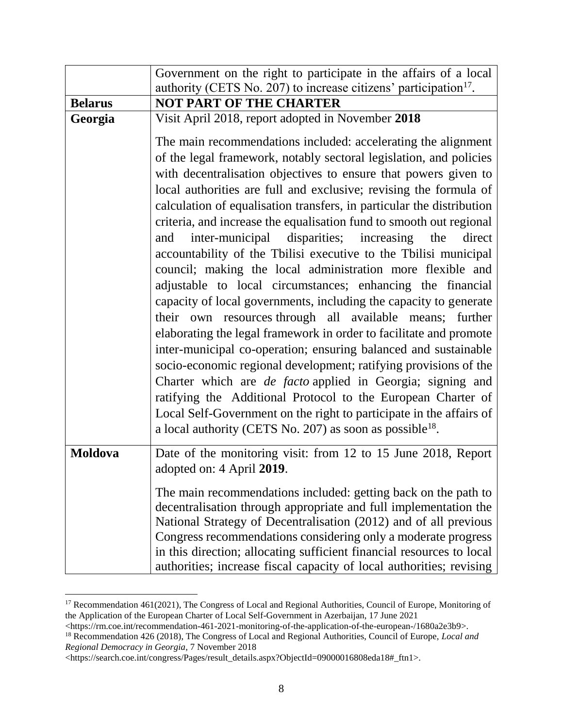| | |
|---|---|
| | Government on the right to participate in the affairs of a local authority (CETS No. 207) to increase citizens' participation[17]. |
| **Belarus** | **NOT PART OF THE CHARTER** |
| **Georgia** | Visit April 2018, report adopted in November **2018**<br><br>The main recommendations included: accelerating the alignment of the legal framework, notably sectoral legislation, and policies with decentralisation objectives to ensure that powers given to local authorities are full and exclusive; revising the formula of calculation of equalisation transfers, in particular the distribution criteria, and increase the equalisation fund to smooth out regional and inter-municipal disparities; increasing the direct accountability of the Tbilisi executive to the Tbilisi municipal council; making the local administration more flexible and adjustable to local circumstances; enhancing the financial capacity of local governments, including the capacity to generate their own resources through all available means; further elaborating the legal framework in order to facilitate and promote inter-municipal co-operation; ensuring balanced and sustainable socio-economic regional development; ratifying provisions of the Charter which are *de facto* applied in Georgia; signing and ratifying the Additional Protocol to the European Charter of Local Self-Government on the right to participate in the affairs of a local authority (CETS No. 207) as soon as possible[18]. |
| **Moldova** | Date of the monitoring visit: from 12 to 15 June 2018, Report adopted on: 4 April **2019**.<br><br>The main recommendations included: getting back on the path to decentralisation through appropriate and full implementation the National Strategy of Decentralisation (2012) and of all previous Congress recommendations considering only a moderate progress in this direction; allocating sufficient financial resources to local authorities; increase fiscal capacity of local authorities; revising |

[17] Recommendation 461(2021), The Congress of Local and Regional Authorities, Council of Europe, Monitoring of the Application of the European Charter of Local Self-Government in Azerbaijan, 17 June 2021 <https://rm.coe.int/recommendation-461-2021-monitoring-of-the-application-of-the-european-/1680a2e3b9>.

[18] Recommendation 426 (2018), The Congress of Local and Regional Authorities, Council of Europe, *Local and Regional Democracy in Georgia*, 7 November 2018 <https://search.coe.int/congress/Pages/result_details.aspx?ObjectId=09000016808eda18#_ftn1>.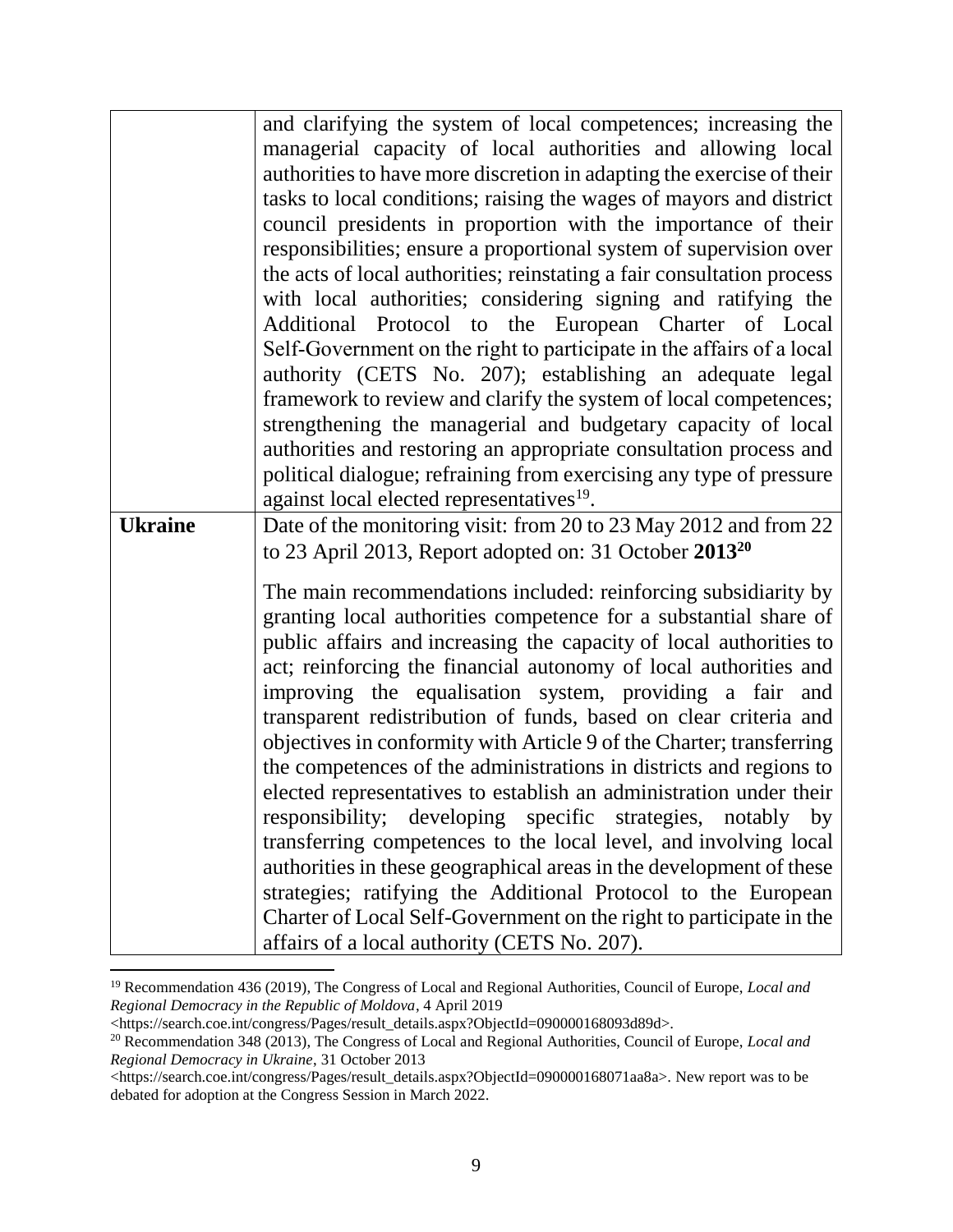| | |
|---|---|
| | and clarifying the system of local competences; increasing the managerial capacity of local authorities and allowing local authorities to have more discretion in adapting the exercise of their tasks to local conditions; raising the wages of mayors and district council presidents in proportion with the importance of their responsibilities; ensure a proportional system of supervision over the acts of local authorities; reinstating a fair consultation process with local authorities; considering signing and ratifying the Additional Protocol to the European Charter of Local Self-Government on the right to participate in the affairs of a local authority (CETS No. 207); establishing an adequate legal framework to review and clarify the system of local competences; strengthening the managerial and budgetary capacity of local authorities and restoring an appropriate consultation process and political dialogue; refraining from exercising any type of pressure against local elected representatives[19]. |
| **Ukraine** | Date of the monitoring visit: from 20 to 23 May 2012 and from 22 to 23 April 2013, Report adopted on: 31 October **2013**[20]<br><br>The main recommendations included: reinforcing subsidiarity by granting local authorities competence for a substantial share of public affairs and increasing the capacity of local authorities to act; reinforcing the financial autonomy of local authorities and improving the equalisation system, providing a fair and transparent redistribution of funds, based on clear criteria and objectives in conformity with Article 9 of the Charter; transferring the competences of the administrations in districts and regions to elected representatives to establish an administration under their responsibility; developing specific strategies, notably by transferring competences to the local level, and involving local authorities in these geographical areas in the development of these strategies; ratifying the Additional Protocol to the European Charter of Local Self-Government on the right to participate in the affairs of a local authority (CETS No. 207). |

[19] Recommendation 436 (2019), The Congress of Local and Regional Authorities, Council of Europe, *Local and Regional Democracy in the Republic of Moldova*, 4 April 2019 <https://search.coe.int/congress/Pages/result_details.aspx?ObjectId=090000168093d89d>.

[20] Recommendation 348 (2013), The Congress of Local and Regional Authorities, Council of Europe, *Local and Regional Democracy in Ukraine*, 31 October 2013 <https://search.coe.int/congress/Pages/result_details.aspx?ObjectId=090000168071aa8a>. New report was to be debated for adoption at the Congress Session in March 2022.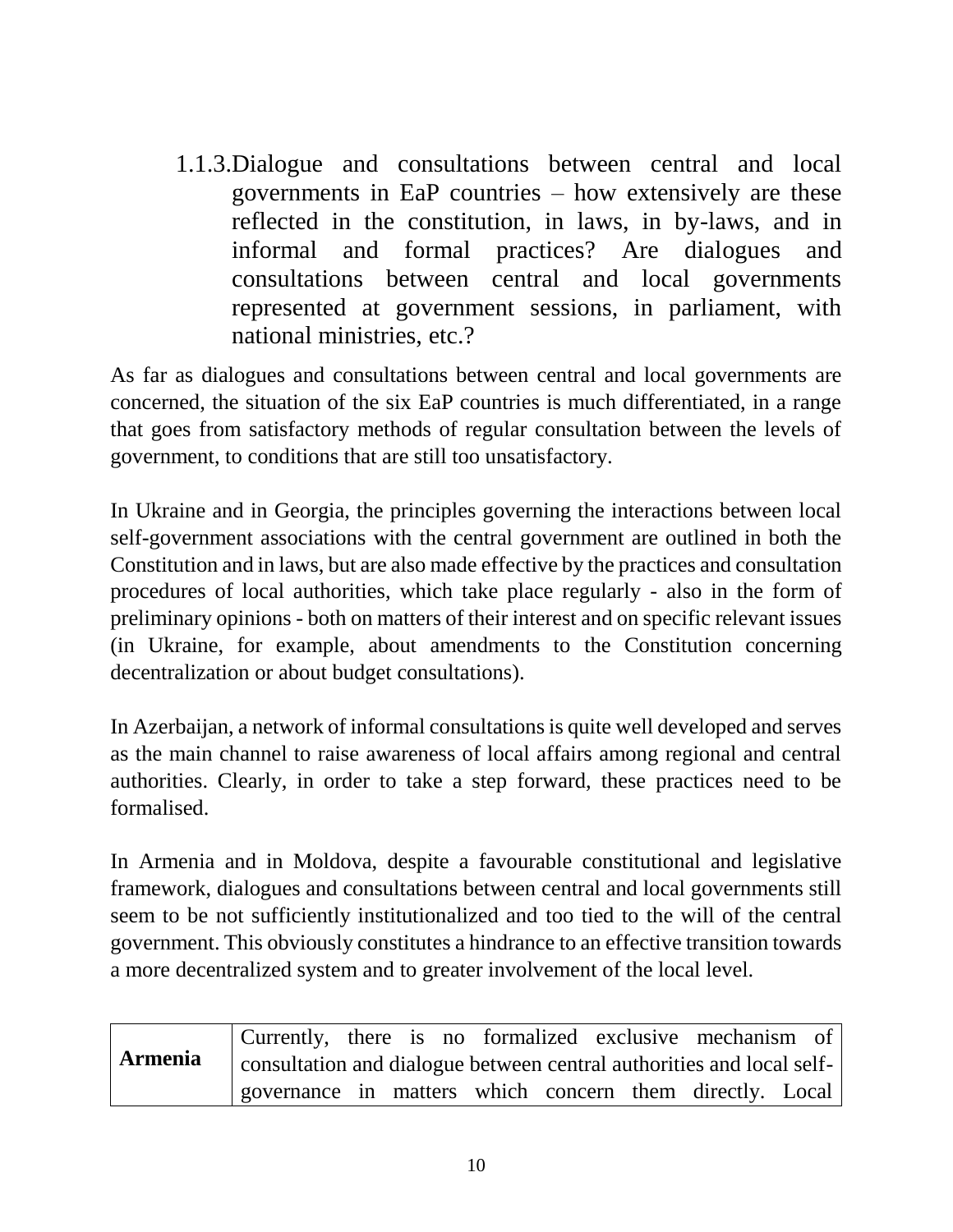### 1.1.3. Dialogue and consultations between central and local governments in EaP countries – how extensively are these reflected in the constitution, in laws, in by-laws, and in informal and formal practices? Are dialogues and consultations between central and local governments represented at government sessions, in parliament, with national ministries, etc.?

As far as dialogues and consultations between central and local governments are concerned, the situation of the six EaP countries is much differentiated, in a range that goes from satisfactory methods of regular consultation between the levels of government, to conditions that are still too unsatisfactory.

In Ukraine and in Georgia, the principles governing the interactions between local self-government associations with the central government are outlined in both the Constitution and in laws, but are also made effective by the practices and consultation procedures of local authorities, which take place regularly - also in the form of preliminary opinions - both on matters of their interest and on specific relevant issues (in Ukraine, for example, about amendments to the Constitution concerning decentralization or about budget consultations).

In Azerbaijan, a network of informal consultations is quite well developed and serves as the main channel to raise awareness of local affairs among regional and central authorities. Clearly, in order to take a step forward, these practices need to be formalised.

In Armenia and in Moldova, despite a favourable constitutional and legislative framework, dialogues and consultations between central and local governments still seem to be not sufficiently institutionalized and too tied to the will of the central government. This obviously constitutes a hindrance to an effective transition towards a more decentralized system and to greater involvement of the local level.

| | |
|---|---|
| **Armenia** | Currently, there is no formalized exclusive mechanism of consultation and dialogue between central authorities and local self-governance in matters which concern them directly. Local |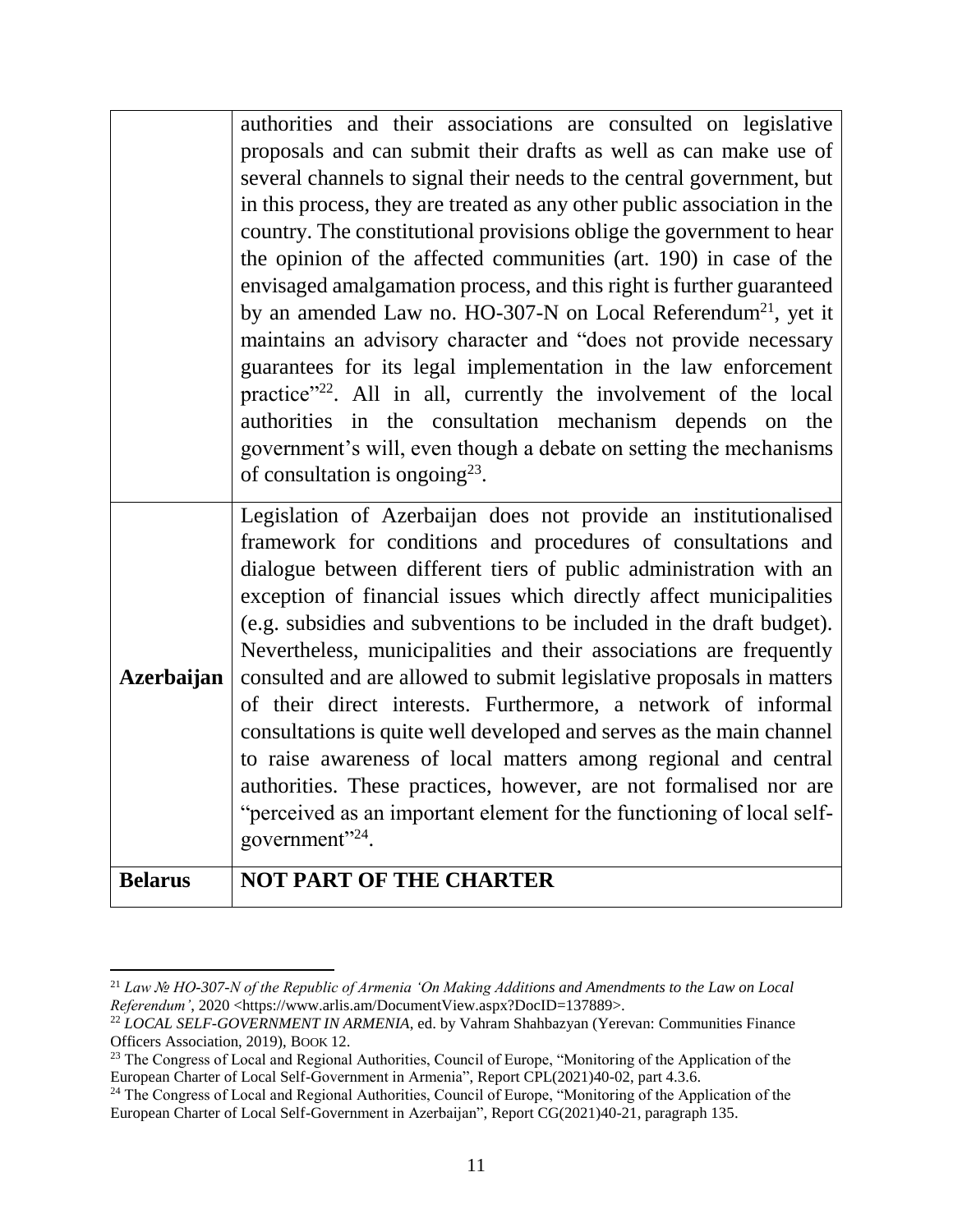| | |
|---|---|
| | authorities and their associations are consulted on legislative proposals and can submit their drafts as well as can make use of several channels to signal their needs to the central government, but in this process, they are treated as any other public association in the country. The constitutional provisions oblige the government to hear the opinion of the affected communities (art. 190) in case of the envisaged amalgamation process, and this right is further guaranteed by an amended Law no. HO-307-N on Local Referendum[21], yet it maintains an advisory character and "does not provide necessary guarantees for its legal implementation in the law enforcement practice"[22]. All in all, currently the involvement of the local authorities in the consultation mechanism depends on the government's will, even though a debate on setting the mechanisms of consultation is ongoing[23]. |
| **Azerbaijan** | Legislation of Azerbaijan does not provide an institutionalised framework for conditions and procedures of consultations and dialogue between different tiers of public administration with an exception of financial issues which directly affect municipalities (e.g. subsidies and subventions to be included in the draft budget). Nevertheless, municipalities and their associations are frequently consulted and are allowed to submit legislative proposals in matters of their direct interests. Furthermore, a network of informal consultations is quite well developed and serves as the main channel to raise awareness of local matters among regional and central authorities. These practices, however, are not formalised nor are "perceived as an important element for the functioning of local self-government"[24]. |
| **Belarus** | **NOT PART OF THE CHARTER** |

[21] *Law № HO-307-N of the Republic of Armenia 'On Making Additions and Amendments to the Law on Local Referendum'*, 2020 <https://www.arlis.am/DocumentView.aspx?DocID=137889>.

[22] *LOCAL SELF-GOVERNMENT IN ARMENIA*, ed. by Vahram Shahbazyan (Yerevan: Communities Finance Officers Association, 2019), BOOK 12.

[23] The Congress of Local and Regional Authorities, Council of Europe, "Monitoring of the Application of the European Charter of Local Self-Government in Armenia", Report CPL(2021)40-02, part 4.3.6.

[24] The Congress of Local and Regional Authorities, Council of Europe, "Monitoring of the Application of the European Charter of Local Self-Government in Azerbaijan", Report CG(2021)40-21, paragraph 135.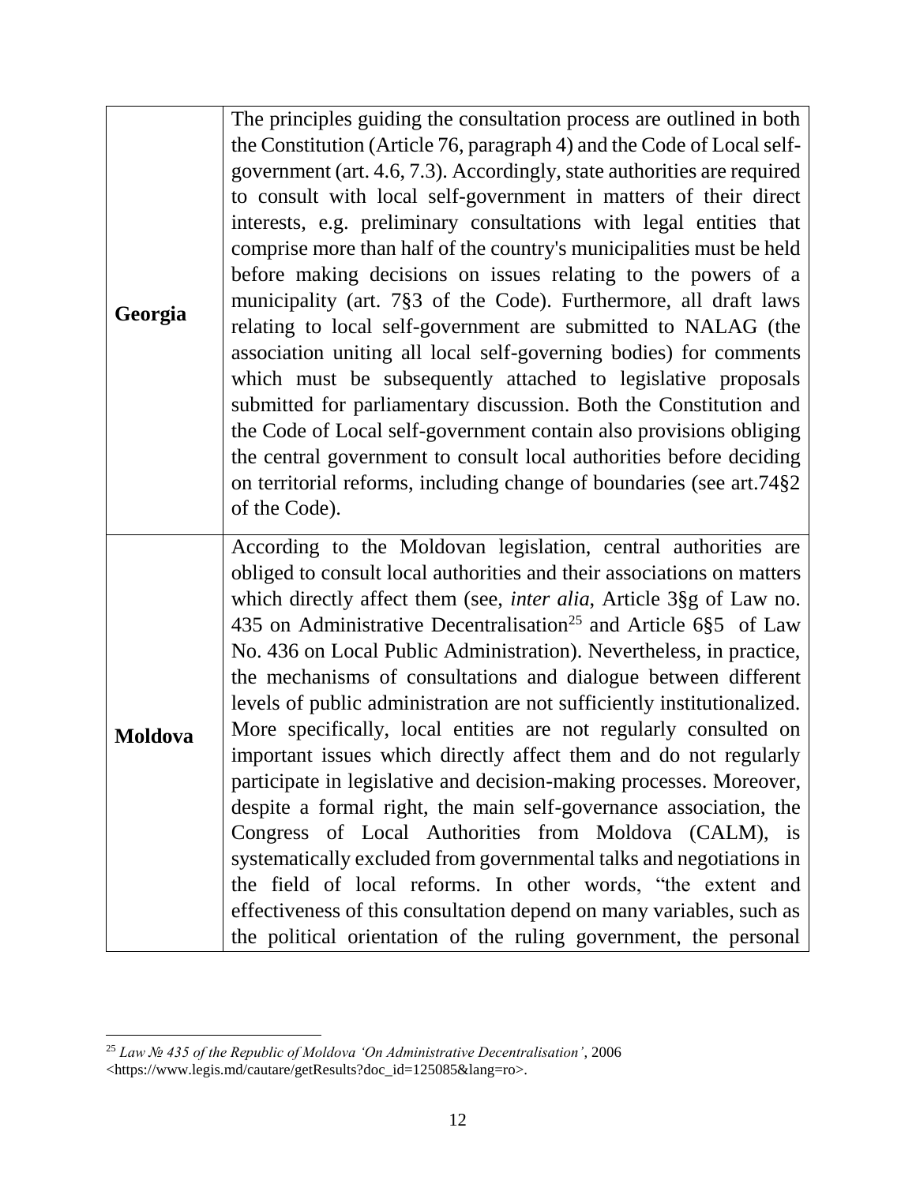| | |
|---|---|
| **Georgia** | The principles guiding the consultation process are outlined in both the Constitution (Article 76, paragraph 4) and the Code of Local self-government (art. 4.6, 7.3). Accordingly, state authorities are required to consult with local self-government in matters of their direct interests, e.g. preliminary consultations with legal entities that comprise more than half of the country's municipalities must be held before making decisions on issues relating to the powers of a municipality (art. 7§3 of the Code). Furthermore, all draft laws relating to local self-government are submitted to NALAG (the association uniting all local self-governing bodies) for comments which must be subsequently attached to legislative proposals submitted for parliamentary discussion. Both the Constitution and the Code of Local self-government contain also provisions obliging the central government to consult local authorities before deciding on territorial reforms, including change of boundaries (see art.74§2 of the Code). |
| **Moldova** | According to the Moldovan legislation, central authorities are obliged to consult local authorities and their associations on matters which directly affect them (see, *inter alia*, Article 3§g of Law no. 435 on Administrative Decentralisation[25] and Article 6§5 of Law No. 436 on Local Public Administration). Nevertheless, in practice, the mechanisms of consultations and dialogue between different levels of public administration are not sufficiently institutionalized. More specifically, local entities are not regularly consulted on important issues which directly affect them and do not regularly participate in legislative and decision-making processes. Moreover, despite a formal right, the main self-governance association, the Congress of Local Authorities from Moldova (CALM), is systematically excluded from governmental talks and negotiations in the field of local reforms. In other words, "the extent and effectiveness of this consultation depend on many variables, such as the political orientation of the ruling government, the personal |

[25] *Law № 435 of the Republic of Moldova 'On Administrative Decentralisation'*, 2006 <https://www.legis.md/cautare/getResults?doc_id=125085&lang=ro>.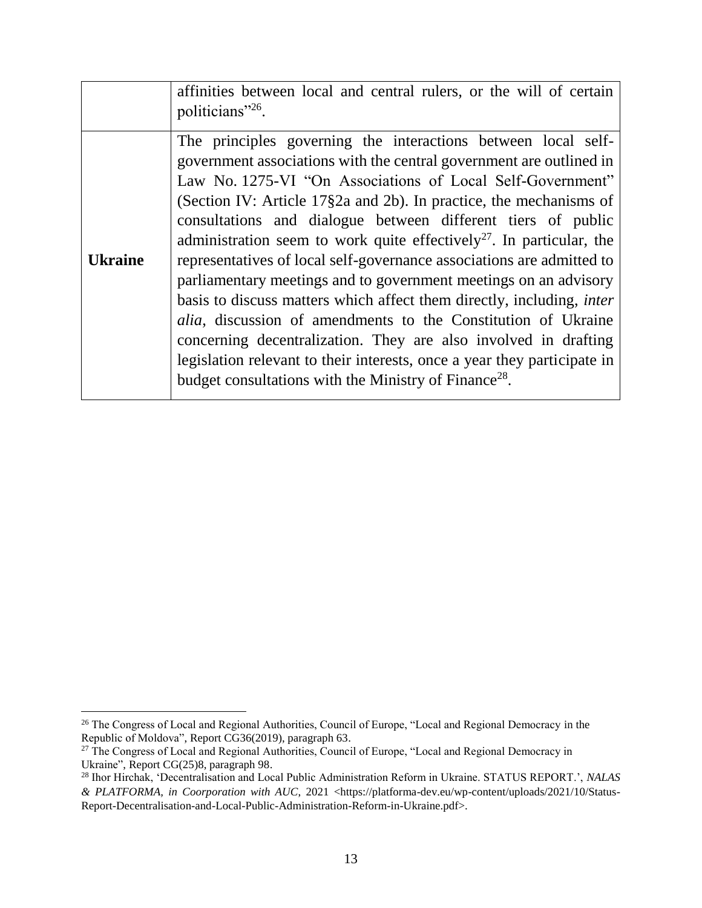| | |
|---|---|
| | affinities between local and central rulers, or the will of certain politicians"[26]. |
| **Ukraine** | The principles governing the interactions between local self-government associations with the central government are outlined in Law No. 1275-VI "On Associations of Local Self-Government" (Section IV: Article 17§2a and 2b). In practice, the mechanisms of consultations and dialogue between different tiers of public administration seem to work quite effectively[27]. In particular, the representatives of local self-governance associations are admitted to parliamentary meetings and to government meetings on an advisory basis to discuss matters which affect them directly, including, *inter alia*, discussion of amendments to the Constitution of Ukraine concerning decentralization. They are also involved in drafting legislation relevant to their interests, once a year they participate in budget consultations with the Ministry of Finance[28]. |

[26] The Congress of Local and Regional Authorities, Council of Europe, "Local and Regional Democracy in the Republic of Moldova", Report CG36(2019), paragraph 63.

[27] The Congress of Local and Regional Authorities, Council of Europe, "Local and Regional Democracy in Ukraine", Report CG(25)8, paragraph 98.

[28] Ihor Hirchak, 'Decentralisation and Local Public Administration Reform in Ukraine. STATUS REPORT.', *NALAS & PLATFORMA, in Coorporation with AUC*, 2021 <https://platforma-dev.eu/wp-content/uploads/2021/10/Status-Report-Decentralisation-and-Local-Public-Administration-Reform-in-Ukraine.pdf>.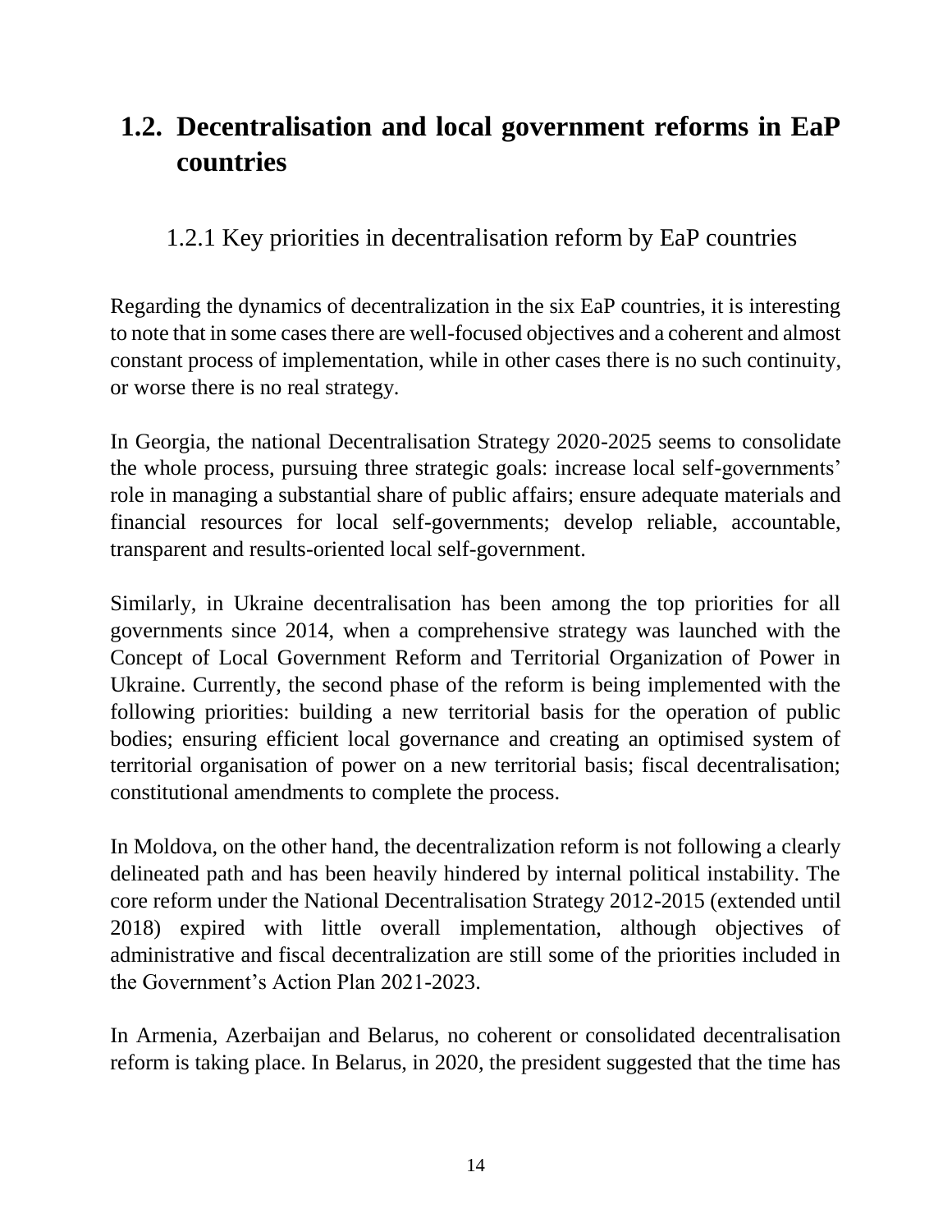## 1.2. Decentralisation and local government reforms in EaP countries

### 1.2.1 Key priorities in decentralisation reform by EaP countries

Regarding the dynamics of decentralization in the six EaP countries, it is interesting to note that in some cases there are well-focused objectives and a coherent and almost constant process of implementation, while in other cases there is no such continuity, or worse there is no real strategy.

In Georgia, the national Decentralisation Strategy 2020-2025 seems to consolidate the whole process, pursuing three strategic goals: increase local self-governments' role in managing a substantial share of public affairs; ensure adequate materials and financial resources for local self-governments; develop reliable, accountable, transparent and results-oriented local self-government.

Similarly, in Ukraine decentralisation has been among the top priorities for all governments since 2014, when a comprehensive strategy was launched with the Concept of Local Government Reform and Territorial Organization of Power in Ukraine. Currently, the second phase of the reform is being implemented with the following priorities: building a new territorial basis for the operation of public bodies; ensuring efficient local governance and creating an optimised system of territorial organisation of power on a new territorial basis; fiscal decentralisation; constitutional amendments to complete the process.

In Moldova, on the other hand, the decentralization reform is not following a clearly delineated path and has been heavily hindered by internal political instability. The core reform under the National Decentralisation Strategy 2012-2015 (extended until 2018) expired with little overall implementation, although objectives of administrative and fiscal decentralization are still some of the priorities included in the Government's Action Plan 2021-2023.

In Armenia, Azerbaijan and Belarus, no coherent or consolidated decentralisation reform is taking place. In Belarus, in 2020, the president suggested that the time has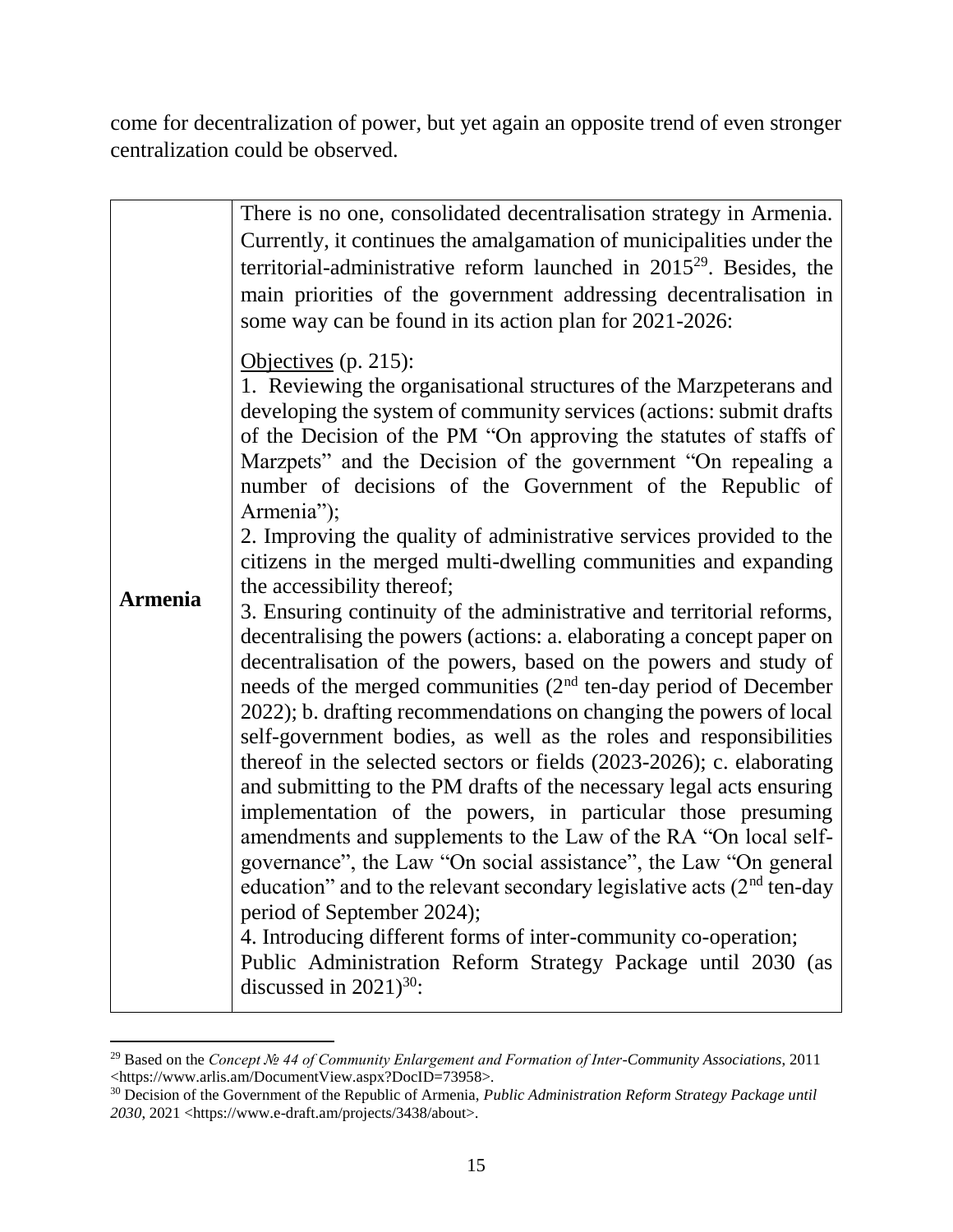come for decentralization of power, but yet again an opposite trend of even stronger centralization could be observed.

| | |
|---|---|
| **Armenia** | There is no one, consolidated decentralisation strategy in Armenia. Currently, it continues the amalgamation of municipalities under the territorial-administrative reform launched in 2015[29]. Besides, the main priorities of the government addressing decentralisation in some way can be found in its action plan for 2021-2026:<br><br><u>Objectives</u> (p. 215):<br>1. Reviewing the organisational structures of the Marzpeterans and developing the system of community services (actions: submit drafts of the Decision of the PM "On approving the statutes of staffs of Marzpets" and the Decision of the government "On repealing a number of decisions of the Government of the Republic of Armenia");<br>2. Improving the quality of administrative services provided to the citizens in the merged multi-dwelling communities and expanding the accessibility thereof;<br>3. Ensuring continuity of the administrative and territorial reforms, decentralising the powers (actions: a. elaborating a concept paper on decentralisation of the powers, based on the powers and study of needs of the merged communities (2nd ten-day period of December 2022); b. drafting recommendations on changing the powers of local self-government bodies, as well as the roles and responsibilities thereof in the selected sectors or fields (2023-2026); c. elaborating and submitting to the PM drafts of the necessary legal acts ensuring implementation of the powers, in particular those presuming amendments and supplements to the Law of the RA "On local self-governance", the Law "On social assistance", the Law "On general education" and to the relevant secondary legislative acts (2nd ten-day period of September 2024);<br>4. Introducing different forms of inter-community co-operation;<br>Public Administration Reform Strategy Package until 2030 (as discussed in 2021)[30]: |

[29] Based on the *Concept № 44 of Community Enlargement and Formation of Inter-Community Associations*, 2011 <https://www.arlis.am/DocumentView.aspx?DocID=73958>.

[30] Decision of the Government of the Republic of Armenia, *Public Administration Reform Strategy Package until 2030*, 2021 <https://www.e-draft.am/projects/3438/about>.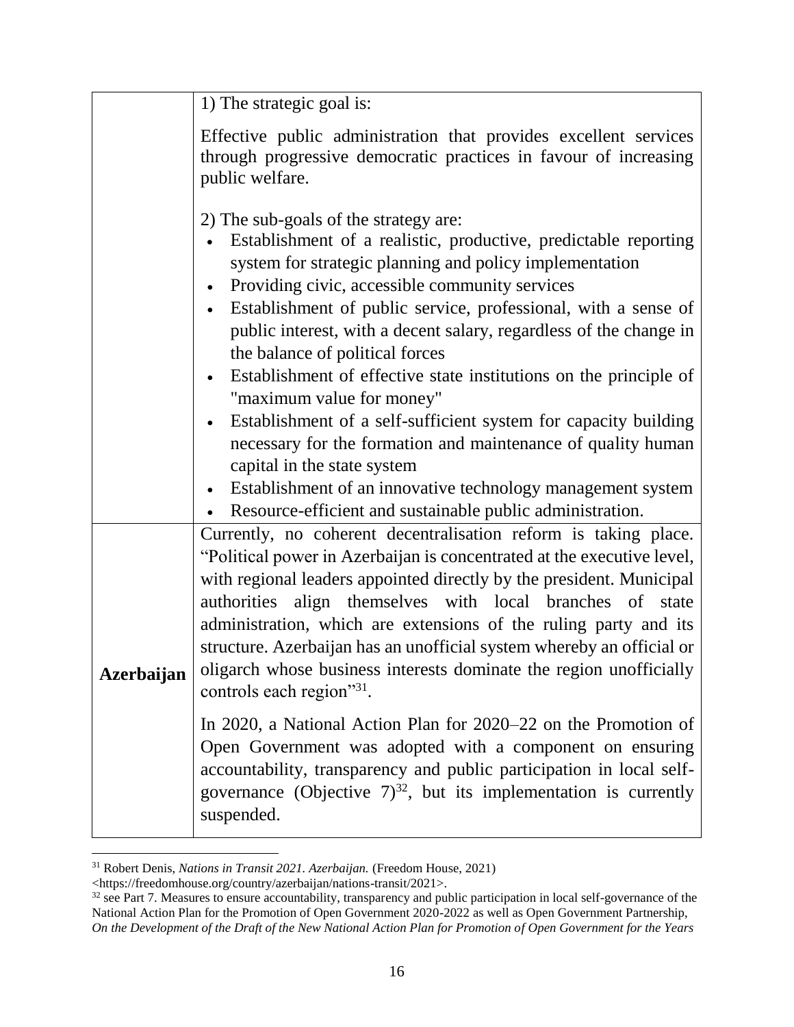| | |
|---|---|
| | 1) The strategic goal is:<br><br>Effective public administration that provides excellent services through progressive democratic practices in favour of increasing public welfare.<br><br>2) The sub-goals of the strategy are:<br>• Establishment of a realistic, productive, predictable reporting system for strategic planning and policy implementation<br>• Providing civic, accessible community services<br>• Establishment of public service, professional, with a sense of public interest, with a decent salary, regardless of the change in the balance of political forces<br>• Establishment of effective state institutions on the principle of "maximum value for money"<br>• Establishment of a self-sufficient system for capacity building necessary for the formation and maintenance of quality human capital in the state system<br>• Establishment of an innovative technology management system<br>• Resource-efficient and sustainable public administration. |
| **Azerbaijan** | Currently, no coherent decentralisation reform is taking place. "Political power in Azerbaijan is concentrated at the executive level, with regional leaders appointed directly by the president. Municipal authorities align themselves with local branches of state administration, which are extensions of the ruling party and its structure. Azerbaijan has an unofficial system whereby an official or oligarch whose business interests dominate the region unofficially controls each region"[31].<br><br>In 2020, a National Action Plan for 2020–22 on the Promotion of Open Government was adopted with a component on ensuring accountability, transparency and public participation in local self-governance (Objective 7)[32], but its implementation is currently suspended. |

[31] Robert Denis, *Nations in Transit 2021. Azerbaijan.* (Freedom House, 2021) <https://freedomhouse.org/country/azerbaijan/nations-transit/2021>.

[32] see Part 7. Measures to ensure accountability, transparency and public participation in local self-governance of the National Action Plan for the Promotion of Open Government 2020-2022 as well as Open Government Partnership, *On the Development of the Draft of the New National Action Plan for Promotion of Open Government for the Years*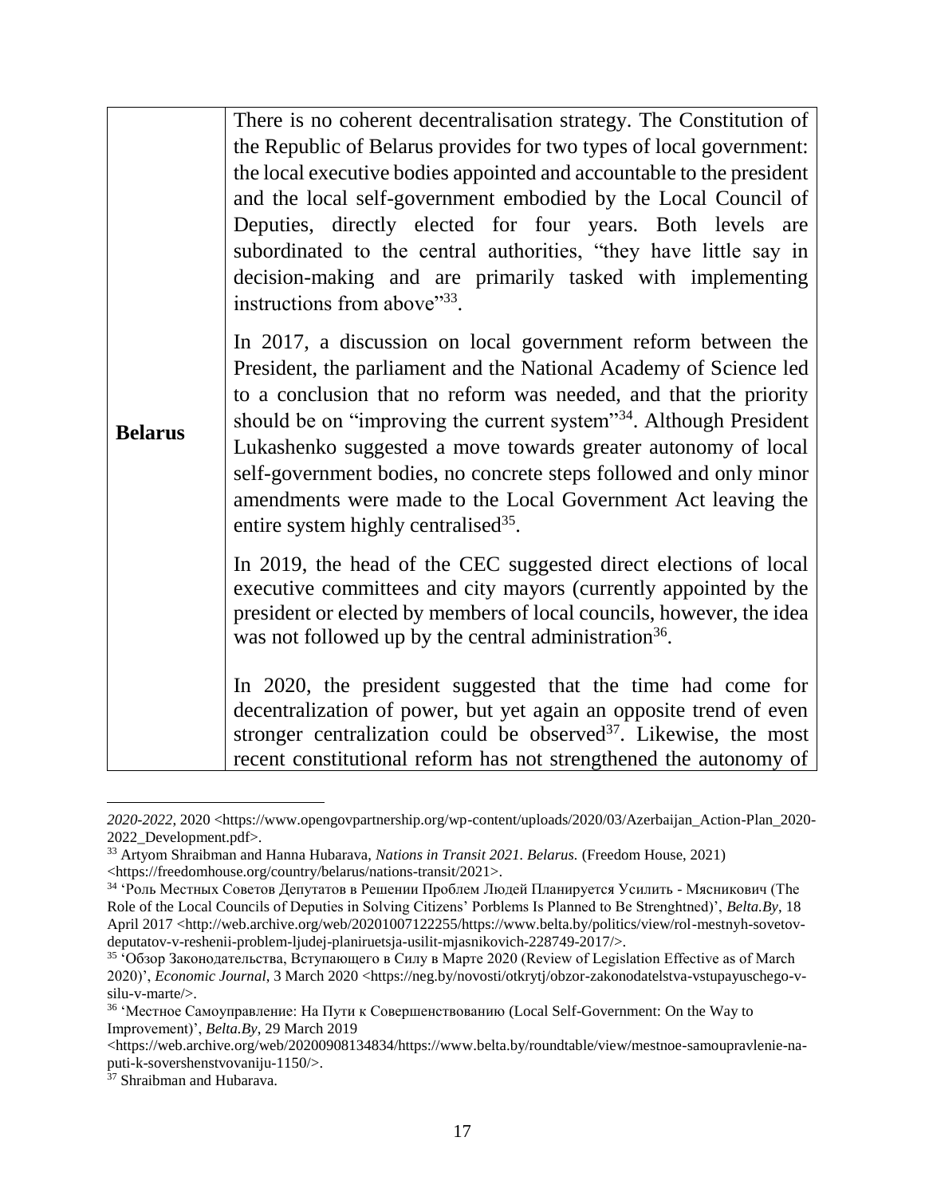| | |
|---|---|
| **Belarus** | There is no coherent decentralisation strategy. The Constitution of the Republic of Belarus provides for two types of local government: the local executive bodies appointed and accountable to the president and the local self-government embodied by the Local Council of Deputies, directly elected for four years. Both levels are subordinated to the central authorities, "they have little say in decision-making and are primarily tasked with implementing instructions from above"[33].<br><br>In 2017, a discussion on local government reform between the President, the parliament and the National Academy of Science led to a conclusion that no reform was needed, and that the priority should be on "improving the current system"[34]. Although President Lukashenko suggested a move towards greater autonomy of local self-government bodies, no concrete steps followed and only minor amendments were made to the Local Government Act leaving the entire system highly centralised[35].<br><br>In 2019, the head of the CEC suggested direct elections of local executive committees and city mayors (currently appointed by the president or elected by members of local councils, however, the idea was not followed up by the central administration[36].<br><br>In 2020, the president suggested that the time had come for decentralization of power, but yet again an opposite trend of even stronger centralization could be observed[37]. Likewise, the most recent constitutional reform has not strengthened the autonomy of |

---

*2020-2022*, 2020 <https://www.opengovpartnership.org/wp-content/uploads/2020/03/Azerbaijan_Action-Plan_2020-2022_Development.pdf>.

[33] Artyom Shraibman and Hanna Hubarava, *Nations in Transit 2021. Belarus.* (Freedom House, 2021) <https://freedomhouse.org/country/belarus/nations-transit/2021>.

[34] 'Роль Местных Советов Депутатов в Решении Проблем Людей Планируется Усилить - Мясникович (The Role of the Local Councils of Deputies in Solving Citizens' Porblems Is Planned to Be Strenghtned)', *Belta.By*, 18 April 2017 <http://web.archive.org/web/20201007122255/https://www.belta.by/politics/view/rol-mestnyh-sovetov-deputatov-v-reshenii-problem-ljudej-planiruetsja-usilit-mjasnikovich-228749-2017/>.

[35] 'Обзор Законодательства, Вступающего в Силу в Марте 2020 (Review of Legislation Effective as of March 2020)', *Economic Journal*, 3 March 2020 <https://neg.by/novosti/otkrytj/obzor-zakonodatelstva-vstupayuschego-v-silu-v-marte/>.

[36] 'Местное Самоуправление: На Пути к Совершенствованию (Local Self-Government: On the Way to Improvement)', *Belta.By*, 29 March 2019 <https://web.archive.org/web/20200908134834/https://www.belta.by/roundtable/view/mestnoe-samoupravlenie-na-puti-k-sovershenstvovaniju-1150/>.

[37] Shraibman and Hubarava.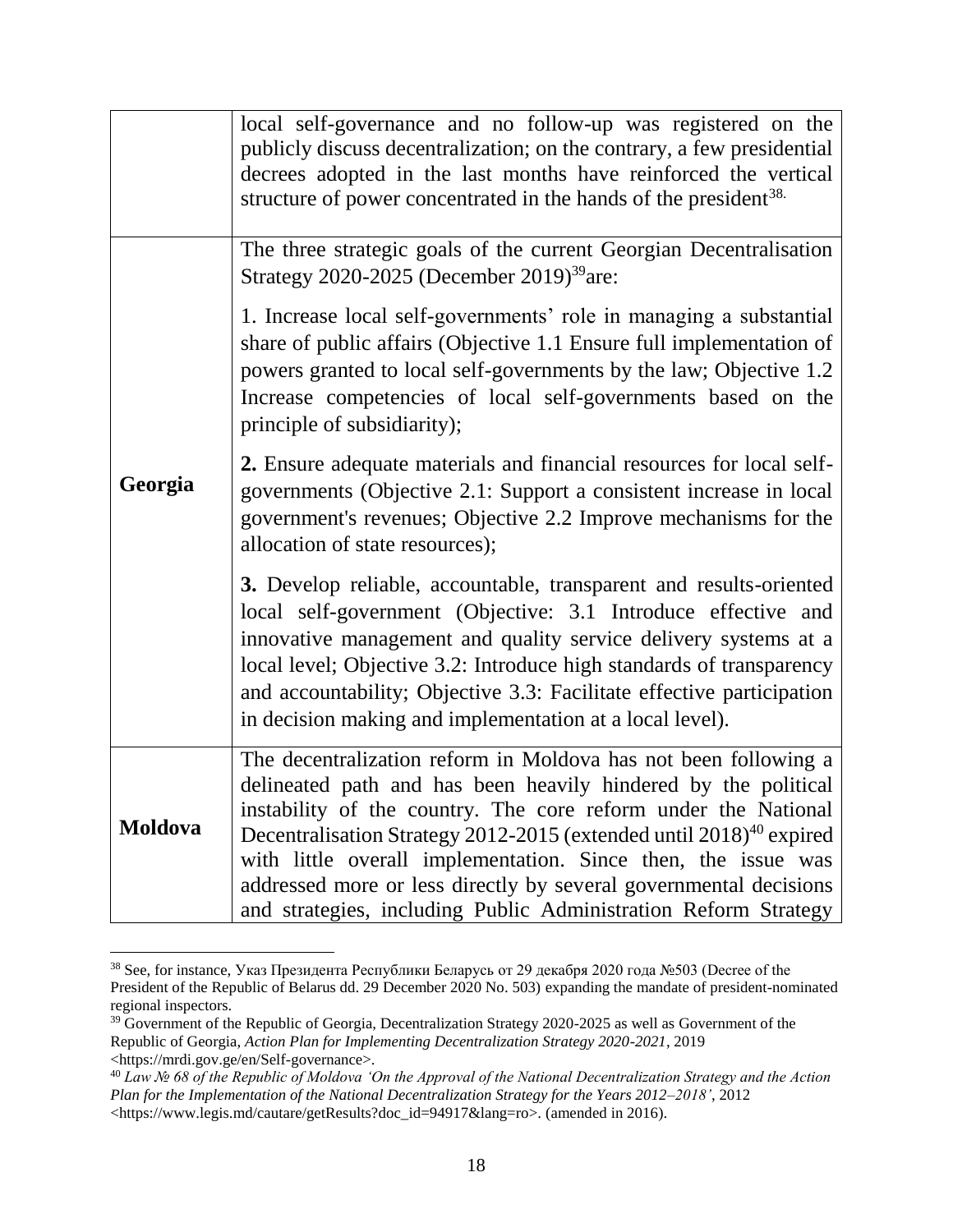| | |
|---|---|
| | local self-governance and no follow-up was registered on the publicly discuss decentralization; on the contrary, a few presidential decrees adopted in the last months have reinforced the vertical structure of power concentrated in the hands of the president[38]. |
| **Georgia** | The three strategic goals of the current Georgian Decentralisation Strategy 2020-2025 (December 2019)[39]are:<br><br>1. Increase local self-governments' role in managing a substantial share of public affairs (Objective 1.1 Ensure full implementation of powers granted to local self-governments by the law; Objective 1.2 Increase competencies of local self-governments based on the principle of subsidiarity);<br><br>**2.** Ensure adequate materials and financial resources for local self-governments (Objective 2.1: Support a consistent increase in local government's revenues; Objective 2.2 Improve mechanisms for the allocation of state resources);<br><br>**3.** Develop reliable, accountable, transparent and results-oriented local self-government (Objective: 3.1 Introduce effective and innovative management and quality service delivery systems at a local level; Objective 3.2: Introduce high standards of transparency and accountability; Objective 3.3: Facilitate effective participation in decision making and implementation at a local level). |
| **Moldova** | The decentralization reform in Moldova has not been following a delineated path and has been heavily hindered by the political instability of the country. The core reform under the National Decentralisation Strategy 2012-2015 (extended until 2018)[40] expired with little overall implementation. Since then, the issue was addressed more or less directly by several governmental decisions and strategies, including Public Administration Reform Strategy |

[38] See, for instance, Указ Президента Республики Беларусь от 29 декабря 2020 года №503 (Decree of the President of the Republic of Belarus dd. 29 December 2020 No. 503) expanding the mandate of president-nominated regional inspectors.

[39] Government of the Republic of Georgia, Decentralization Strategy 2020-2025 as well as Government of the Republic of Georgia, *Action Plan for Implementing Decentralization Strategy 2020-2021*, 2019 <https://mrdi.gov.ge/en/Self-governance>.

[40] *Law № 68 of the Republic of Moldova 'On the Approval of the National Decentralization Strategy and the Action Plan for the Implementation of the National Decentralization Strategy for the Years 2012–2018'*, 2012 <https://www.legis.md/cautare/getResults?doc_id=94917&lang=ro>. (amended in 2016).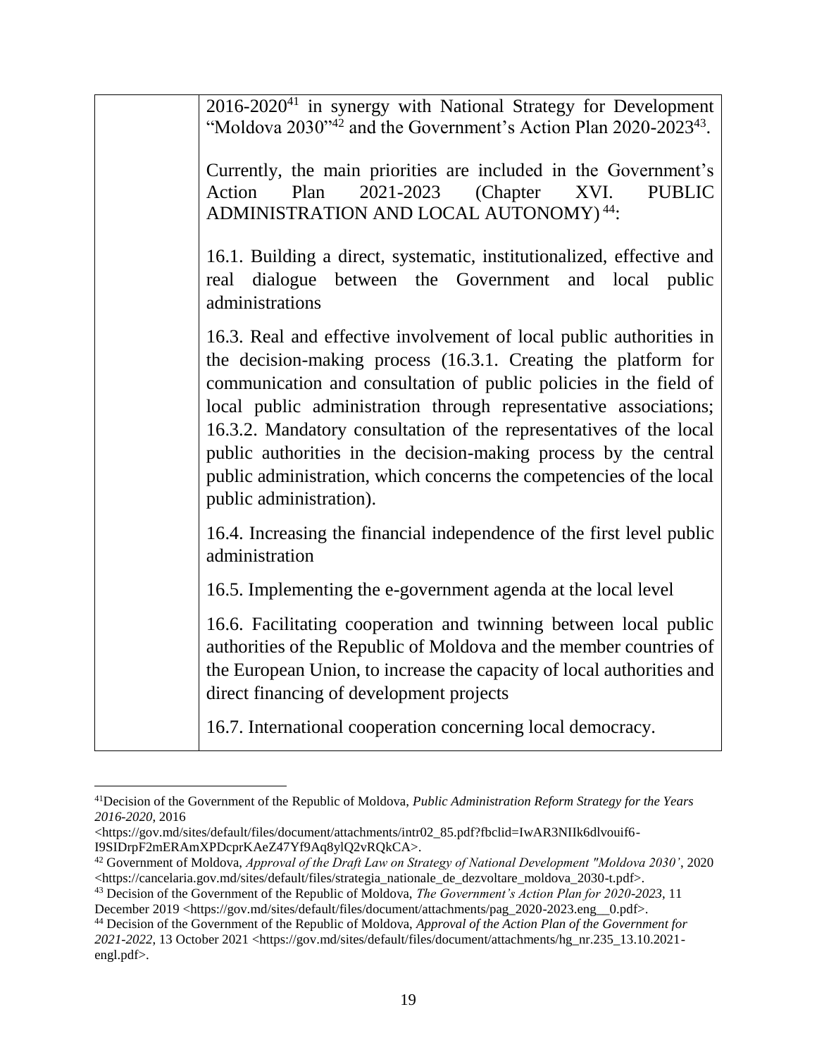| | |
|---|---|
| | 2016-2020[41] in synergy with National Strategy for Development "Moldova 2030"[42] and the Government's Action Plan 2020-2023[43].<br><br>Currently, the main priorities are included in the Government's Action Plan 2021-2023 (Chapter XVI. PUBLIC ADMINISTRATION AND LOCAL AUTONOMY)[44]:<br><br>16.1. Building a direct, systematic, institutionalized, effective and real dialogue between the Government and local public administrations<br><br>16.3. Real and effective involvement of local public authorities in the decision-making process (16.3.1. Creating the platform for communication and consultation of public policies in the field of local public administration through representative associations; 16.3.2. Mandatory consultation of the representatives of the local public authorities in the decision-making process by the central public administration, which concerns the competencies of the local public administration).<br><br>16.4. Increasing the financial independence of the first level public administration<br><br>16.5. Implementing the e-government agenda at the local level<br><br>16.6. Facilitating cooperation and twinning between local public authorities of the Republic of Moldova and the member countries of the European Union, to increase the capacity of local authorities and direct financing of development projects<br><br>16.7. International cooperation concerning local democracy. |

[41] Decision of the Government of the Republic of Moldova, *Public Administration Reform Strategy for the Years 2016-2020*, 2016 <https://gov.md/sites/default/files/document/attachments/intr02_85.pdf?fbclid=IwAR3NIIk6dlvouif6-I9SIDrpF2mERAmXPDcprKAeZ47Yf9Aq8ylQ2vRQkCA>.

[42] Government of Moldova, *Approval of the Draft Law on Strategy of National Development "Moldova 2030'*, 2020 <https://cancelaria.gov.md/sites/default/files/strategia_nationale_de_dezvoltare_moldova_2030-t.pdf>.

[43] Decision of the Government of the Republic of Moldova, *The Government's Action Plan for 2020-2023*, 11 December 2019 <https://gov.md/sites/default/files/document/attachments/pag_2020-2023.eng__0.pdf>.

[44] Decision of the Government of the Republic of Moldova, *Approval of the Action Plan of the Government for 2021-2022*, 13 October 2021 <https://gov.md/sites/default/files/document/attachments/hg_nr.235_13.10.2021-engl.pdf>.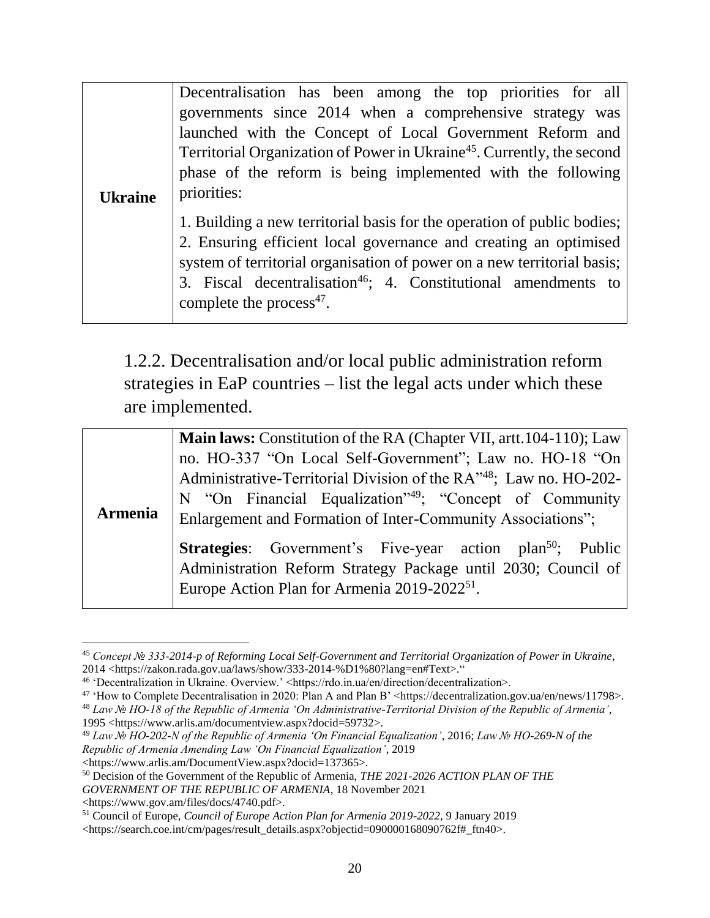| | |
|---|---|
| **Ukraine** | Decentralisation has been among the top priorities for all governments since 2014 when a comprehensive strategy was launched with the Concept of Local Government Reform and Territorial Organization of Power in Ukraine[45]. Currently, the second phase of the reform is being implemented with the following priorities:<br><br>1. Building a new territorial basis for the operation of public bodies; 2. Ensuring efficient local governance and creating an optimised system of territorial organisation of power on a new territorial basis; 3. Fiscal decentralisation[46]; 4. Constitutional amendments to complete the process[47]. |

## 1.2.2. Decentralisation and/or local public administration reform strategies in EaP countries – list the legal acts under which these are implemented.

| | |
|---|---|
| **Armenia** | **Main laws:** Constitution of the RA (Chapter VII, artt.104-110); Law no. HO-337 "On Local Self-Government"; Law no. HO-18 "On Administrative-Territorial Division of the RA"[48]; Law no. HO-202-N "On Financial Equalization"[49]; "Concept of Community Enlargement and Formation of Inter-Community Associations";<br><br>**Strategies**: Government's Five-year action plan[50]; Public Administration Reform Strategy Package until 2030; Council of Europe Action Plan for Armenia 2019-2022[51]. |

[45] *Concept № 333-2014-p of Reforming Local Self-Government and Territorial Organization of Power in Ukraine*, 2014 <https://zakon.rada.gov.ua/laws/show/333-2014-%D1%80?lang=en#Text>."

[46] 'Decentralization in Ukraine. Overview.' <https://rdo.in.ua/en/direction/decentralization>.

[47] 'How to Complete Decentralisation in 2020: Plan A and Plan B' <https://decentralization.gov.ua/en/news/11798>.

[48] *Law № HO-18 of the Republic of Armenia 'On Administrative-Territorial Division of the Republic of Armenia'*, 1995 <https://www.arlis.am/documentview.aspx?docid=59732>.

[49] *Law № HO-202-N of the Republic of Armenia 'On Financial Equalization'*, 2016; *Law № HO-269-N of the Republic of Armenia Amending Law 'On Financial Equalization'*, 2019 <https://www.arlis.am/DocumentView.aspx?docid=137365>.

[50] Decision of the Government of the Republic of Armenia, *THE 2021-2026 ACTION PLAN OF THE GOVERNMENT OF THE REPUBLIC OF ARMENIA*, 18 November 2021 <https://www.gov.am/files/docs/4740.pdf>.

[51] Council of Europe, *Council of Europe Action Plan for Armenia 2019-2022*, 9 January 2019 <https://search.coe.int/cm/pages/result_details.aspx?objectid=090000168090762f#_ftn40>.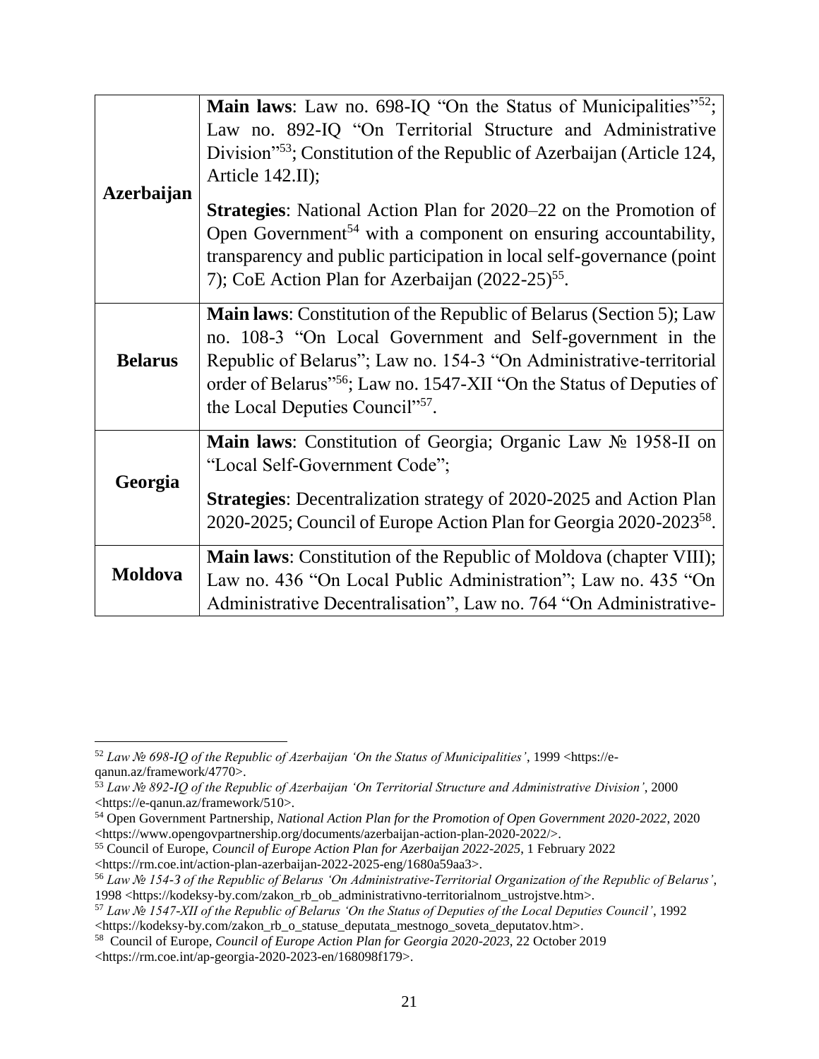| | |
|---|---|
| **Azerbaijan** | **Main laws**: Law no. 698-IQ "On the Status of Municipalities"[52]; Law no. 892-IQ "On Territorial Structure and Administrative Division"[53]; Constitution of the Republic of Azerbaijan (Article 124, Article 142.II);<br><br>**Strategies**: National Action Plan for 2020–22 on the Promotion of Open Government[54] with a component on ensuring accountability, transparency and public participation in local self-governance (point 7); CoE Action Plan for Azerbaijan (2022-25)[55]. |
| **Belarus** | **Main laws**: Constitution of the Republic of Belarus (Section 5); Law no. 108-3 "On Local Government and Self-government in the Republic of Belarus"; Law no. 154-3 "On Administrative-territorial order of Belarus"[56]; Law no. 1547-XII "On the Status of Deputies of the Local Deputies Council"[57]. |
| **Georgia** | **Main laws**: Constitution of Georgia; Organic Law № 1958-II on "Local Self-Government Code";<br><br>**Strategies**: Decentralization strategy of 2020-2025 and Action Plan 2020-2025; Council of Europe Action Plan for Georgia 2020-2023[58]. |
| **Moldova** | **Main laws**: Constitution of the Republic of Moldova (chapter VIII); Law no. 436 "On Local Public Administration"; Law no. 435 "On Administrative Decentralisation", Law no. 764 "On Administrative- |

[52] *Law № 698-IQ of the Republic of Azerbaijan 'On the Status of Municipalities'*, 1999 <https://e-qanun.az/framework/4770>.

[53] *Law № 892-IQ of the Republic of Azerbaijan 'On Territorial Structure and Administrative Division'*, 2000 <https://e-qanun.az/framework/510>.

[54] Open Government Partnership, *National Action Plan for the Promotion of Open Government 2020-2022*, 2020 <https://www.opengovpartnership.org/documents/azerbaijan-action-plan-2020-2022/>.

[55] Council of Europe, *Council of Europe Action Plan for Azerbaijan 2022-2025*, 1 February 2022 <https://rm.coe.int/action-plan-azerbaijan-2022-2025-eng/1680a59aa3>.

[56] *Law № 154-3 of the Republic of Belarus 'On Administrative-Territorial Organization of the Republic of Belarus'*, 1998 <https://kodeksy-by.com/zakon_rb_ob_administrativno-territorialnom_ustrojstve.htm>.

[57] *Law № 1547-XII of the Republic of Belarus 'On the Status of Deputies of the Local Deputies Council'*, 1992 <https://kodeksy-by.com/zakon_rb_o_statuse_deputata_mestnogo_soveta_deputatov.htm>.

[58] Council of Europe, *Council of Europe Action Plan for Georgia 2020-2023*, 22 October 2019 <https://rm.coe.int/ap-georgia-2020-2023-en/168098f179>.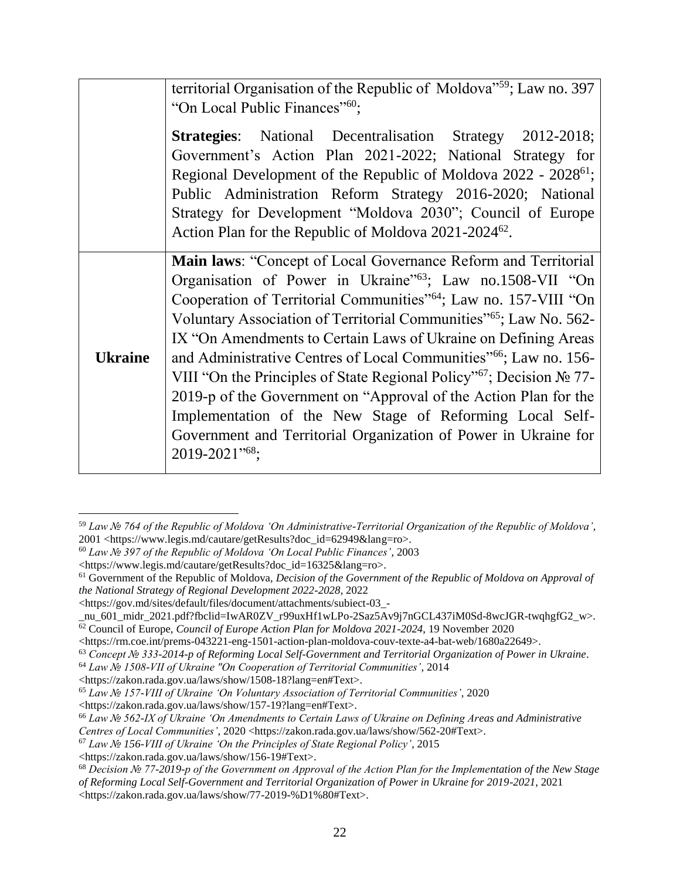| | |
|---|---|
| | territorial Organisation of the Republic of Moldova"[59]; Law no. 397 "On Local Public Finances"[60]; <br><br> **Strategies**: National Decentralisation Strategy 2012-2018; Government's Action Plan 2021-2022; National Strategy for Regional Development of the Republic of Moldova 2022 - 2028[61]; Public Administration Reform Strategy 2016-2020; National Strategy for Development "Moldova 2030"; Council of Europe Action Plan for the Republic of Moldova 2021-2024[62]. |
| **Ukraine** | **Main laws**: "Concept of Local Governance Reform and Territorial Organisation of Power in Ukraine"[63]; Law no.1508-VII "On Cooperation of Territorial Communities"[64]; Law no. 157-VIII "On Voluntary Association of Territorial Communities"[65]; Law No. 562-IX "On Amendments to Certain Laws of Ukraine on Defining Areas and Administrative Centres of Local Communities"[66]; Law no. 156-VIII "On the Principles of State Regional Policy"[67]; Decision № 77-2019-p of the Government on "Approval of the Action Plan for the Implementation of the New Stage of Reforming Local Self-Government and Territorial Organization of Power in Ukraine for 2019-2021"[68]; |

[59] *Law № 764 of the Republic of Moldova 'On Administrative-Territorial Organization of the Republic of Moldova'*, 2001 <https://www.legis.md/cautare/getResults?doc_id=62949&lang=ro>.

[60] *Law № 397 of the Republic of Moldova 'On Local Public Finances'*, 2003 <https://www.legis.md/cautare/getResults?doc_id=16325&lang=ro>.

[61] Government of the Republic of Moldova, *Decision of the Government of the Republic of Moldova on Approval of the National Strategy of Regional Development 2022-2028*, 2022 <https://gov.md/sites/default/files/document/attachments/subiect-03_-_nu_601_midr_2021.pdf?fbclid=IwAR0ZV_r99uxHf1wLPo-2Saz5Av9j7nGCL437iM0Sd-8wcJGR-twqhgfG2_w>.

[62] Council of Europe, *Council of Europe Action Plan for Moldova 2021-2024*, 19 November 2020 <https://rm.coe.int/prems-043221-eng-1501-action-plan-moldova-couv-texte-a4-bat-web/1680a22649>.

[63] *Concept № 333-2014-p of Reforming Local Self-Government and Territorial Organization of Power in Ukraine*.

[64] *Law № 1508-VII of Ukraine "On Cooperation of Territorial Communities'*, 2014 <https://zakon.rada.gov.ua/laws/show/1508-18?lang=en#Text>.

[65] *Law № 157-VIII of Ukraine 'On Voluntary Association of Territorial Communities'*, 2020 <https://zakon.rada.gov.ua/laws/show/157-19?lang=en#Text>.

[66] *Law № 562-IX of Ukraine 'On Amendments to Certain Laws of Ukraine on Defining Areas and Administrative Centres of Local Communities'*, 2020 <https://zakon.rada.gov.ua/laws/show/562-20#Text>.

[67] *Law № 156-VIII of Ukraine 'On the Principles of State Regional Policy'*, 2015 <https://zakon.rada.gov.ua/laws/show/156-19#Text>.

[68] *Decision № 77-2019-p of the Government on Approval of the Action Plan for the Implementation of the New Stage of Reforming Local Self-Government and Territorial Organization of Power in Ukraine for 2019-2021*, 2021 <https://zakon.rada.gov.ua/laws/show/77-2019-%D1%80#Text>.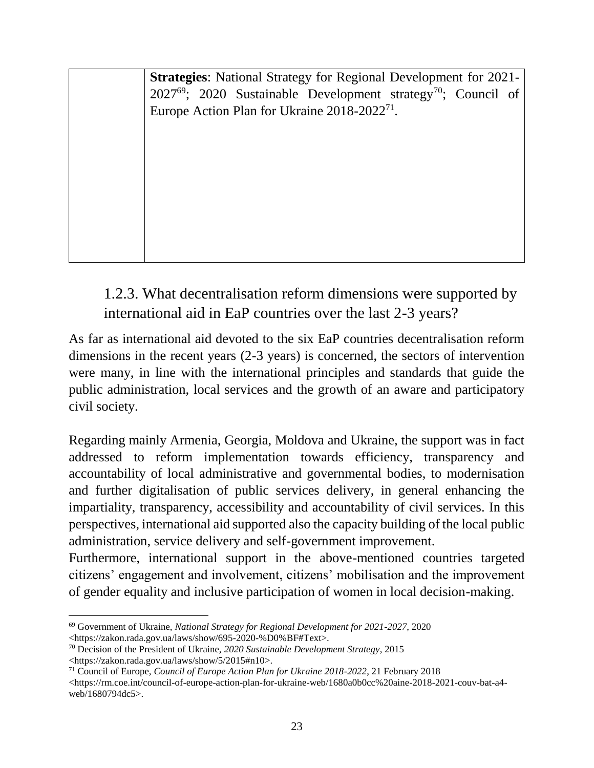| | **Strategies**: National Strategy for Regional Development for 2021-2027[69]; 2020 Sustainable Development strategy[70]; Council of Europe Action Plan for Ukraine 2018-2022[71]. |
|---|---|

### 1.2.3. What decentralisation reform dimensions were supported by international aid in EaP countries over the last 2-3 years?

As far as international aid devoted to the six EaP countries decentralisation reform dimensions in the recent years (2-3 years) is concerned, the sectors of intervention were many, in line with the international principles and standards that guide the public administration, local services and the growth of an aware and participatory civil society.

Regarding mainly Armenia, Georgia, Moldova and Ukraine, the support was in fact addressed to reform implementation towards efficiency, transparency and accountability of local administrative and governmental bodies, to modernisation and further digitalisation of public services delivery, in general enhancing the impartiality, transparency, accessibility and accountability of civil services. In this perspectives, international aid supported also the capacity building of the local public administration, service delivery and self-government improvement.

Furthermore, international support in the above-mentioned countries targeted citizens' engagement and involvement, citizens' mobilisation and the improvement of gender equality and inclusive participation of women in local decision-making.

---

[69] Government of Ukraine, *National Strategy for Regional Development for 2021-2027*, 2020 <https://zakon.rada.gov.ua/laws/show/695-2020-%D0%BF#Text>.

[70] Decision of the President of Ukraine, *2020 Sustainable Development Strategy*, 2015 <https://zakon.rada.gov.ua/laws/show/5/2015#n10>.

[71] Council of Europe, *Council of Europe Action Plan for Ukraine 2018-2022*, 21 February 2018 <https://rm.coe.int/council-of-europe-action-plan-for-ukraine-web/1680a0b0cc%20aine-2018-2021-couv-bat-a4-web/1680794dc5>.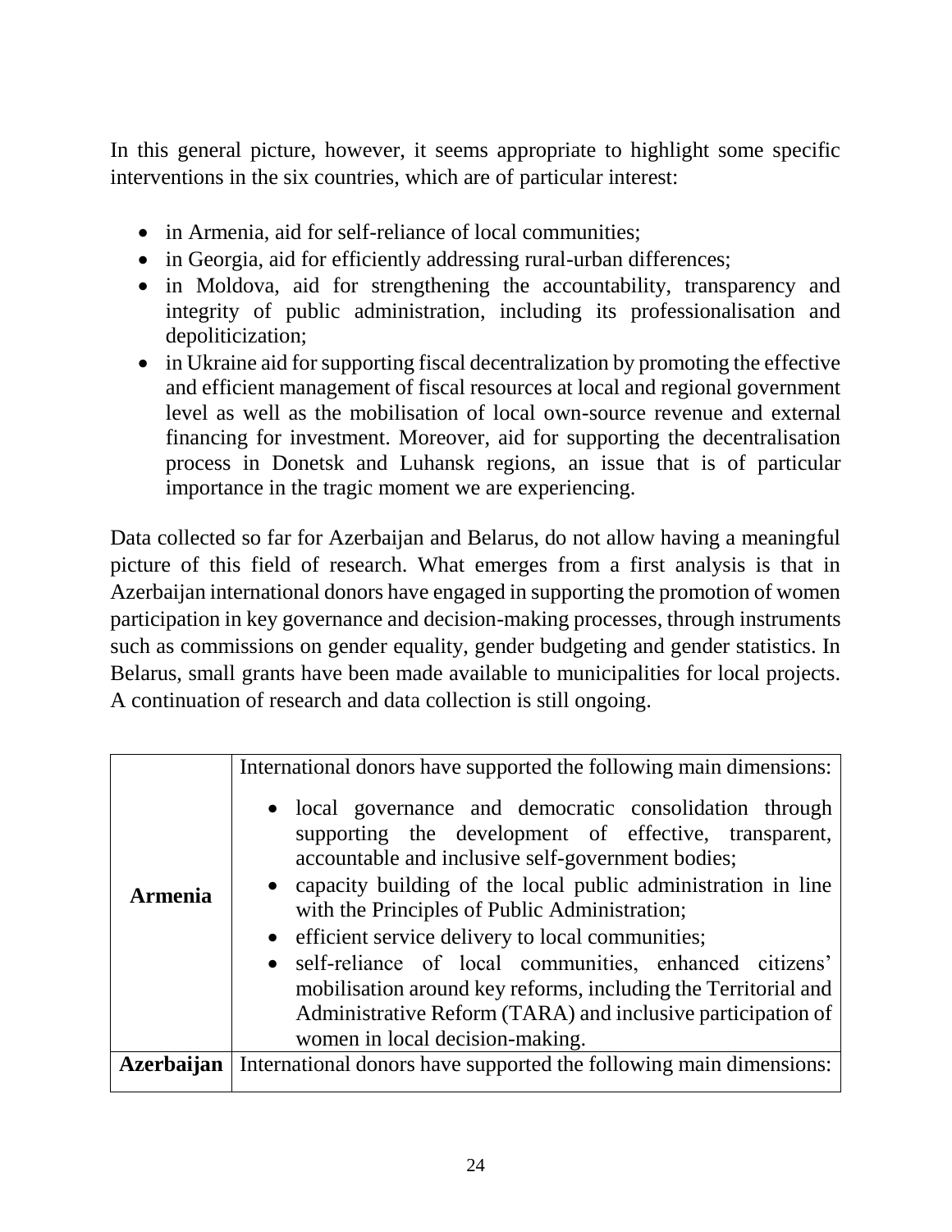In this general picture, however, it seems appropriate to highlight some specific interventions in the six countries, which are of particular interest:

- in Armenia, aid for self-reliance of local communities;
- in Georgia, aid for efficiently addressing rural-urban differences;
- in Moldova, aid for strengthening the accountability, transparency and integrity of public administration, including its professionalisation and depoliticization;
- in Ukraine aid for supporting fiscal decentralization by promoting the effective and efficient management of fiscal resources at local and regional government level as well as the mobilisation of local own-source revenue and external financing for investment. Moreover, aid for supporting the decentralisation process in Donetsk and Luhansk regions, an issue that is of particular importance in the tragic moment we are experiencing.

Data collected so far for Azerbaijan and Belarus, do not allow having a meaningful picture of this field of research. What emerges from a first analysis is that in Azerbaijan international donors have engaged in supporting the promotion of women participation in key governance and decision-making processes, through instruments such as commissions on gender equality, gender budgeting and gender statistics. In Belarus, small grants have been made available to municipalities for local projects. A continuation of research and data collection is still ongoing.

| | |
|---|---|
| **Armenia** | International donors have supported the following main dimensions:<br>• local governance and democratic consolidation through supporting the development of effective, transparent, accountable and inclusive self-government bodies;<br>• capacity building of the local public administration in line with the Principles of Public Administration;<br>• efficient service delivery to local communities;<br>• self-reliance of local communities, enhanced citizens' mobilisation around key reforms, including the Territorial and Administrative Reform (TARA) and inclusive participation of women in local decision-making. |
| **Azerbaijan** | International donors have supported the following main dimensions: |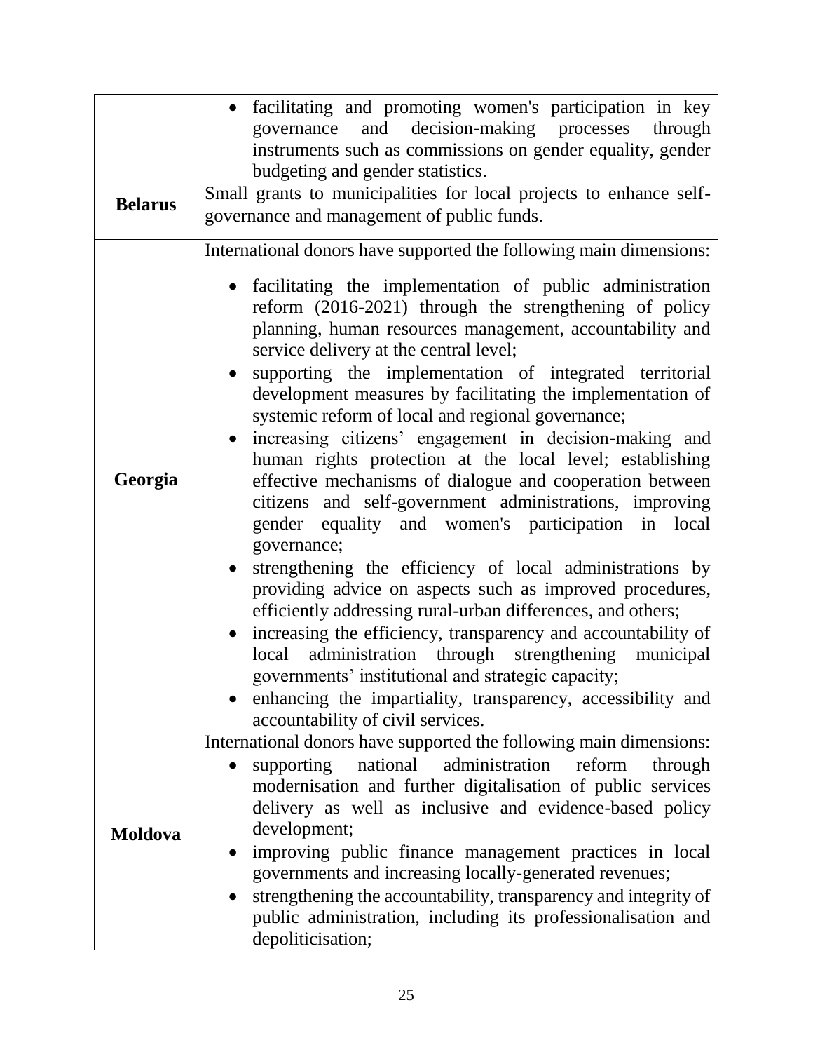| | |
|---|---|
| | • facilitating and promoting women's participation in key governance and decision-making processes through instruments such as commissions on gender equality, gender budgeting and gender statistics. |
| **Belarus** | Small grants to municipalities for local projects to enhance self-governance and management of public funds. |
| **Georgia** | International donors have supported the following main dimensions:<br>• facilitating the implementation of public administration reform (2016-2021) through the strengthening of policy planning, human resources management, accountability and service delivery at the central level;<br>• supporting the implementation of integrated territorial development measures by facilitating the implementation of systemic reform of local and regional governance;<br>• increasing citizens' engagement in decision-making and human rights protection at the local level; establishing effective mechanisms of dialogue and cooperation between citizens and self-government administrations, improving gender equality and women's participation in local governance;<br>• strengthening the efficiency of local administrations by providing advice on aspects such as improved procedures, efficiently addressing rural-urban differences, and others;<br>• increasing the efficiency, transparency and accountability of local administration through strengthening municipal governments' institutional and strategic capacity;<br>• enhancing the impartiality, transparency, accessibility and accountability of civil services. |
| **Moldova** | International donors have supported the following main dimensions:<br>• supporting national administration reform through modernisation and further digitalisation of public services delivery as well as inclusive and evidence-based policy development;<br>• improving public finance management practices in local governments and increasing locally-generated revenues;<br>• strengthening the accountability, transparency and integrity of public administration, including its professionalisation and depoliticisation; |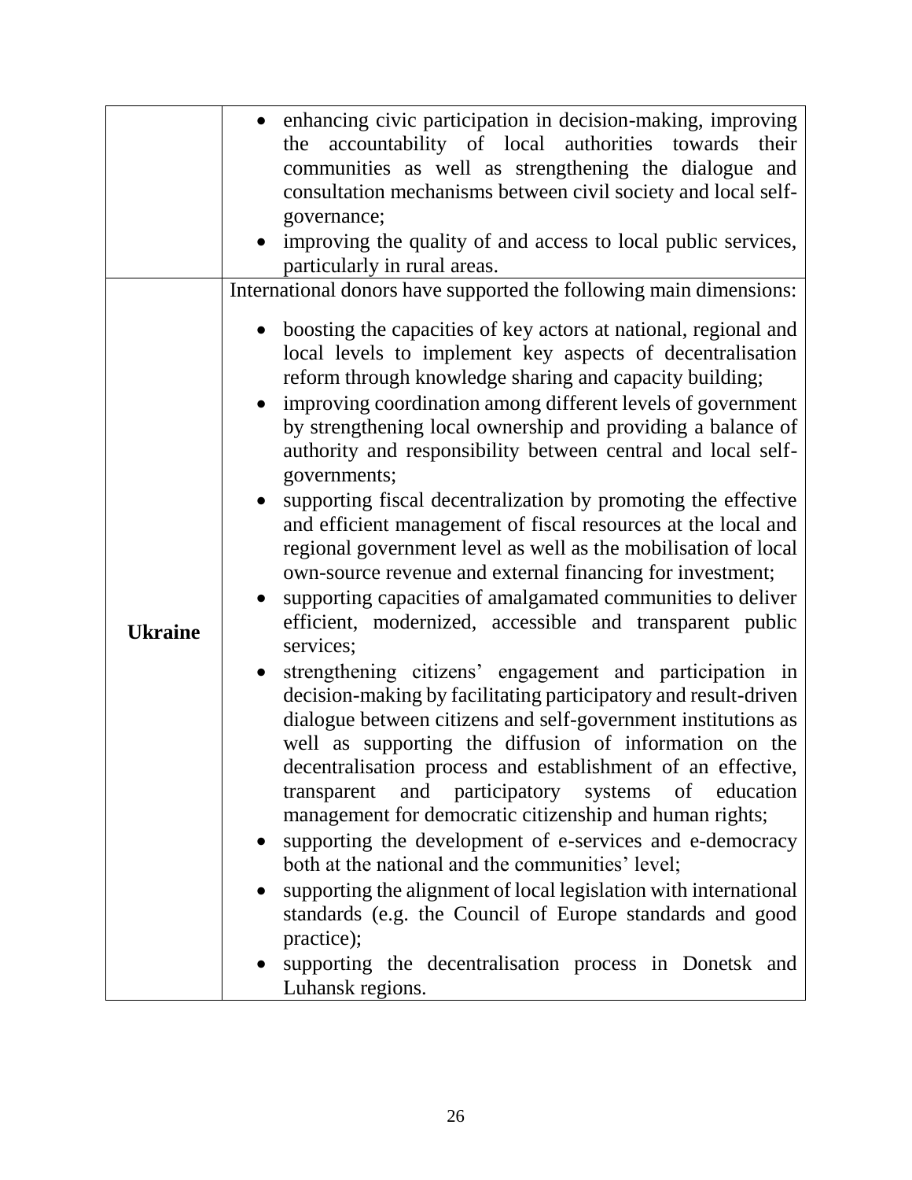| | |
|---|---|
| | • enhancing civic participation in decision-making, improving the accountability of local authorities towards their communities as well as strengthening the dialogue and consultation mechanisms between civil society and local self-governance;<br>• improving the quality of and access to local public services, particularly in rural areas. |
| **Ukraine** | International donors have supported the following main dimensions:<br>• boosting the capacities of key actors at national, regional and local levels to implement key aspects of decentralisation reform through knowledge sharing and capacity building;<br>• improving coordination among different levels of government by strengthening local ownership and providing a balance of authority and responsibility between central and local self-governments;<br>• supporting fiscal decentralization by promoting the effective and efficient management of fiscal resources at the local and regional government level as well as the mobilisation of local own-source revenue and external financing for investment;<br>• supporting capacities of amalgamated communities to deliver efficient, modernized, accessible and transparent public services;<br>• strengthening citizens' engagement and participation in decision-making by facilitating participatory and result-driven dialogue between citizens and self-government institutions as well as supporting the diffusion of information on the decentralisation process and establishment of an effective, transparent and participatory systems of education management for democratic citizenship and human rights;<br>• supporting the development of e-services and e-democracy both at the national and the communities' level;<br>• supporting the alignment of local legislation with international standards (e.g. the Council of Europe standards and good practice);<br>• supporting the decentralisation process in Donetsk and Luhansk regions. |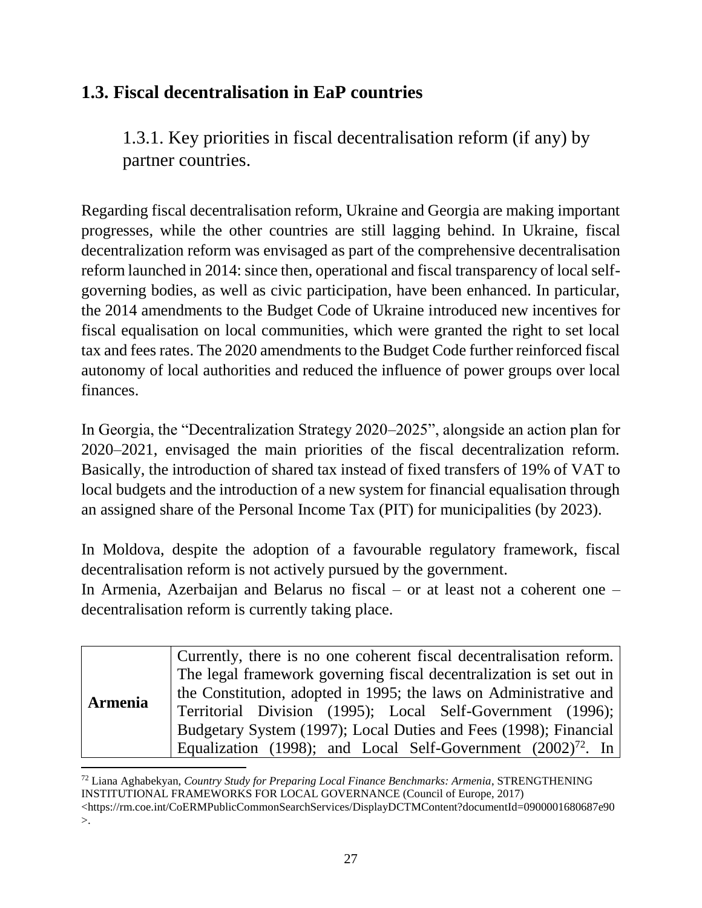## 1.3. Fiscal decentralisation in EaP countries

### 1.3.1. Key priorities in fiscal decentralisation reform (if any) by partner countries.

Regarding fiscal decentralisation reform, Ukraine and Georgia are making important progresses, while the other countries are still lagging behind. In Ukraine, fiscal decentralization reform was envisaged as part of the comprehensive decentralisation reform launched in 2014: since then, operational and fiscal transparency of local self-governing bodies, as well as civic participation, have been enhanced. In particular, the 2014 amendments to the Budget Code of Ukraine introduced new incentives for fiscal equalisation on local communities, which were granted the right to set local tax and fees rates. The 2020 amendments to the Budget Code further reinforced fiscal autonomy of local authorities and reduced the influence of power groups over local finances.

In Georgia, the "Decentralization Strategy 2020–2025", alongside an action plan for 2020–2021, envisaged the main priorities of the fiscal decentralization reform. Basically, the introduction of shared tax instead of fixed transfers of 19% of VAT to local budgets and the introduction of a new system for financial equalisation through an assigned share of the Personal Income Tax (PIT) for municipalities (by 2023).

In Moldova, despite the adoption of a favourable regulatory framework, fiscal decentralisation reform is not actively pursued by the government.

In Armenia, Azerbaijan and Belarus no fiscal – or at least not a coherent one – decentralisation reform is currently taking place.

| | |
|---|---|
| **Armenia** | Currently, there is no one coherent fiscal decentralisation reform. The legal framework governing fiscal decentralization is set out in the Constitution, adopted in 1995; the laws on Administrative and Territorial Division (1995); Local Self-Government (1996); Budgetary System (1997); Local Duties and Fees (1998); Financial Equalization (1998); and Local Self-Government (2002)[72]. In |

[72] Liana Aghabekyan, *Country Study for Preparing Local Finance Benchmarks: Armenia*, STRENGTHENING INSTITUTIONAL FRAMEWORKS FOR LOCAL GOVERNANCE (Council of Europe, 2017) <https://rm.coe.int/CoERMPublicCommonSearchServices/DisplayDCTMContent?documentId=0900001680687e90>.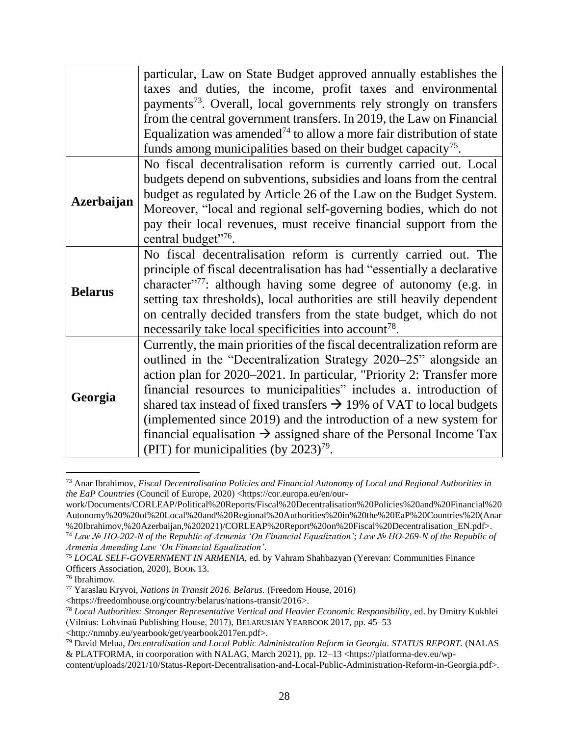| | |
|---|---|
| | particular, Law on State Budget approved annually establishes the taxes and duties, the income, profit taxes and environmental payments[73]. Overall, local governments rely strongly on transfers from the central government transfers. In 2019, the Law on Financial Equalization was amended[74] to allow a more fair distribution of state funds among municipalities based on their budget capacity[75]. |
| **Azerbaijan** | No fiscal decentralisation reform is currently carried out. Local budgets depend on subventions, subsidies and loans from the central budget as regulated by Article 26 of the Law on the Budget System. Moreover, "local and regional self-governing bodies, which do not pay their local revenues, must receive financial support from the central budget"[76]. |
| **Belarus** | No fiscal decentralisation reform is currently carried out. The principle of fiscal decentralisation has had "essentially a declarative character"[77]: although having some degree of autonomy (e.g. in setting tax thresholds), local authorities are still heavily dependent on centrally decided transfers from the state budget, which do not necessarily take local specificities into account[78]. |
| **Georgia** | Currently, the main priorities of the fiscal decentralization reform are outlined in the "Decentralization Strategy 2020–25" alongside an action plan for 2020–2021. In particular, "Priority 2: Transfer more financial resources to municipalities" includes a. introduction of shared tax instead of fixed transfers → 19% of VAT to local budgets (implemented since 2019) and the introduction of a new system for financial equalisation → assigned share of the Personal Income Tax (PIT) for municipalities (by 2023)[79]. |

---

[73] Anar Ibrahimov, *Fiscal Decentralisation Policies and Financial Autonomy of Local and Regional Authorities in the EaP Countries* (Council of Europe, 2020) <https://cor.europa.eu/en/our-work/Documents/CORLEAP/Political%20Reports/Fiscal%20Decentralisation%20Policies%20and%20Financial%20Autonomy%20%20of%20Local%20and%20Regional%20Authorities%20in%20the%20EaP%20Countries%20(Anar%20Ibrahimov,%20Azerbaijan,%202021)/CORLEAP%20Report%20on%20Fiscal%20Decentralisation_EN.pdf>.

[74] *Law № HO-202-N of the Republic of Armenia 'On Financial Equalization'*; *Law № HO-269-N of the Republic of Armenia Amending Law 'On Financial Equalization'*.

[75] *LOCAL SELF-GOVERNMENT IN ARMENIA*, ed. by Vahram Shahbazyan (Yerevan: Communities Finance Officers Association, 2020), BOOK 13.

[76] Ibrahimov.

[77] Yaraslau Kryvoi, *Nations in Transit 2016. Belarus.* (Freedom House, 2016) <https://freedomhouse.org/country/belarus/nations-transit/2016>.

[78] *Local Authorities: Stronger Representative Vertical and Heavier Economic Responsibility*, ed. by Dmitry Kukhlei (Vilnius: Lohvinaŭ Publishing House, 2017), BELARUSIAN YEARBOOK 2017, pp. 45–53 <http://nmnby.eu/yearbook/get/yearbook2017en.pdf>.

[79] David Melua, *Decentralisation and Local Public Administration Reform in Georgia*. *STATUS REPORT.* (NALAS & PLATFORMA, in coorporation with NALAG, March 2021), pp. 12–13 <https://platforma-dev.eu/wp-content/uploads/2021/10/Status-Report-Decentralisation-and-Local-Public-Administration-Reform-in-Georgia.pdf>.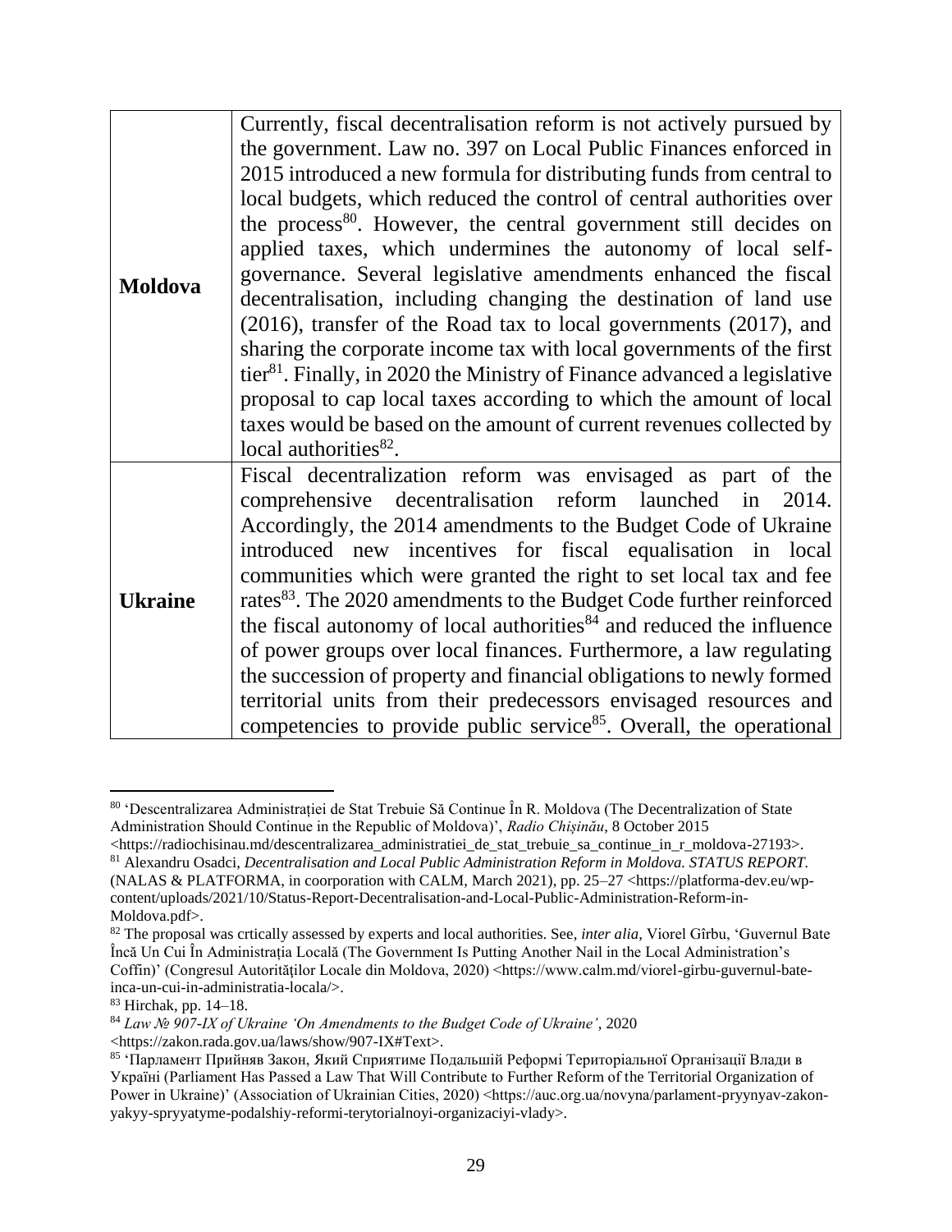| | |
|---|---|
| **Moldova** | Currently, fiscal decentralisation reform is not actively pursued by the government. Law no. 397 on Local Public Finances enforced in 2015 introduced a new formula for distributing funds from central to local budgets, which reduced the control of central authorities over the process[80]. However, the central government still decides on applied taxes, which undermines the autonomy of local self-governance. Several legislative amendments enhanced the fiscal decentralisation, including changing the destination of land use (2016), transfer of the Road tax to local governments (2017), and sharing the corporate income tax with local governments of the first tier[81]. Finally, in 2020 the Ministry of Finance advanced a legislative proposal to cap local taxes according to which the amount of local taxes would be based on the amount of current revenues collected by local authorities[82]. |
| **Ukraine** | Fiscal decentralization reform was envisaged as part of the comprehensive decentralisation reform launched in 2014. Accordingly, the 2014 amendments to the Budget Code of Ukraine introduced new incentives for fiscal equalisation in local communities which were granted the right to set local tax and fee rates[83]. The 2020 amendments to the Budget Code further reinforced the fiscal autonomy of local authorities[84] and reduced the influence of power groups over local finances. Furthermore, a law regulating the succession of property and financial obligations to newly formed territorial units from their predecessors envisaged resources and competencies to provide public service[85]. Overall, the operational |

[80] 'Descentralizarea Administrației de Stat Trebuie Să Continue În R. Moldova (The Decentralization of State Administration Should Continue in the Republic of Moldova)', *Radio Chișinău*, 8 October 2015 <https://radiochisinau.md/descentralizarea_administratiei_de_stat_trebuie_sa_continue_in_r_moldova-27193>.

[81] Alexandru Osadci, *Decentralisation and Local Public Administration Reform in Moldova. STATUS REPORT.* (NALAS & PLATFORMA, in coorporation with CALM, March 2021), pp. 25–27 <https://platforma-dev.eu/wp-content/uploads/2021/10/Status-Report-Decentralisation-and-Local-Public-Administration-Reform-in-Moldova.pdf>.

[82] The proposal was crtically assessed by experts and local authorities. See, *inter alia*, Viorel Gîrbu, 'Guvernul Bate Încă Un Cui În Administrația Locală (The Government Is Putting Another Nail in the Local Administration's Coffin)' (Congresul Autorităților Locale din Moldova, 2020) <https://www.calm.md/viorel-girbu-guvernul-bate-inca-un-cui-in-administratia-locala/>.

[83] Hirchak, pp. 14–18.

[84] *Law № 907-IX of Ukraine 'On Amendments to the Budget Code of Ukraine'*, 2020 <https://zakon.rada.gov.ua/laws/show/907-IX#Text>.

[85] 'Парламент Прийняв Закон, Який Сприятиме Подальшій Реформі Територіальної Організації Влади в Україні (Parliament Has Passed a Law That Will Contribute to Further Reform of the Territorial Organization of Power in Ukraine)' (Association of Ukrainian Cities, 2020) <https://auc.org.ua/novyna/parlament-pryynyav-zakon-yakyy-spryyatyme-podalshiy-reformi-terytorialnoyi-organizaciyi-vlady>.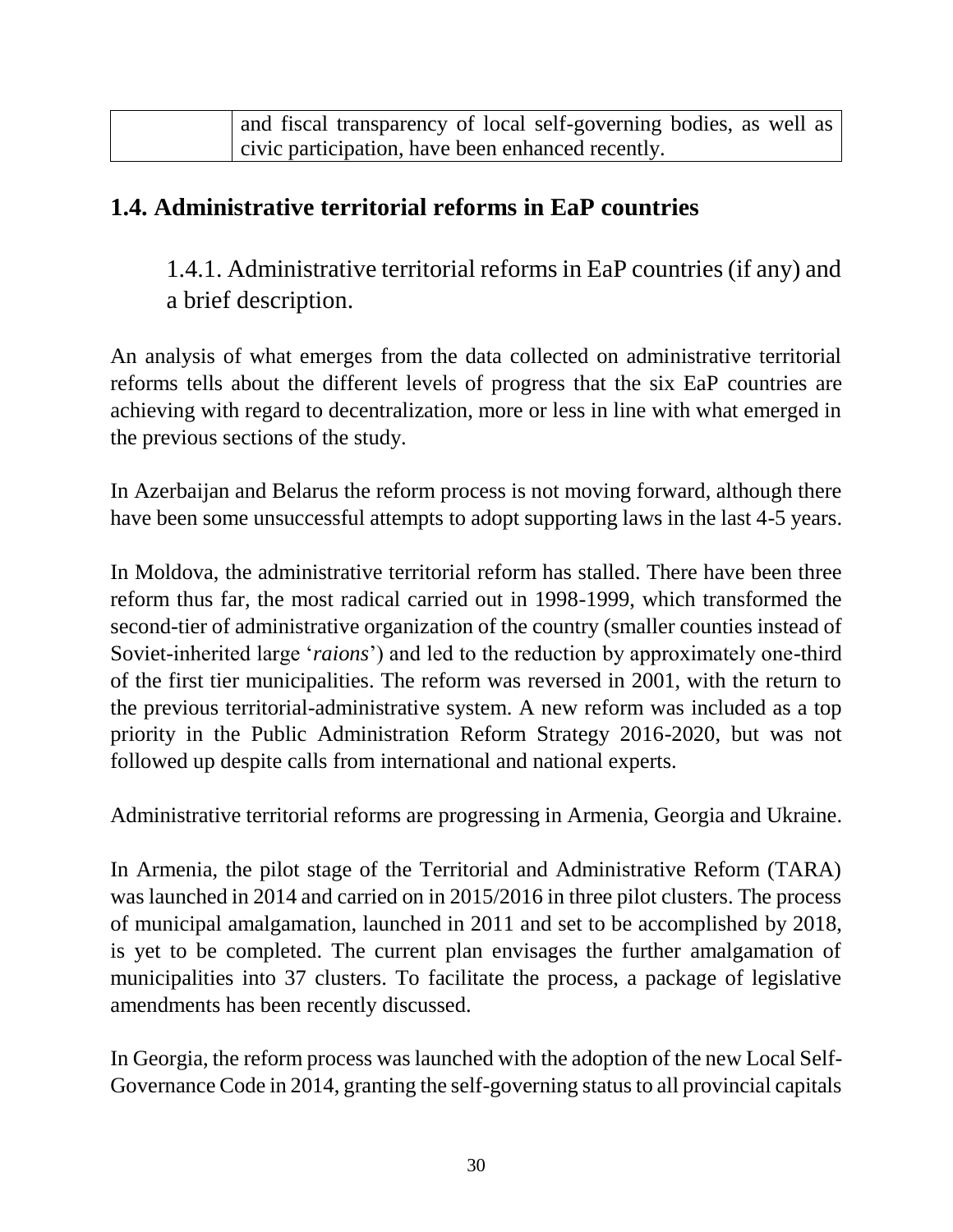|  | and fiscal transparency of local self-governing bodies, as well as civic participation, have been enhanced recently. |
| --- | --- |

## 1.4. Administrative territorial reforms in EaP countries

### 1.4.1. Administrative territorial reforms in EaP countries (if any) and a brief description.

An analysis of what emerges from the data collected on administrative territorial reforms tells about the different levels of progress that the six EaP countries are achieving with regard to decentralization, more or less in line with what emerged in the previous sections of the study.

In Azerbaijan and Belarus the reform process is not moving forward, although there have been some unsuccessful attempts to adopt supporting laws in the last 4-5 years.

In Moldova, the administrative territorial reform has stalled. There have been three reform thus far, the most radical carried out in 1998-1999, which transformed the second-tier of administrative organization of the country (smaller counties instead of Soviet-inherited large '*raions*') and led to the reduction by approximately one-third of the first tier municipalities. The reform was reversed in 2001, with the return to the previous territorial-administrative system. A new reform was included as a top priority in the Public Administration Reform Strategy 2016-2020, but was not followed up despite calls from international and national experts.

Administrative territorial reforms are progressing in Armenia, Georgia and Ukraine.

In Armenia, the pilot stage of the Territorial and Administrative Reform (TARA) was launched in 2014 and carried on in 2015/2016 in three pilot clusters. The process of municipal amalgamation, launched in 2011 and set to be accomplished by 2018, is yet to be completed. The current plan envisages the further amalgamation of municipalities into 37 clusters. To facilitate the process, a package of legislative amendments has been recently discussed.

In Georgia, the reform process was launched with the adoption of the new Local Self-Governance Code in 2014, granting the self-governing status to all provincial capitals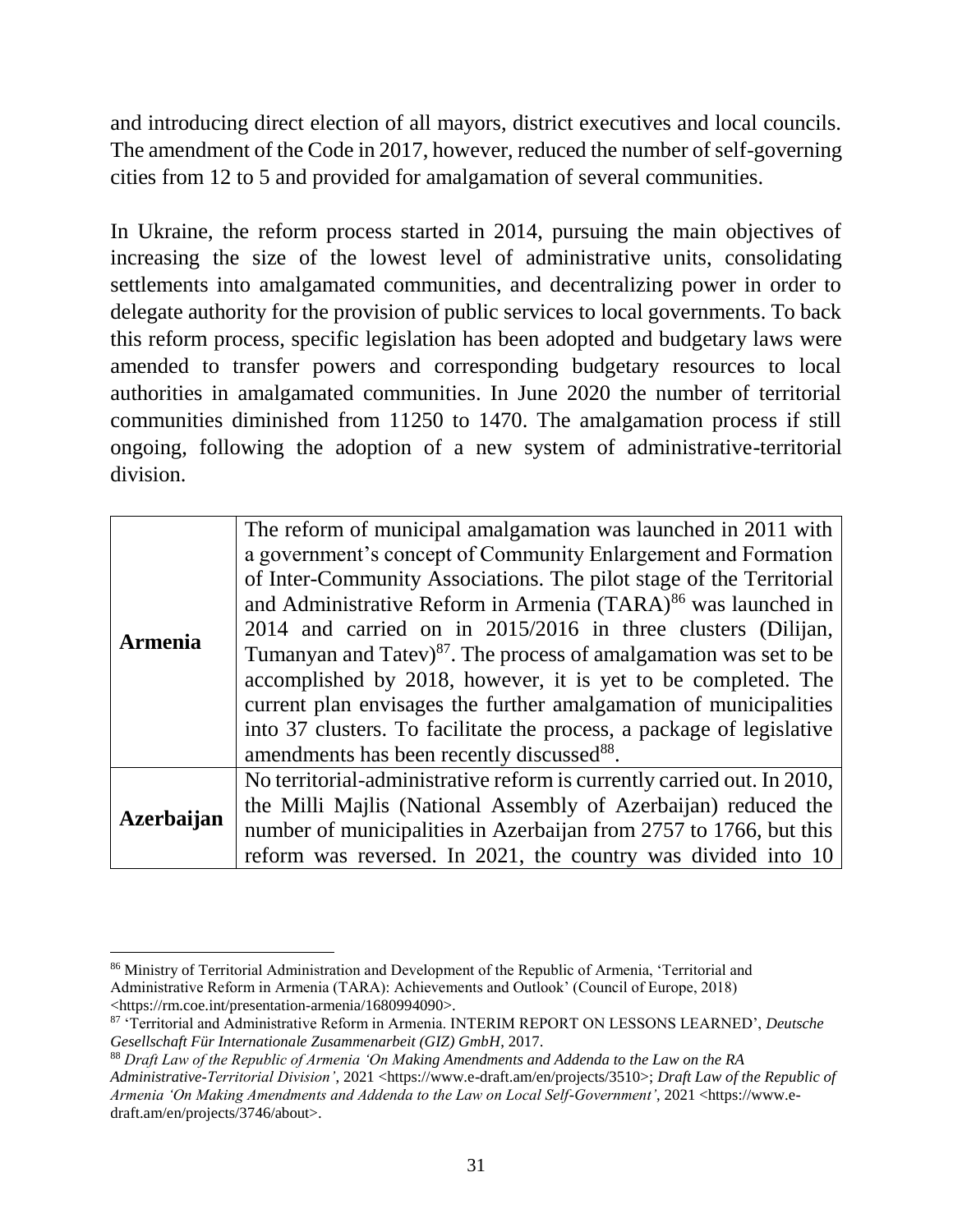and introducing direct election of all mayors, district executives and local councils. The amendment of the Code in 2017, however, reduced the number of self-governing cities from 12 to 5 and provided for amalgamation of several communities.

In Ukraine, the reform process started in 2014, pursuing the main objectives of increasing the size of the lowest level of administrative units, consolidating settlements into amalgamated communities, and decentralizing power in order to delegate authority for the provision of public services to local governments. To back this reform process, specific legislation has been adopted and budgetary laws were amended to transfer powers and corresponding budgetary resources to local authorities in amalgamated communities. In June 2020 the number of territorial communities diminished from 11250 to 1470. The amalgamation process if still ongoing, following the adoption of a new system of administrative-territorial division.

| | |
|---|---|
| **Armenia** | The reform of municipal amalgamation was launched in 2011 with a government's concept of Community Enlargement and Formation of Inter-Community Associations. The pilot stage of the Territorial and Administrative Reform in Armenia (TARA)[86] was launched in 2014 and carried on in 2015/2016 in three clusters (Dilijan, Tumanyan and Tatev)[87]. The process of amalgamation was set to be accomplished by 2018, however, it is yet to be completed. The current plan envisages the further amalgamation of municipalities into 37 clusters. To facilitate the process, a package of legislative amendments has been recently discussed[88]. |
| **Azerbaijan** | No territorial-administrative reform is currently carried out. In 2010, the Milli Majlis (National Assembly of Azerbaijan) reduced the number of municipalities in Azerbaijan from 2757 to 1766, but this reform was reversed. In 2021, the country was divided into 10 |

[86] Ministry of Territorial Administration and Development of the Republic of Armenia, 'Territorial and Administrative Reform in Armenia (TARA): Achievements and Outlook' (Council of Europe, 2018) <https://rm.coe.int/presentation-armenia/1680994090>.

[87] 'Territorial and Administrative Reform in Armenia. INTERIM REPORT ON LESSONS LEARNED', *Deutsche Gesellschaft Für Internationale Zusammenarbeit (GIZ) GmbH*, 2017.

[88] *Draft Law of the Republic of Armenia 'On Making Amendments and Addenda to the Law on the RA Administrative-Territorial Division'*, 2021 <https://www.e-draft.am/en/projects/3510>; *Draft Law of the Republic of Armenia 'On Making Amendments and Addenda to the Law on Local Self-Government'*, 2021 <https://www.e-draft.am/en/projects/3746/about>.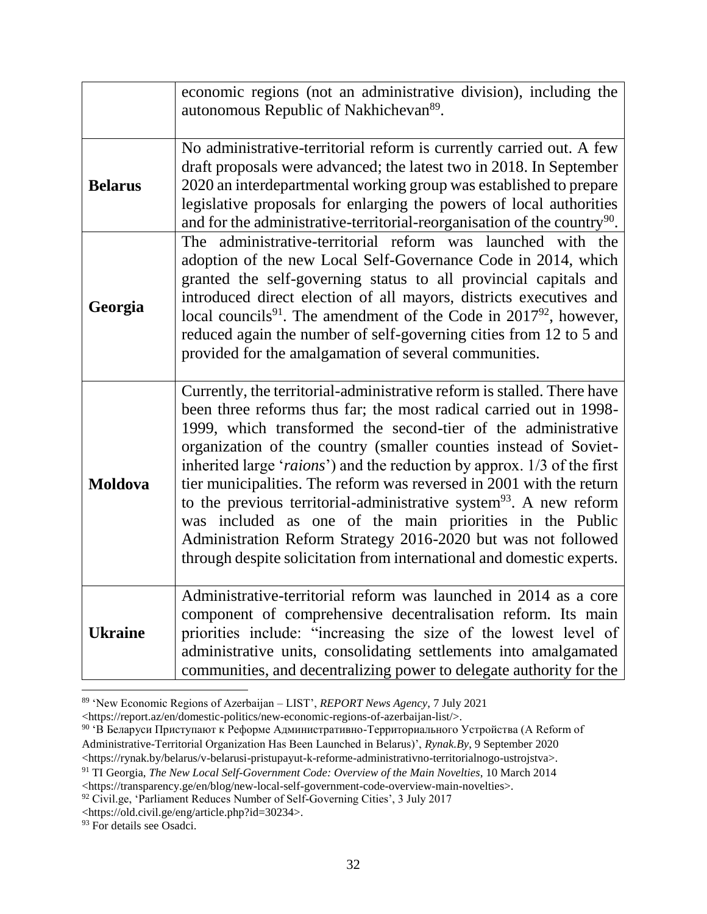| | |
|---|---|
| | economic regions (not an administrative division), including the autonomous Republic of Nakhichevan[89]. |
| **Belarus** | No administrative-territorial reform is currently carried out. A few draft proposals were advanced; the latest two in 2018. In September 2020 an interdepartmental working group was established to prepare legislative proposals for enlarging the powers of local authorities and for the administrative-territorial-reorganisation of the country[90]. |
| **Georgia** | The administrative-territorial reform was launched with the adoption of the new Local Self-Governance Code in 2014, which granted the self-governing status to all provincial capitals and introduced direct election of all mayors, districts executives and local councils[91]. The amendment of the Code in 2017[92], however, reduced again the number of self-governing cities from 12 to 5 and provided for the amalgamation of several communities. |
| **Moldova** | Currently, the territorial-administrative reform is stalled. There have been three reforms thus far; the most radical carried out in 1998-1999, which transformed the second-tier of the administrative organization of the country (smaller counties instead of Soviet-inherited large '*raions*') and the reduction by approx. 1/3 of the first tier municipalities. The reform was reversed in 2001 with the return to the previous territorial-administrative system[93]. A new reform was included as one of the main priorities in the Public Administration Reform Strategy 2016-2020 but was not followed through despite solicitation from international and domestic experts. |
| **Ukraine** | Administrative-territorial reform was launched in 2014 as a core component of comprehensive decentralisation reform. Its main priorities include: "increasing the size of the lowest level of administrative units, consolidating settlements into amalgamated communities, and decentralizing power to delegate authority for the |

[89] 'New Economic Regions of Azerbaijan – LIST', *REPORT News Agency*, 7 July 2021 <https://report.az/en/domestic-politics/new-economic-regions-of-azerbaijan-list/>.

[90] 'В Беларуси Приступают к Реформе Административно-Территориального Устройства (A Reform of Administrative-Territorial Organization Has Been Launched in Belarus)', *Rynak.By*, 9 September 2020 <https://rynak.by/belarus/v-belarusi-pristupayut-k-reforme-administrativno-territorialnogo-ustrojstva>.

[91] TI Georgia, *The New Local Self-Government Code: Overview of the Main Novelties*, 10 March 2014 <https://transparency.ge/en/blog/new-local-self-government-code-overview-main-novelties>.

[92] Civil.ge, 'Parliament Reduces Number of Self-Governing Cities', 3 July 2017 <https://old.civil.ge/eng/article.php?id=30234>.

[93] For details see Osadci.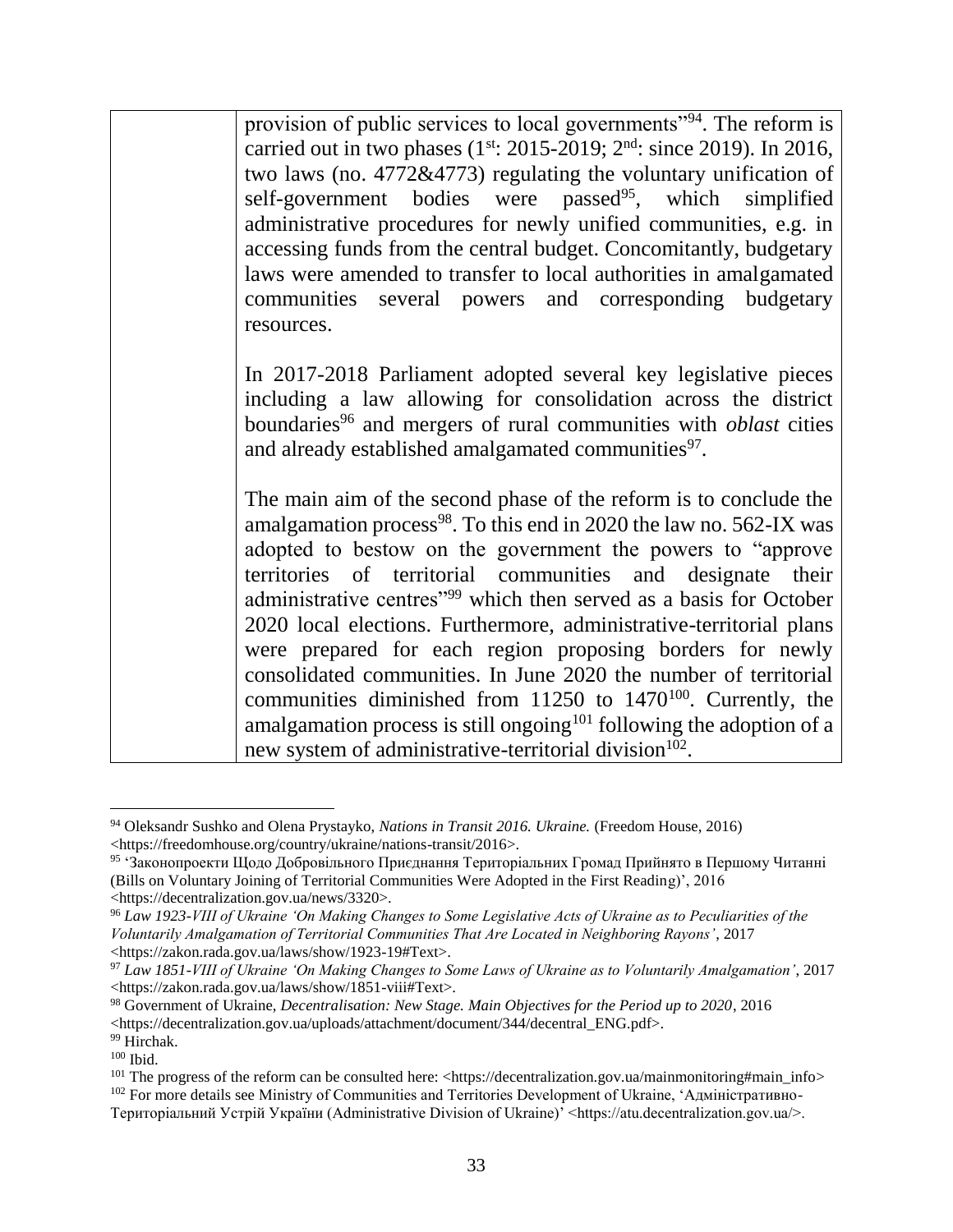| | provision of public services to local governments"[94]. The reform is carried out in two phases (1st: 2015-2019; 2nd: since 2019). In 2016, two laws (no. 4772&4773) regulating the voluntary unification of self-government bodies were passed[95], which simplified administrative procedures for newly unified communities, e.g. in accessing funds from the central budget. Concomitantly, budgetary laws were amended to transfer to local authorities in amalgamated communities several powers and corresponding budgetary resources.<br><br>In 2017-2018 Parliament adopted several key legislative pieces including a law allowing for consolidation across the district boundaries[96] and mergers of rural communities with *oblast* cities and already established amalgamated communities[97].<br><br>The main aim of the second phase of the reform is to conclude the amalgamation process[98]. To this end in 2020 the law no. 562-IX was adopted to bestow on the government the powers to "approve territories of territorial communities and designate their administrative centres"[99] which then served as a basis for October 2020 local elections. Furthermore, administrative-territorial plans were prepared for each region proposing borders for newly consolidated communities. In June 2020 the number of territorial communities diminished from 11250 to 1470[100]. Currently, the amalgamation process is still ongoing[101] following the adoption of a new system of administrative-territorial division[102]. |
|---|---|

[94] Oleksandr Sushko and Olena Prystayko, *Nations in Transit 2016. Ukraine.* (Freedom House, 2016) <https://freedomhouse.org/country/ukraine/nations-transit/2016>.

[95] 'Законопроекти Щодо Добровільного Приєднання Територіальних Громад Прийнято в Першому Читанні (Bills on Voluntary Joining of Territorial Communities Were Adopted in the First Reading)', 2016 <https://decentralization.gov.ua/news/3320>.

[96] *Law 1923-VIII of Ukraine 'On Making Changes to Some Legislative Acts of Ukraine as to Peculiarities of the Voluntarily Amalgamation of Territorial Communities That Are Located in Neighboring Rayons'*, 2017 <https://zakon.rada.gov.ua/laws/show/1923-19#Text>.

[97] *Law 1851-VIII of Ukraine 'On Making Changes to Some Laws of Ukraine as to Voluntarily Amalgamation'*, 2017 <https://zakon.rada.gov.ua/laws/show/1851-viii#Text>.

[98] Government of Ukraine, *Decentralisation: New Stage. Main Objectives for the Period up to 2020*, 2016 <https://decentralization.gov.ua/uploads/attachment/document/344/decentral_ENG.pdf>.

[99] Hirchak.

[100] Ibid.

[101] The progress of the reform can be consulted here: <https://decentralization.gov.ua/mainmonitoring#main_info>

[102] For more details see Ministry of Communities and Territories Development of Ukraine, 'Адміністративно-Територіальний Устрій України (Administrative Division of Ukraine)' <https://atu.decentralization.gov.ua/>.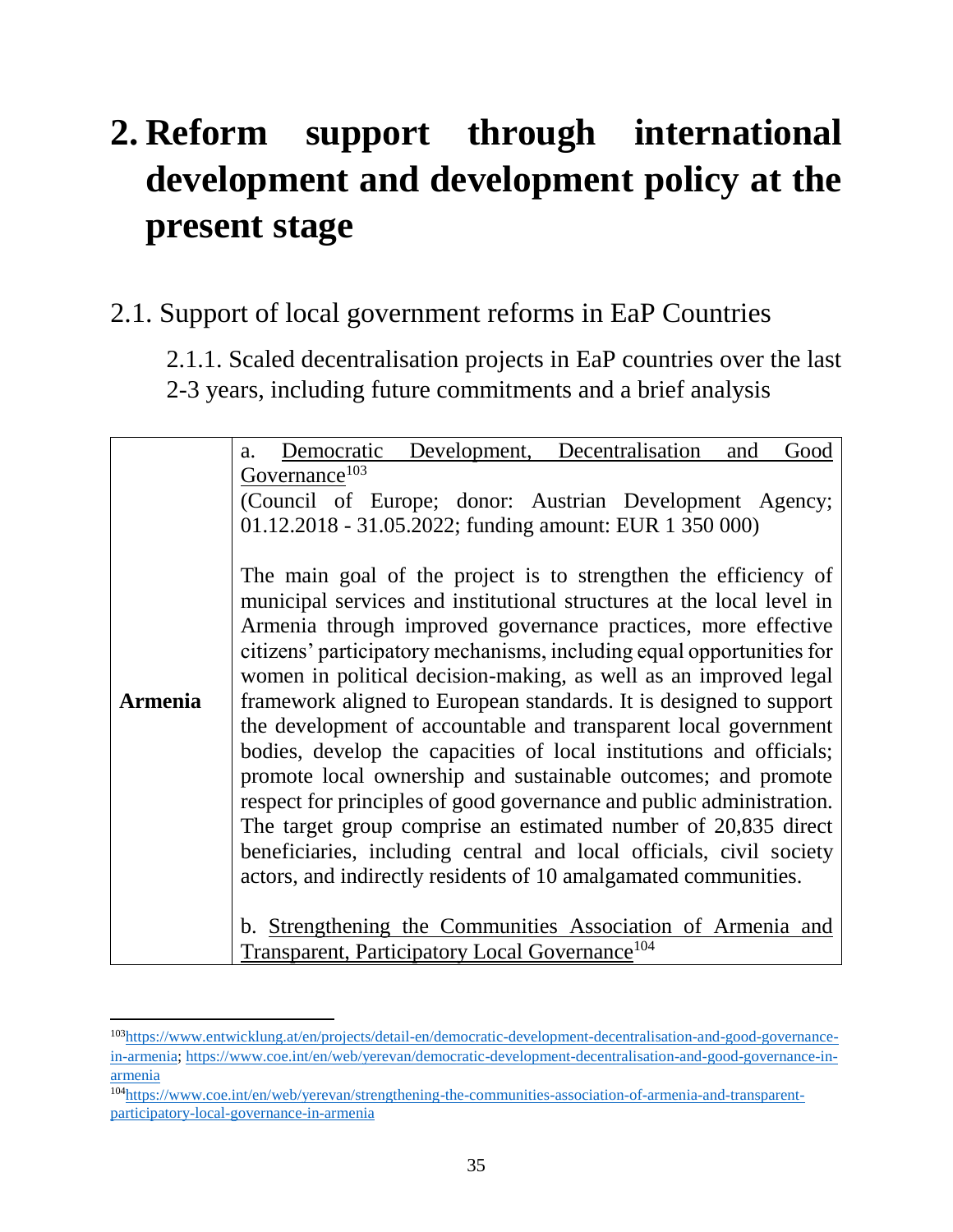# 2. Reform support through international development and development policy at the present stage

## 2.1. Support of local government reforms in EaP Countries

### 2.1.1. Scaled decentralisation projects in EaP countries over the last 2-3 years, including future commitments and a brief analysis

| | |
|---|---|
| **Armenia** | a. Democratic Development, Decentralisation and Good Governance[103]<br>(Council of Europe; donor: Austrian Development Agency; 01.12.2018 - 31.05.2022; funding amount: EUR 1 350 000)<br><br>The main goal of the project is to strengthen the efficiency of municipal services and institutional structures at the local level in Armenia through improved governance practices, more effective citizens' participatory mechanisms, including equal opportunities for women in political decision-making, as well as an improved legal framework aligned to European standards. It is designed to support the development of accountable and transparent local government bodies, develop the capacities of local institutions and officials; promote local ownership and sustainable outcomes; and promote respect for principles of good governance and public administration. The target group comprise an estimated number of 20,835 direct beneficiaries, including central and local officials, civil society actors, and indirectly residents of 10 amalgamated communities.<br><br>b. Strengthening the Communities Association of Armenia and Transparent, Participatory Local Governance[104] |

[103] https://www.entwicklung.at/en/projects/detail-en/democratic-development-decentralisation-and-good-governance-in-armenia; https://www.coe.int/en/web/yerevan/democratic-development-decentralisation-and-good-governance-in-armenia

[104] https://www.coe.int/en/web/yerevan/strengthening-the-communities-association-of-armenia-and-transparent-participatory-local-governance-in-armenia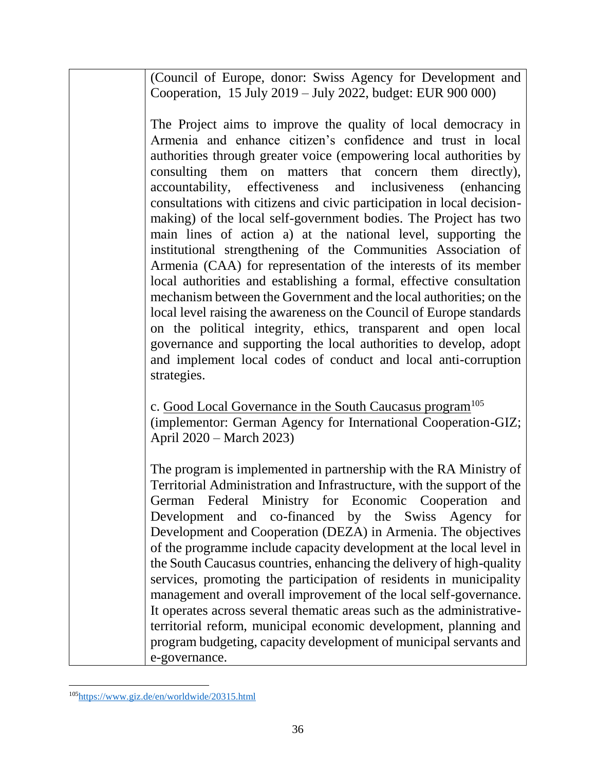| | |
|---|---|
| | (Council of Europe, donor: Swiss Agency for Development and Cooperation, 15 July 2019 – July 2022, budget: EUR 900 000)<br><br>The Project aims to improve the quality of local democracy in Armenia and enhance citizen's confidence and trust in local authorities through greater voice (empowering local authorities by consulting them on matters that concern them directly), accountability, effectiveness and inclusiveness (enhancing consultations with citizens and civic participation in local decision-making) of the local self-government bodies. The Project has two main lines of action a) at the national level, supporting the institutional strengthening of the Communities Association of Armenia (CAA) for representation of the interests of its member local authorities and establishing a formal, effective consultation mechanism between the Government and the local authorities; on the local level raising the awareness on the Council of Europe standards on the political integrity, ethics, transparent and open local governance and supporting the local authorities to develop, adopt and implement local codes of conduct and local anti-corruption strategies.<br><br>c. Good Local Governance in the South Caucasus program[105] (implementor: German Agency for International Cooperation-GIZ; April 2020 – March 2023)<br><br>The program is implemented in partnership with the RA Ministry of Territorial Administration and Infrastructure, with the support of the German Federal Ministry for Economic Cooperation and Development and co-financed by the Swiss Agency for Development and Cooperation (DEZA) in Armenia. The objectives of the programme include capacity development at the local level in the South Caucasus countries, enhancing the delivery of high-quality services, promoting the participation of residents in municipality management and overall improvement of the local self-governance. It operates across several thematic areas such as the administrative-territorial reform, municipal economic development, planning and program budgeting, capacity development of municipal servants and e-governance. |

[105] https://www.giz.de/en/worldwide/20315.html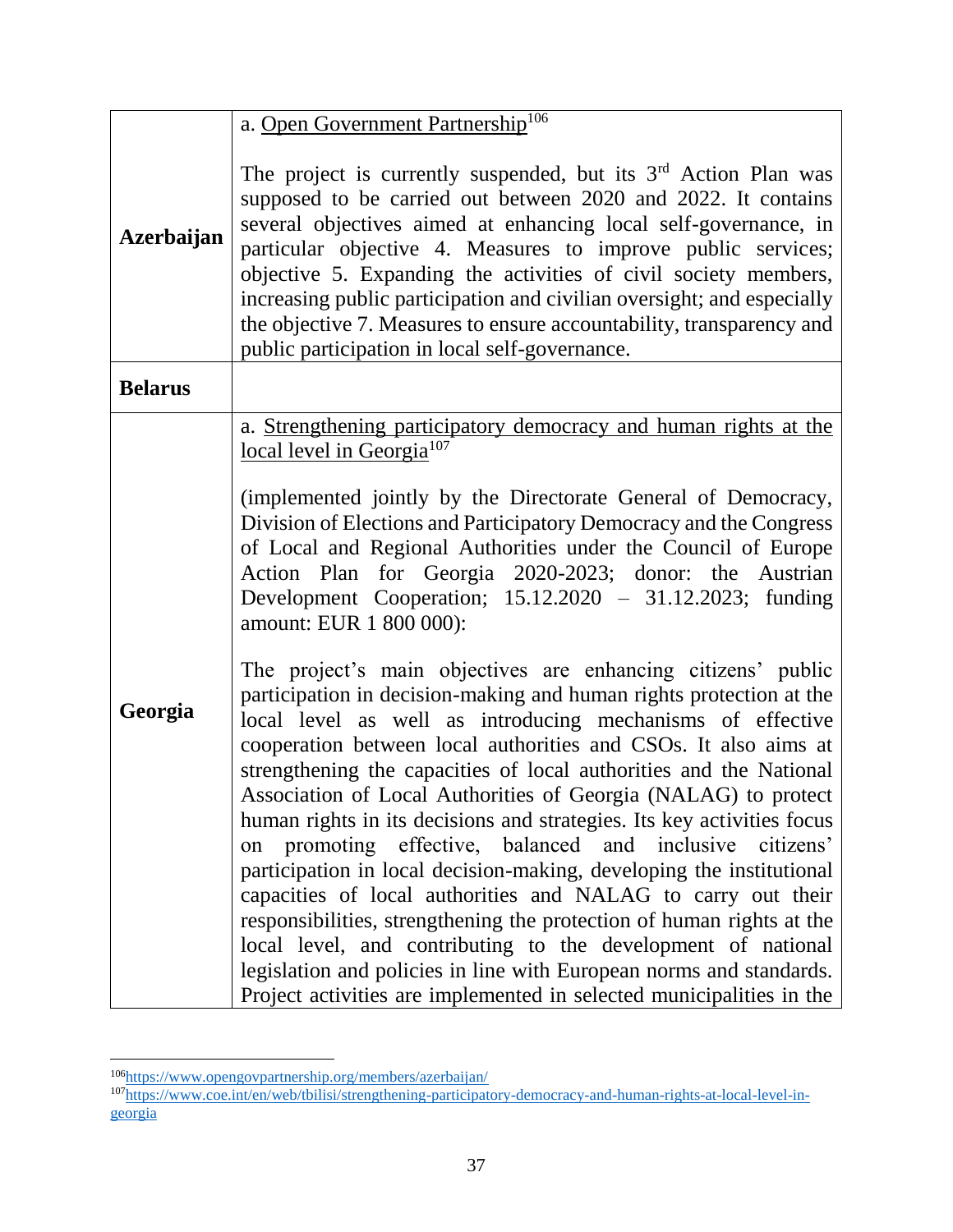| | |
|---|---|
| **Azerbaijan** | a. Open Government Partnership[106]<br><br>The project is currently suspended, but its 3rd Action Plan was supposed to be carried out between 2020 and 2022. It contains several objectives aimed at enhancing local self-governance, in particular objective 4. Measures to improve public services; objective 5. Expanding the activities of civil society members, increasing public participation and civilian oversight; and especially the objective 7. Measures to ensure accountability, transparency and public participation in local self-governance. |
| **Belarus** | |
| **Georgia** | a. Strengthening participatory democracy and human rights at the local level in Georgia[107]<br><br>(implemented jointly by the Directorate General of Democracy, Division of Elections and Participatory Democracy and the Congress of Local and Regional Authorities under the Council of Europe Action Plan for Georgia 2020-2023; donor: the Austrian Development Cooperation; 15.12.2020 – 31.12.2023; funding amount: EUR 1 800 000):<br><br>The project's main objectives are enhancing citizens' public participation in decision-making and human rights protection at the local level as well as introducing mechanisms of effective cooperation between local authorities and CSOs. It also aims at strengthening the capacities of local authorities and the National Association of Local Authorities of Georgia (NALAG) to protect human rights in its decisions and strategies. Its key activities focus on promoting effective, balanced and inclusive citizens' participation in local decision-making, developing the institutional capacities of local authorities and NALAG to carry out their responsibilities, strengthening the protection of human rights at the local level, and contributing to the development of national legislation and policies in line with European norms and standards. Project activities are implemented in selected municipalities in the |

[106] https://www.opengovpartnership.org/members/azerbaijan/

[107] https://www.coe.int/en/web/tbilisi/strengthening-participatory-democracy-and-human-rights-at-local-level-in-georgia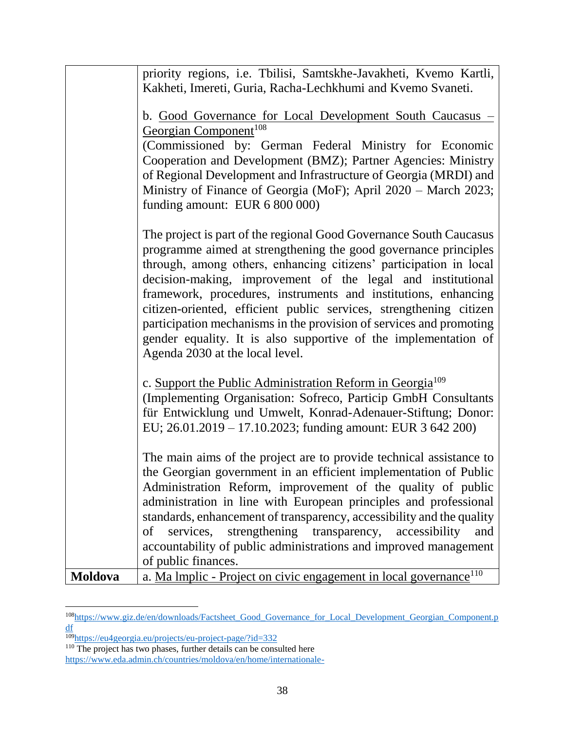| | |
|---|---|
| | priority regions, i.e. Tbilisi, Samtskhe-Javakheti, Kvemo Kartli, Kakheti, Imereti, Guria, Racha-Lechkhumi and Kvemo Svaneti.<br><br>b. Good Governance for Local Development South Caucasus – Georgian Component[108]<br>(Commissioned by: German Federal Ministry for Economic Cooperation and Development (BMZ); Partner Agencies: Ministry of Regional Development and Infrastructure of Georgia (MRDI) and Ministry of Finance of Georgia (MoF); April 2020 – March 2023; funding amount: EUR 6 800 000)<br><br>The project is part of the regional Good Governance South Caucasus programme aimed at strengthening the good governance principles through, among others, enhancing citizens' participation in local decision-making, improvement of the legal and institutional framework, procedures, instruments and institutions, enhancing citizen-oriented, efficient public services, strengthening citizen participation mechanisms in the provision of services and promoting gender equality. It is also supportive of the implementation of Agenda 2030 at the local level.<br><br>c. Support the Public Administration Reform in Georgia[109]<br>(Implementing Organisation: Sofreco, Particip GmbH Consultants für Entwicklung und Umwelt, Konrad-Adenauer-Stiftung; Donor: EU; 26.01.2019 – 17.10.2023; funding amount: EUR 3 642 200)<br><br>The main aims of the project are to provide technical assistance to the Georgian government in an efficient implementation of Public Administration Reform, improvement of the quality of public administration in line with European principles and professional standards, enhancement of transparency, accessibility and the quality of services, strengthening transparency, accessibility and accountability of public administrations and improved management of public finances. |
| **Moldova** | a. Ma lmplic - Project on civic engagement in local governance[110] |

[108] https://www.giz.de/en/downloads/Factsheet_Good_Governance_for_Local_Development_Georgian_Component.pdf

[109] https://eu4georgia.eu/projects/eu-project-page/?id=332

[110] The project has two phases, further details can be consulted here https://www.eda.admin.ch/countries/moldova/en/home/internationale-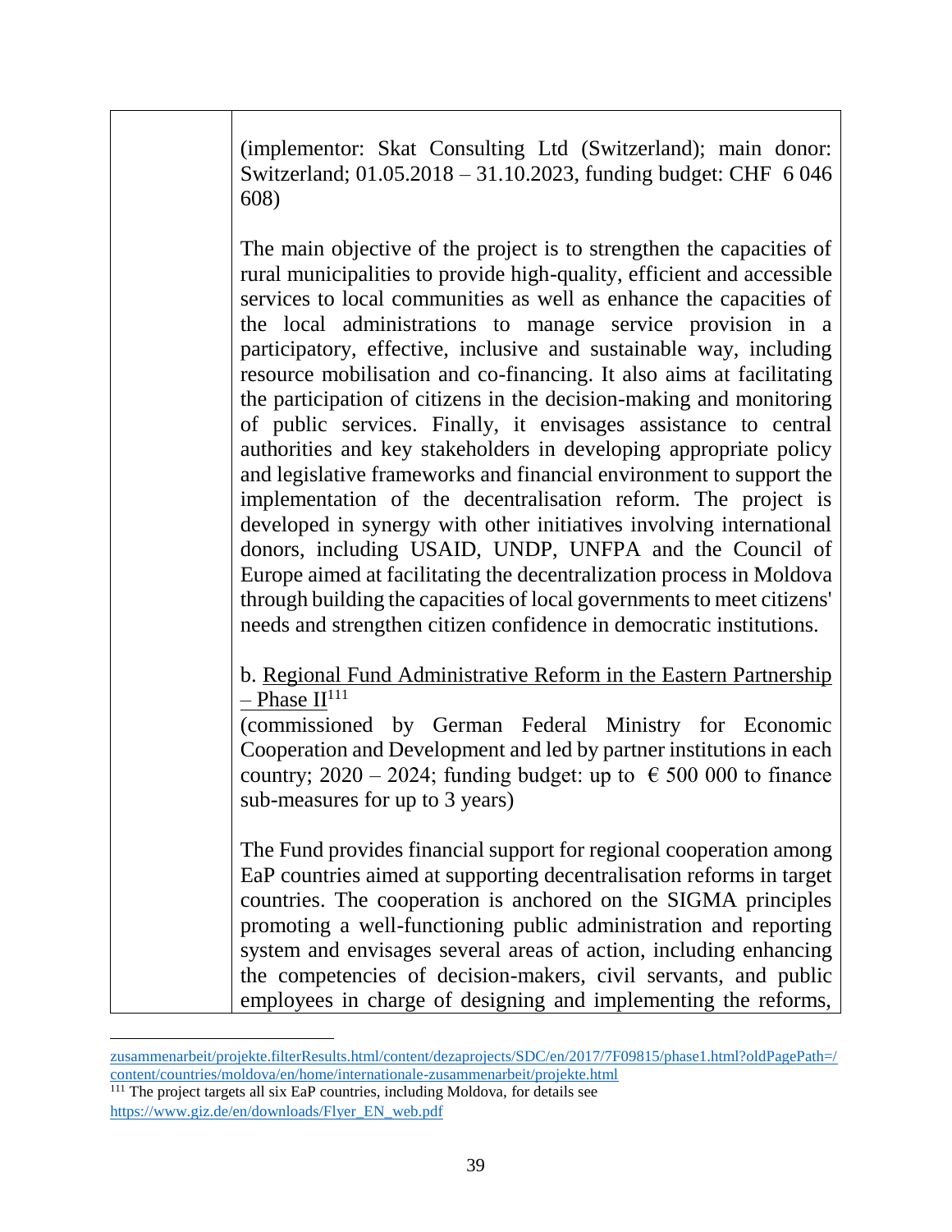| | (implementor: Skat Consulting Ltd (Switzerland); main donor: Switzerland; 01.05.2018 – 31.10.2023, funding budget: CHF 6 046 608)<br><br>The main objective of the project is to strengthen the capacities of rural municipalities to provide high-quality, efficient and accessible services to local communities as well as enhance the capacities of the local administrations to manage service provision in a participatory, effective, inclusive and sustainable way, including resource mobilisation and co-financing. It also aims at facilitating the participation of citizens in the decision-making and monitoring of public services. Finally, it envisages assistance to central authorities and key stakeholders in developing appropriate policy and legislative frameworks and financial environment to support the implementation of the decentralisation reform. The project is developed in synergy with other initiatives involving international donors, including USAID, UNDP, UNFPA and the Council of Europe aimed at facilitating the decentralization process in Moldova through building the capacities of local governments to meet citizens' needs and strengthen citizen confidence in democratic institutions.<br><br>b. <u>Regional Fund Administrative Reform in the Eastern Partnership – Phase II</u>[111]<br>(commissioned by German Federal Ministry for Economic Cooperation and Development and led by partner institutions in each country; 2020 – 2024; funding budget: up to € 500 000 to finance sub-measures for up to 3 years)<br><br>The Fund provides financial support for regional cooperation among EaP countries aimed at supporting decentralisation reforms in target countries. The cooperation is anchored on the SIGMA principles promoting a well-functioning public administration and reporting system and envisages several areas of action, including enhancing the competencies of decision-makers, civil servants, and public employees in charge of designing and implementing the reforms, |
|---|---|

zusammenarbeit/projekte.filterResults.html/content/dezaprojects/SDC/en/2017/7F09815/phase1.html?oldPagePath=/content/countries/moldova/en/home/internationale-zusammenarbeit/projekte.html

[111] The project targets all six EaP countries, including Moldova, for details see https://www.giz.de/en/downloads/Flyer_EN_web.pdf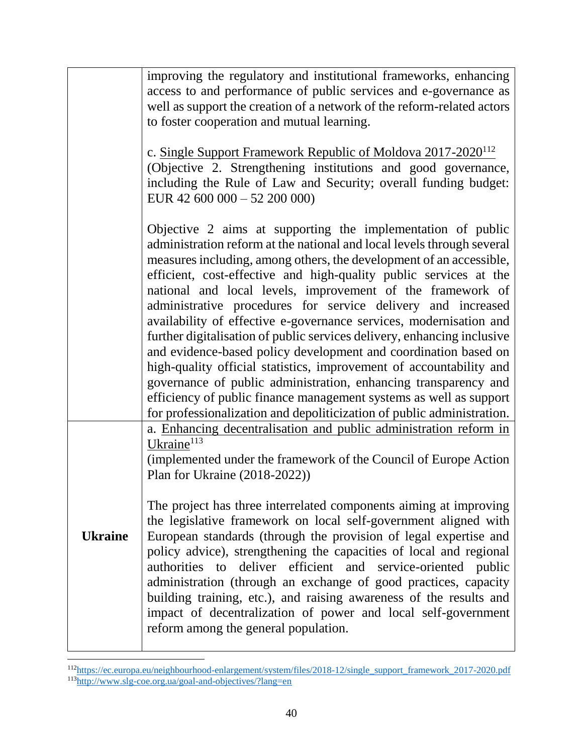| | |
|---|---|
| | improving the regulatory and institutional frameworks, enhancing access to and performance of public services and e-governance as well as support the creation of a network of the reform-related actors to foster cooperation and mutual learning.<br><br>c. Single Support Framework Republic of Moldova 2017-2020[112]<br>(Objective 2. Strengthening institutions and good governance, including the Rule of Law and Security; overall funding budget: EUR 42 600 000 – 52 200 000)<br><br>Objective 2 aims at supporting the implementation of public administration reform at the national and local levels through several measures including, among others, the development of an accessible, efficient, cost-effective and high-quality public services at the national and local levels, improvement of the framework of administrative procedures for service delivery and increased availability of effective e-governance services, modernisation and further digitalisation of public services delivery, enhancing inclusive and evidence-based policy development and coordination based on high-quality official statistics, improvement of accountability and governance of public administration, enhancing transparency and efficiency of public finance management systems as well as support for professionalization and depoliticization of public administration. |
| **Ukraine** | a. Enhancing decentralisation and public administration reform in Ukraine[113]<br>(implemented under the framework of the Council of Europe Action Plan for Ukraine (2018-2022))<br><br>The project has three interrelated components aiming at improving the legislative framework on local self-government aligned with European standards (through the provision of legal expertise and policy advice), strengthening the capacities of local and regional authorities to deliver efficient and service-oriented public administration (through an exchange of good practices, capacity building training, etc.), and raising awareness of the results and impact of decentralization of power and local self-government reform among the general population. |

[112] https://ec.europa.eu/neighbourhood-enlargement/system/files/2018-12/single_support_framework_2017-2020.pdf

[113] http://www.slg-coe.org.ua/goal-and-objectives/?lang=en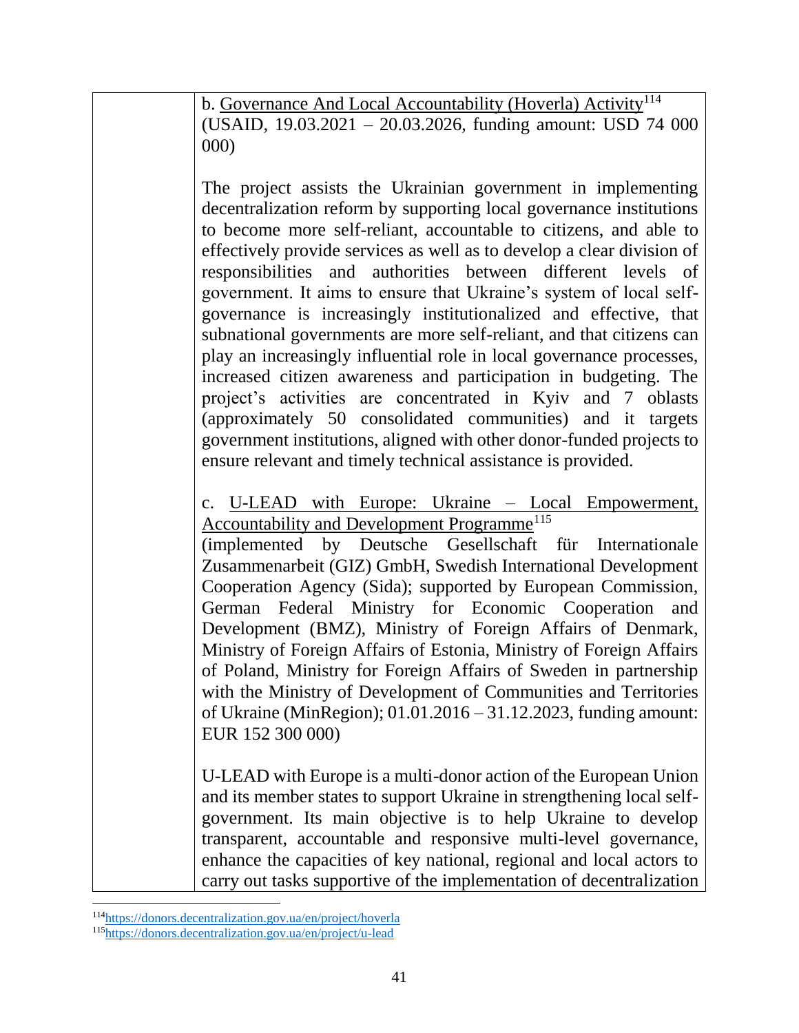| | b. Governance And Local Accountability (Hoverla) Activity[114] (USAID, 19.03.2021 – 20.03.2026, funding amount: USD 74 000 000)<br><br>The project assists the Ukrainian government in implementing decentralization reform by supporting local governance institutions to become more self-reliant, accountable to citizens, and able to effectively provide services as well as to develop a clear division of responsibilities and authorities between different levels of government. It aims to ensure that Ukraine's system of local self-governance is increasingly institutionalized and effective, that subnational governments are more self-reliant, and that citizens can play an increasingly influential role in local governance processes, increased citizen awareness and participation in budgeting. The project's activities are concentrated in Kyiv and 7 oblasts (approximately 50 consolidated communities) and it targets government institutions, aligned with other donor-funded projects to ensure relevant and timely technical assistance is provided.<br><br>c. U-LEAD with Europe: Ukraine – Local Empowerment, Accountability and Development Programme[115] (implemented by Deutsche Gesellschaft für Internationale Zusammenarbeit (GIZ) GmbH, Swedish International Development Cooperation Agency (Sida); supported by European Commission, German Federal Ministry for Economic Cooperation and Development (BMZ), Ministry of Foreign Affairs of Denmark, Ministry of Foreign Affairs of Estonia, Ministry of Foreign Affairs of Poland, Ministry for Foreign Affairs of Sweden in partnership with the Ministry of Development of Communities and Territories of Ukraine (MinRegion); 01.01.2016 – 31.12.2023, funding amount: EUR 152 300 000)<br><br>U-LEAD with Europe is a multi-donor action of the European Union and its member states to support Ukraine in strengthening local self-government. Its main objective is to help Ukraine to develop transparent, accountable and responsive multi-level governance, enhance the capacities of key national, regional and local actors to carry out tasks supportive of the implementation of decentralization |
|---|---|

[114] https://donors.decentralization.gov.ua/en/project/hoverla

[115] https://donors.decentralization.gov.ua/en/project/u-lead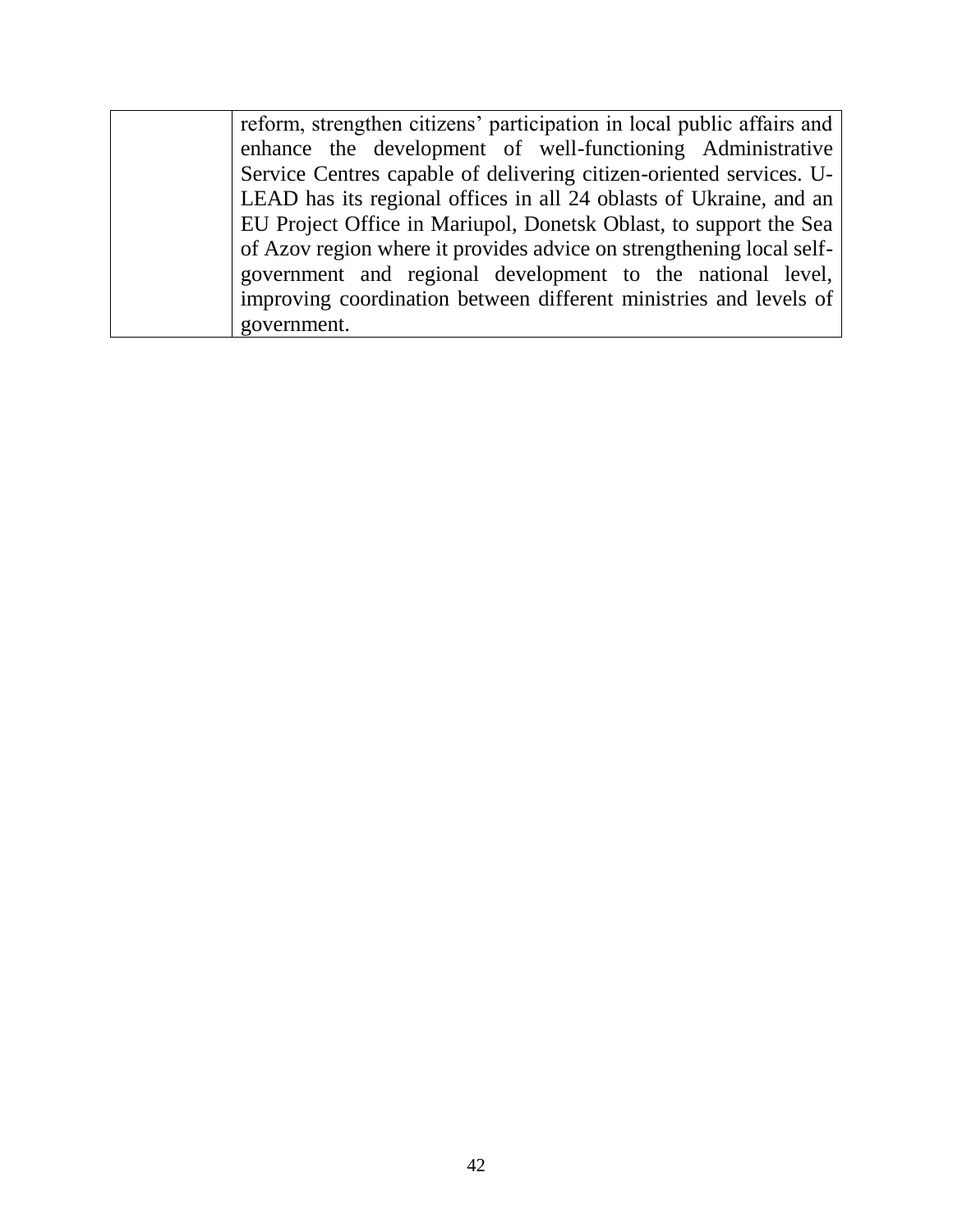| | |
|---|---|
| | reform, strengthen citizens' participation in local public affairs and enhance the development of well-functioning Administrative Service Centres capable of delivering citizen-oriented services. U-LEAD has its regional offices in all 24 oblasts of Ukraine, and an EU Project Office in Mariupol, Donetsk Oblast, to support the Sea of Azov region where it provides advice on strengthening local self-government and regional development to the national level, improving coordination between different ministries and levels of government. |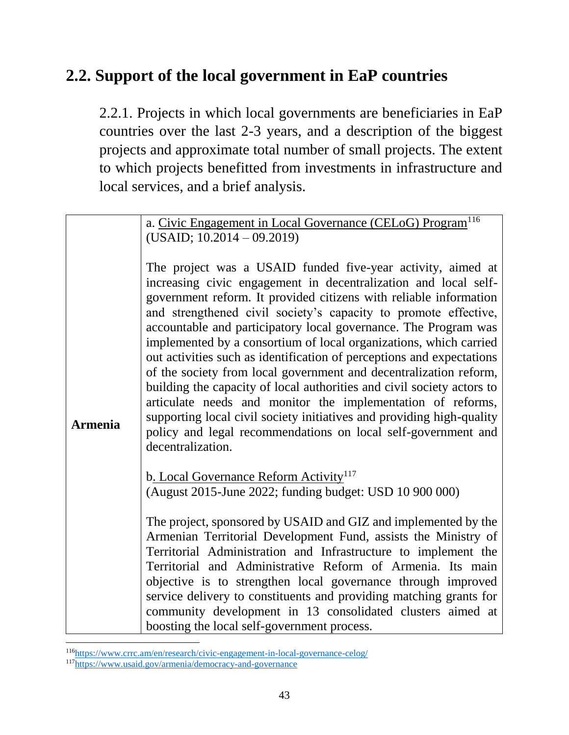## 2.2. Support of the local government in EaP countries

2.2.1. Projects in which local governments are beneficiaries in EaP countries over the last 2-3 years, and a description of the biggest projects and approximate total number of small projects. The extent to which projects benefitted from investments in infrastructure and local services, and a brief analysis.

| | |
|---|---|
| **Armenia** | a. Civic Engagement in Local Governance (CELoG) Program[116] (USAID; 10.2014 – 09.2019)<br><br>The project was a USAID funded five-year activity, aimed at increasing civic engagement in decentralization and local self-government reform. It provided citizens with reliable information and strengthened civil society's capacity to promote effective, accountable and participatory local governance. The Program was implemented by a consortium of local organizations, which carried out activities such as identification of perceptions and expectations of the society from local government and decentralization reform, building the capacity of local authorities and civil society actors to articulate needs and monitor the implementation of reforms, supporting local civil society initiatives and providing high-quality policy and legal recommendations on local self-government and decentralization.<br><br>b. Local Governance Reform Activity[117] (August 2015-June 2022; funding budget: USD 10 900 000)<br><br>The project, sponsored by USAID and GIZ and implemented by the Armenian Territorial Development Fund, assists the Ministry of Territorial Administration and Infrastructure to implement the Territorial and Administrative Reform of Armenia. Its main objective is to strengthen local governance through improved service delivery to constituents and providing matching grants for community development in 13 consolidated clusters aimed at boosting the local self-government process. |

[116] https://www.crrc.am/en/research/civic-engagement-in-local-governance-celog/

[117] https://www.usaid.gov/armenia/democracy-and-governance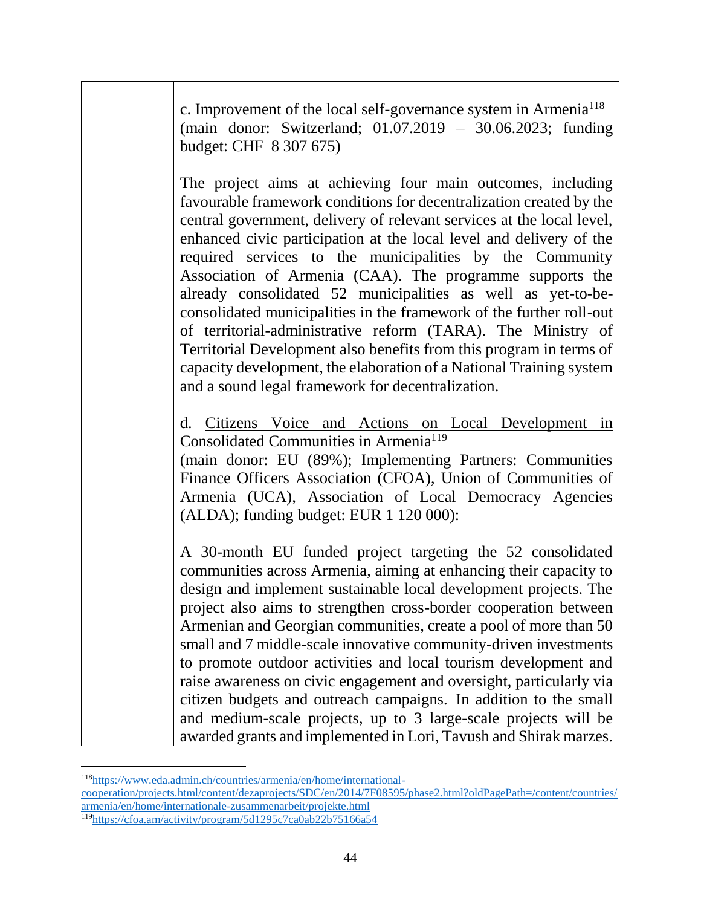| | c. Improvement of the local self-governance system in Armenia[118] (main donor: Switzerland; 01.07.2019 – 30.06.2023; funding budget: CHF 8 307 675)<br><br>The project aims at achieving four main outcomes, including favourable framework conditions for decentralization created by the central government, delivery of relevant services at the local level, enhanced civic participation at the local level and delivery of the required services to the municipalities by the Community Association of Armenia (CAA). The programme supports the already consolidated 52 municipalities as well as yet-to-be-consolidated municipalities in the framework of the further roll-out of territorial-administrative reform (TARA). The Ministry of Territorial Development also benefits from this program in terms of capacity development, the elaboration of a National Training system and a sound legal framework for decentralization.<br><br>d. Citizens Voice and Actions on Local Development in Consolidated Communities in Armenia[119]<br>(main donor: EU (89%); Implementing Partners: Communities Finance Officers Association (CFOA), Union of Communities of Armenia (UCA), Association of Local Democracy Agencies (ALDA); funding budget: EUR 1 120 000):<br><br>A 30-month EU funded project targeting the 52 consolidated communities across Armenia, aiming at enhancing their capacity to design and implement sustainable local development projects. The project also aims to strengthen cross-border cooperation between Armenian and Georgian communities, create a pool of more than 50 small and 7 middle-scale innovative community-driven investments to promote outdoor activities and local tourism development and raise awareness on civic engagement and oversight, particularly via citizen budgets and outreach campaigns. In addition to the small and medium-scale projects, up to 3 large-scale projects will be awarded grants and implemented in Lori, Tavush and Shirak marzes. |
|---|---|

[118] https://www.eda.admin.ch/countries/armenia/en/home/international-cooperation/projects.html/content/dezaprojects/SDC/en/2014/7F08595/phase2.html?oldPagePath=/content/countries/armenia/en/home/internationale-zusammenarbeit/projekte.html

[119] https://cfoa.am/activity/program/5d1295c7ca0ab22b75166a54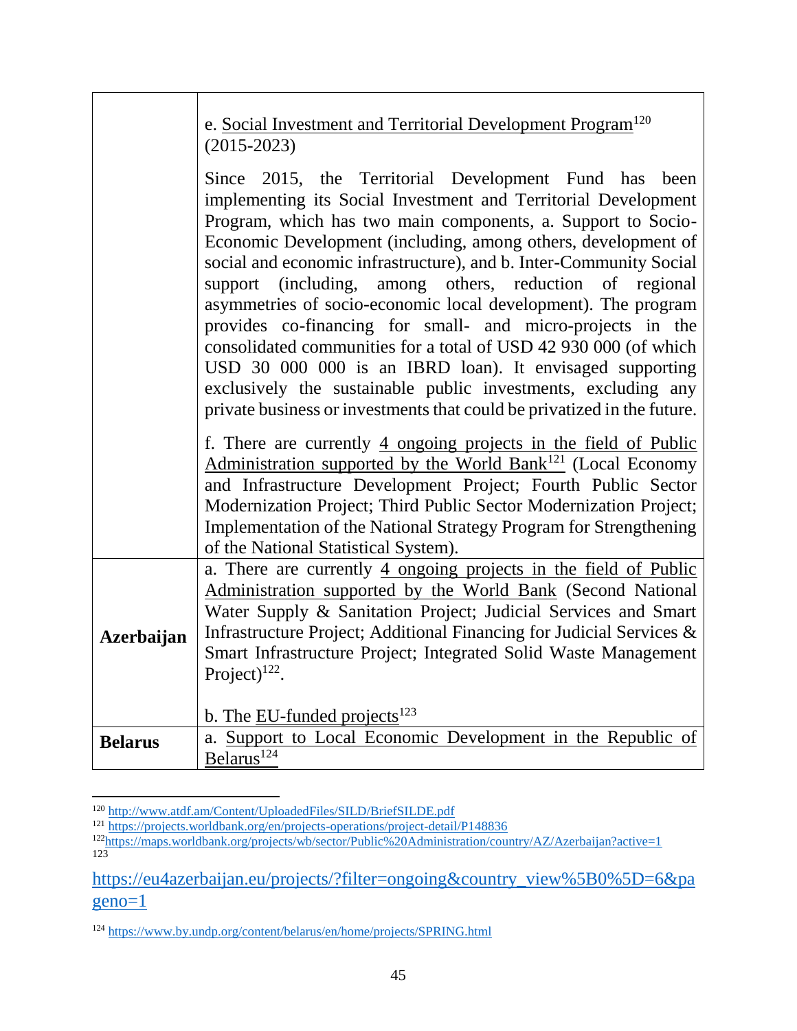| | |
|---|---|
| | e. Social Investment and Territorial Development Program[120] (2015-2023)<br><br>Since 2015, the Territorial Development Fund has been implementing its Social Investment and Territorial Development Program, which has two main components, a. Support to Socio-Economic Development (including, among others, development of social and economic infrastructure), and b. Inter-Community Social support (including, among others, reduction of regional asymmetries of socio-economic local development). The program provides co-financing for small- and micro-projects in the consolidated communities for a total of USD 42 930 000 (of which USD 30 000 000 is an IBRD loan). It envisaged supporting exclusively the sustainable public investments, excluding any private business or investments that could be privatized in the future.<br><br>f. There are currently 4 ongoing projects in the field of Public Administration supported by the World Bank[121] (Local Economy and Infrastructure Development Project; Fourth Public Sector Modernization Project; Third Public Sector Modernization Project; Implementation of the National Strategy Program for Strengthening of the National Statistical System). |
| **Azerbaijan** | a. There are currently 4 ongoing projects in the field of Public Administration supported by the World Bank (Second National Water Supply & Sanitation Project; Judicial Services and Smart Infrastructure Project; Additional Financing for Judicial Services & Smart Infrastructure Project; Integrated Solid Waste Management Project)[122].<br><br>b. The EU-funded projects[123] |
| **Belarus** | a. Support to Local Economic Development in the Republic of Belarus[124] |

[120] http://www.atdf.am/Content/UploadedFiles/SILD/BriefSILDE.pdf

[121] https://projects.worldbank.org/en/projects-operations/project-detail/P148836

[122] https://maps.worldbank.org/projects/wb/sector/Public%20Administration/country/AZ/Azerbaijan?active=1

[123] https://eu4azerbaijan.eu/projects/?filter=ongoing&country_view%5B0%5D=6&pageno=1

[124] https://www.by.undp.org/content/belarus/en/home/projects/SPRING.html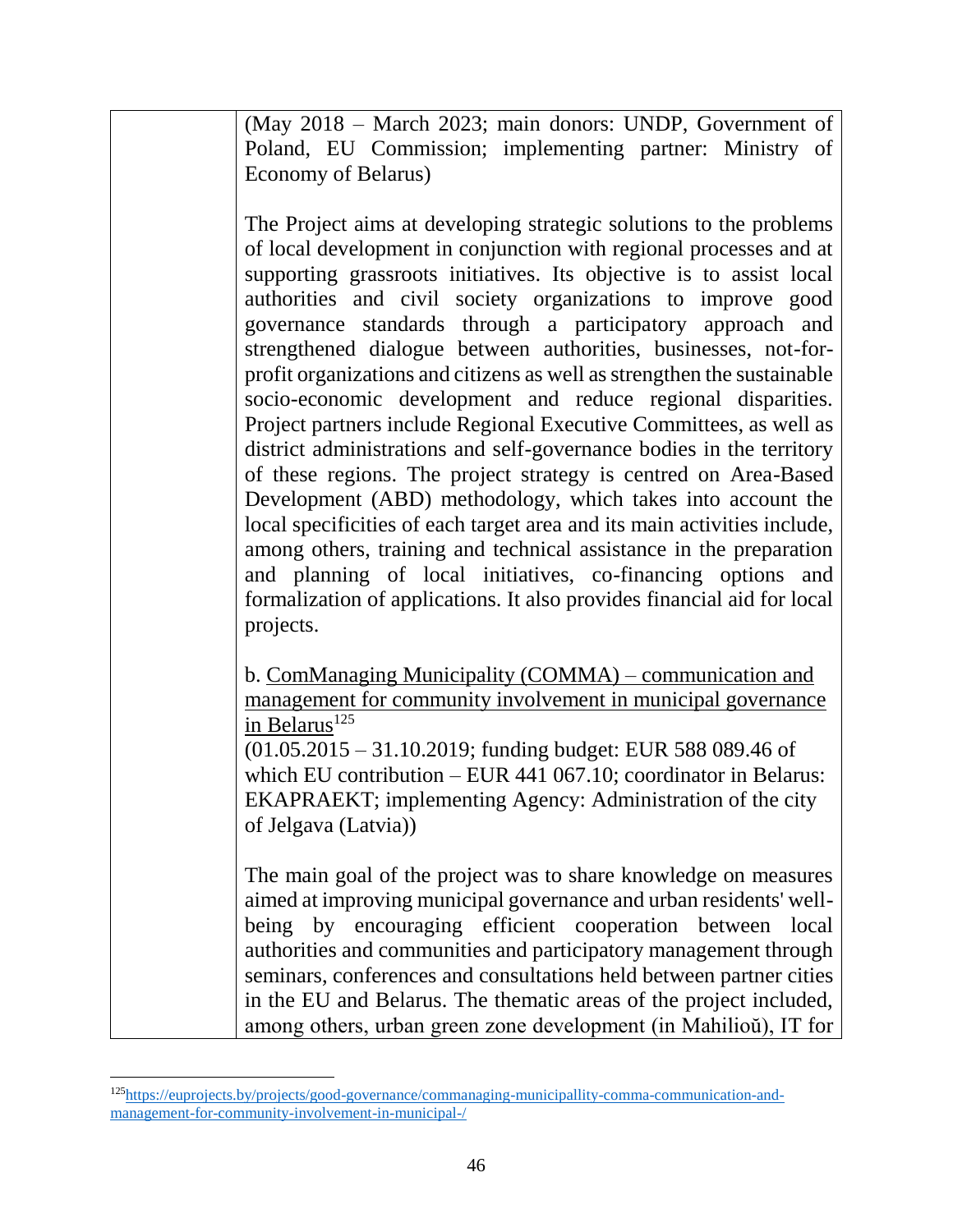| | |
|---|---|
| | (May 2018 – March 2023; main donors: UNDP, Government of Poland, EU Commission; implementing partner: Ministry of Economy of Belarus)<br><br>The Project aims at developing strategic solutions to the problems of local development in conjunction with regional processes and at supporting grassroots initiatives. Its objective is to assist local authorities and civil society organizations to improve good governance standards through a participatory approach and strengthened dialogue between authorities, businesses, not-for-profit organizations and citizens as well as strengthen the sustainable socio-economic development and reduce regional disparities. Project partners include Regional Executive Committees, as well as district administrations and self-governance bodies in the territory of these regions. The project strategy is centred on Area-Based Development (ABD) methodology, which takes into account the local specificities of each target area and its main activities include, among others, training and technical assistance in the preparation and planning of local initiatives, co-financing options and formalization of applications. It also provides financial aid for local projects.<br><br>b. ComManaging Municipality (COMMA) – communication and management for community involvement in municipal governance in Belarus[125]<br>(01.05.2015 – 31.10.2019; funding budget: EUR 588 089.46 of which EU contribution – EUR 441 067.10; coordinator in Belarus: EKAPRAEKT; implementing Agency: Administration of the city of Jelgava (Latvia))<br><br>The main goal of the project was to share knowledge on measures aimed at improving municipal governance and urban residents' well-being by encouraging efficient cooperation between local authorities and communities and participatory management through seminars, conferences and consultations held between partner cities in the EU and Belarus. The thematic areas of the project included, among others, urban green zone development (in Mahilioŭ), IT for |

[125] https://euprojects.by/projects/good-governance/commanaging-municipallity-comma-communication-and-management-for-community-involvement-in-municipal-/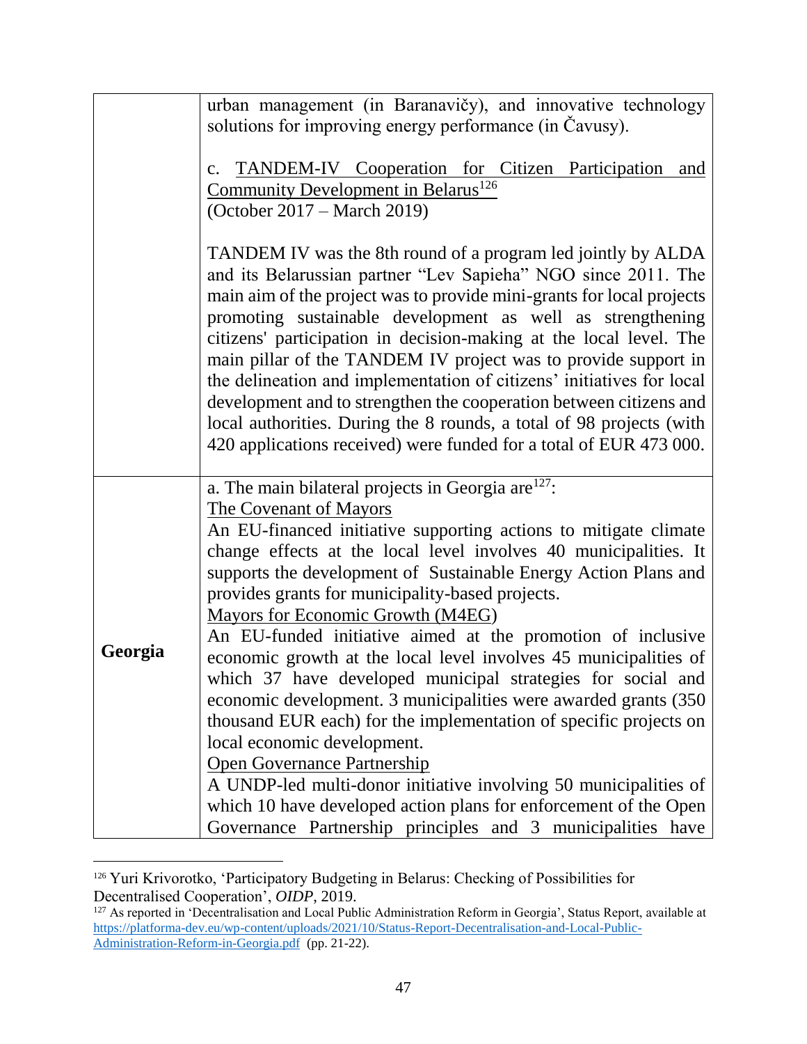| | |
|---|---|
| | urban management (in Baranavičy), and innovative technology solutions for improving energy performance (in Čavusy).<br><br>c. TANDEM-IV Cooperation for Citizen Participation and Community Development in Belarus[126]<br>(October 2017 – March 2019)<br><br>TANDEM IV was the 8th round of a program led jointly by ALDA and its Belarussian partner "Lev Sapieha" NGO since 2011. The main aim of the project was to provide mini-grants for local projects promoting sustainable development as well as strengthening citizens' participation in decision-making at the local level. The main pillar of the TANDEM IV project was to provide support in the delineation and implementation of citizens' initiatives for local development and to strengthen the cooperation between citizens and local authorities. During the 8 rounds, a total of 98 projects (with 420 applications received) were funded for a total of EUR 473 000. |
| **Georgia** | a. The main bilateral projects in Georgia are[127]:<br>The Covenant of Mayors<br>An EU-financed initiative supporting actions to mitigate climate change effects at the local level involves 40 municipalities. It supports the development of Sustainable Energy Action Plans and provides grants for municipality-based projects.<br>Mayors for Economic Growth (M4EG)<br>An EU-funded initiative aimed at the promotion of inclusive economic growth at the local level involves 45 municipalities of which 37 have developed municipal strategies for social and economic development. 3 municipalities were awarded grants (350 thousand EUR each) for the implementation of specific projects on local economic development.<br>Open Governance Partnership<br>A UNDP-led multi-donor initiative involving 50 municipalities of which 10 have developed action plans for enforcement of the Open Governance Partnership principles and 3 municipalities have |

[126] Yuri Krivorotko, 'Participatory Budgeting in Belarus: Checking of Possibilities for Decentralised Cooperation', *OIDP*, 2019.

[127] As reported in 'Decentralisation and Local Public Administration Reform in Georgia', Status Report, available at https://platforma-dev.eu/wp-content/uploads/2021/10/Status-Report-Decentralisation-and-Local-Public-Administration-Reform-in-Georgia.pdf (pp. 21-22).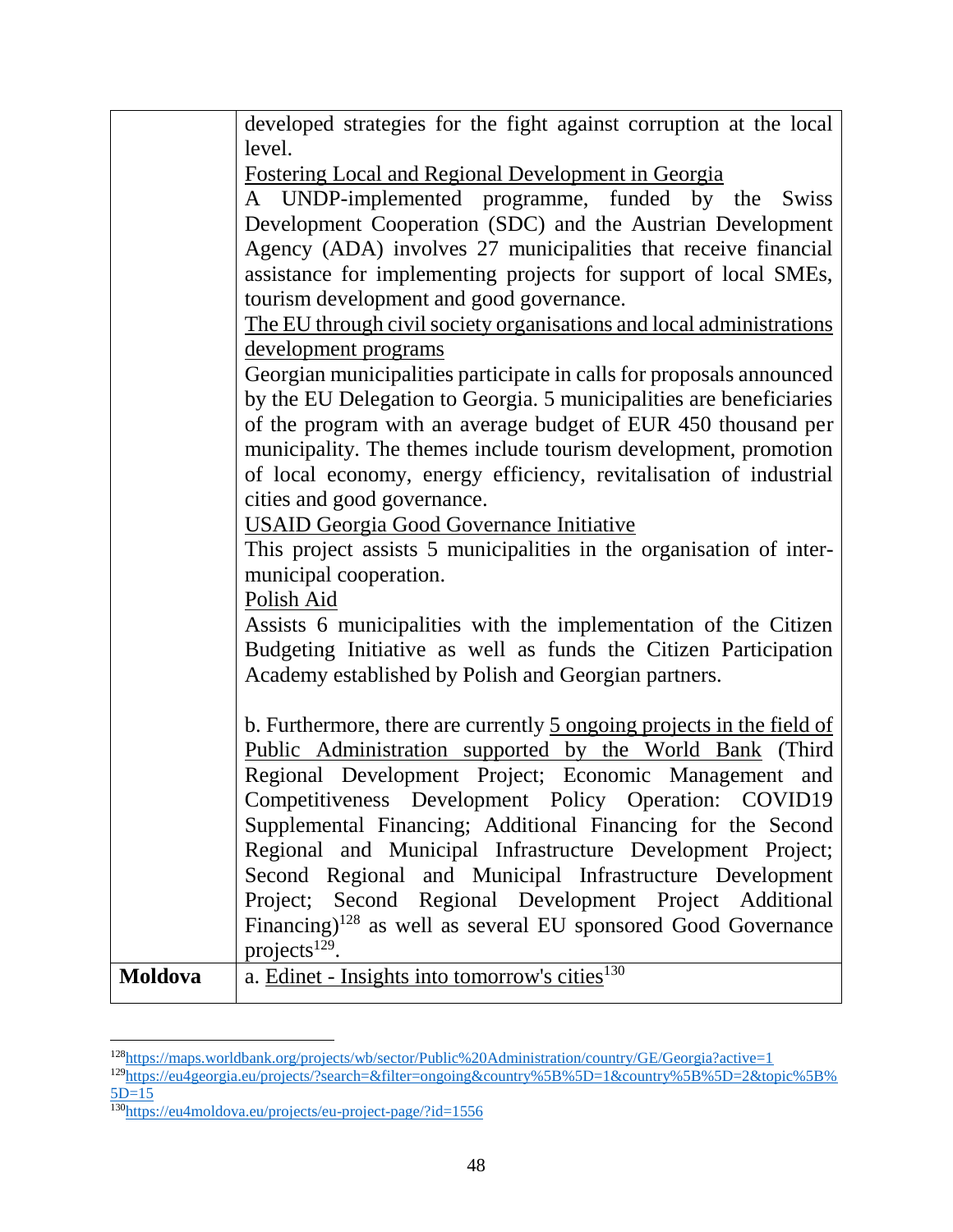| | |
|---|---|
| | developed strategies for the fight against corruption at the local level.<br>Fostering Local and Regional Development in Georgia<br>A UNDP-implemented programme, funded by the Swiss Development Cooperation (SDC) and the Austrian Development Agency (ADA) involves 27 municipalities that receive financial assistance for implementing projects for support of local SMEs, tourism development and good governance.<br>The EU through civil society organisations and local administrations development programs<br>Georgian municipalities participate in calls for proposals announced by the EU Delegation to Georgia. 5 municipalities are beneficiaries of the program with an average budget of EUR 450 thousand per municipality. The themes include tourism development, promotion of local economy, energy efficiency, revitalisation of industrial cities and good governance.<br>USAID Georgia Good Governance Initiative<br>This project assists 5 municipalities in the organisation of inter-municipal cooperation.<br>Polish Aid<br>Assists 6 municipalities with the implementation of the Citizen Budgeting Initiative as well as funds the Citizen Participation Academy established by Polish and Georgian partners.<br><br>b. Furthermore, there are currently 5 ongoing projects in the field of Public Administration supported by the World Bank (Third Regional Development Project; Economic Management and Competitiveness Development Policy Operation: COVID19 Supplemental Financing; Additional Financing for the Second Regional and Municipal Infrastructure Development Project; Second Regional and Municipal Infrastructure Development Project; Second Regional Development Project Additional Financing)[128] as well as several EU sponsored Good Governance projects[129]. |
| **Moldova** | a. Edinet - Insights into tomorrow's cities[130] |

[128] https://maps.worldbank.org/projects/wb/sector/Public%20Administration/country/GE/Georgia?active=1

[129] https://eu4georgia.eu/projects/?search=&filter=ongoing&country%5B%5D=1&country%5B%5D=2&topic%5B%5D=15

[130] https://eu4moldova.eu/projects/eu-project-page/?id=1556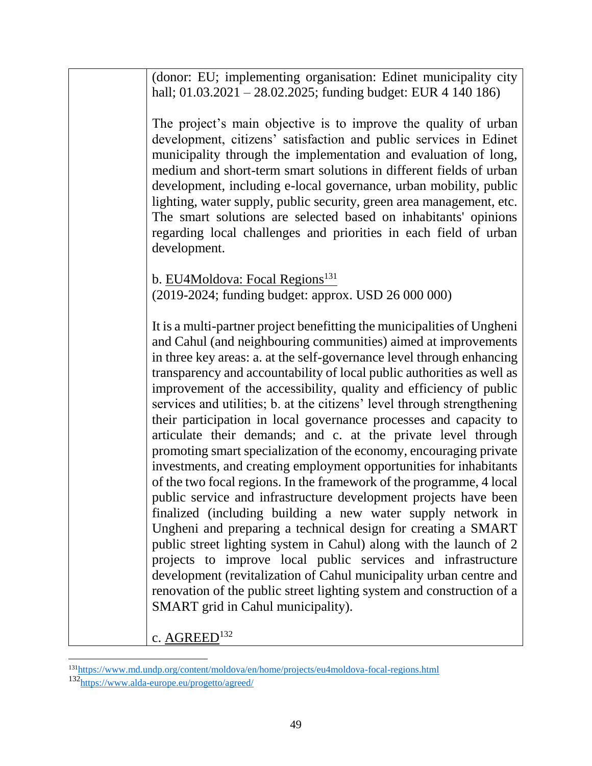| | (donor: EU; implementing organisation: Edinet municipality city hall; 01.03.2021 – 28.02.2025; funding budget: EUR 4 140 186)<br><br>The project's main objective is to improve the quality of urban development, citizens' satisfaction and public services in Edinet municipality through the implementation and evaluation of long, medium and short-term smart solutions in different fields of urban development, including e-local governance, urban mobility, public lighting, water supply, public security, green area management, etc. The smart solutions are selected based on inhabitants' opinions regarding local challenges and priorities in each field of urban development.<br><br>b. EU4Moldova: Focal Regions[131]<br>(2019-2024; funding budget: approx. USD 26 000 000)<br><br>It is a multi-partner project benefitting the municipalities of Ungheni and Cahul (and neighbouring communities) aimed at improvements in three key areas: a. at the self-governance level through enhancing transparency and accountability of local public authorities as well as improvement of the accessibility, quality and efficiency of public services and utilities; b. at the citizens' level through strengthening their participation in local governance processes and capacity to articulate their demands; and c. at the private level through promoting smart specialization of the economy, encouraging private investments, and creating employment opportunities for inhabitants of the two focal regions. In the framework of the programme, 4 local public service and infrastructure development projects have been finalized (including building a new water supply network in Ungheni and preparing a technical design for creating a SMART public street lighting system in Cahul) along with the launch of 2 projects to improve local public services and infrastructure development (revitalization of Cahul municipality urban centre and renovation of the public street lighting system and construction of a SMART grid in Cahul municipality).<br><br>c. AGREED[132] |
|---|---|

[131] https://www.md.undp.org/content/moldova/en/home/projects/eu4moldova-focal-regions.html

[132] https://www.alda-europe.eu/progetto/agreed/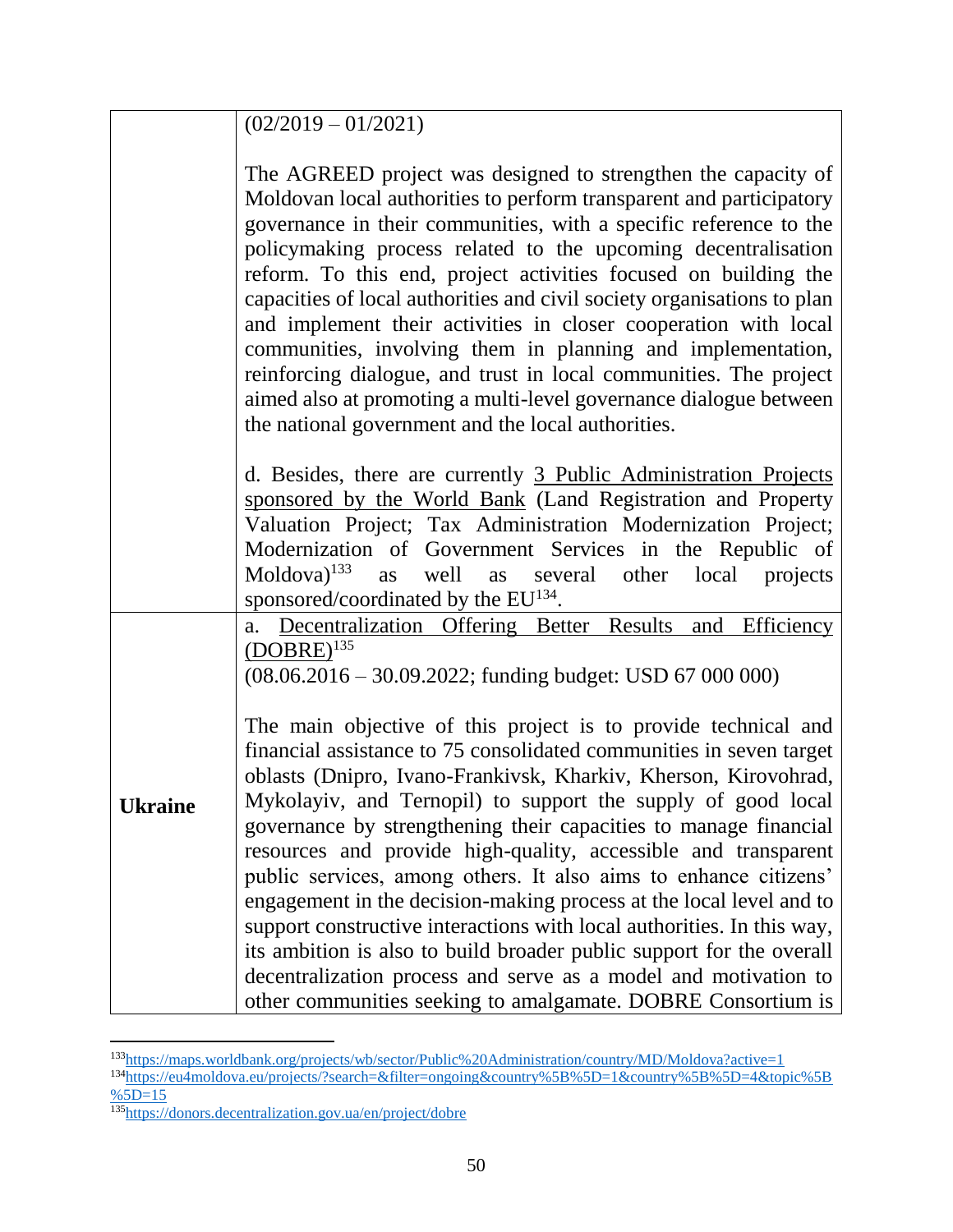| | |
|---|---|
| | (02/2019 – 01/2021)<br><br>The AGREED project was designed to strengthen the capacity of Moldovan local authorities to perform transparent and participatory governance in their communities, with a specific reference to the policymaking process related to the upcoming decentralisation reform. To this end, project activities focused on building the capacities of local authorities and civil society organisations to plan and implement their activities in closer cooperation with local communities, involving them in planning and implementation, reinforcing dialogue, and trust in local communities. The project aimed also at promoting a multi-level governance dialogue between the national government and the local authorities.<br><br>d. Besides, there are currently 3 Public Administration Projects sponsored by the World Bank (Land Registration and Property Valuation Project; Tax Administration Modernization Project; Modernization of Government Services in the Republic of Moldova)[133] as well as several other local projects sponsored/coordinated by the EU[134]. |
| **Ukraine** | a. Decentralization Offering Better Results and Efficiency (DOBRE)[135]<br>(08.06.2016 – 30.09.2022; funding budget: USD 67 000 000)<br><br>The main objective of this project is to provide technical and financial assistance to 75 consolidated communities in seven target oblasts (Dnipro, Ivano-Frankivsk, Kharkiv, Kherson, Kirovohrad, Mykolayiv, and Ternopil) to support the supply of good local governance by strengthening their capacities to manage financial resources and provide high-quality, accessible and transparent public services, among others. It also aims to enhance citizens' engagement in the decision-making process at the local level and to support constructive interactions with local authorities. In this way, its ambition is also to build broader public support for the overall decentralization process and serve as a model and motivation to other communities seeking to amalgamate. DOBRE Consortium is |

[133] https://maps.worldbank.org/projects/wb/sector/Public%20Administration/country/MD/Moldova?active=1

[134] https://eu4moldova.eu/projects/?search=&filter=ongoing&country%5B%5D=1&country%5B%5D=4&topic%5B%5D=15

[135] https://donors.decentralization.gov.ua/en/project/dobre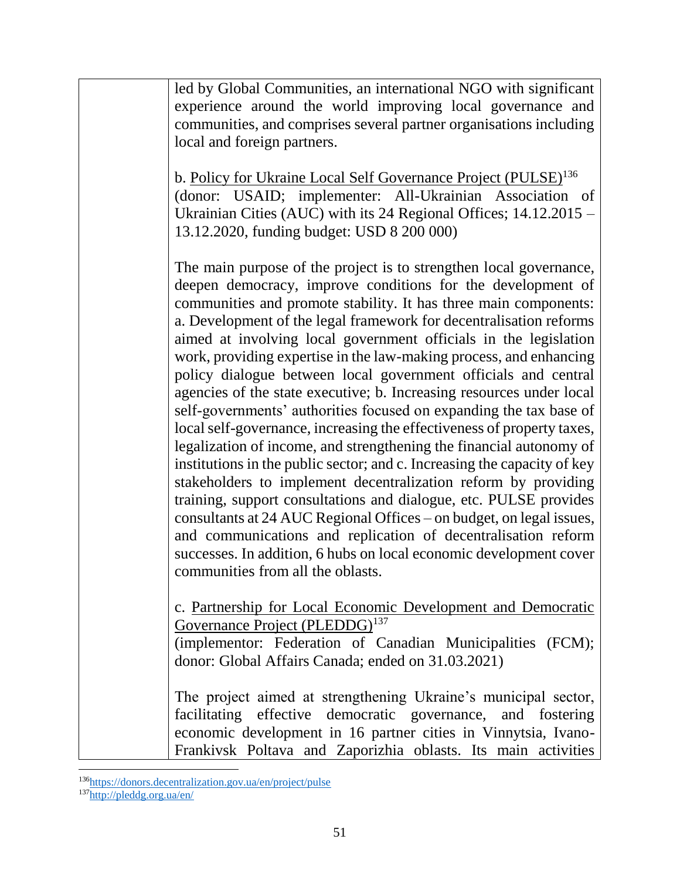| | led by Global Communities, an international NGO with significant experience around the world improving local governance and communities, and comprises several partner organisations including local and foreign partners.<br><br>b. Policy for Ukraine Local Self Governance Project (PULSE)[136]<br>(donor: USAID; implementer: All-Ukrainian Association of Ukrainian Cities (AUC) with its 24 Regional Offices; 14.12.2015 – 13.12.2020, funding budget: USD 8 200 000)<br><br>The main purpose of the project is to strengthen local governance, deepen democracy, improve conditions for the development of communities and promote stability. It has three main components: a. Development of the legal framework for decentralisation reforms aimed at involving local government officials in the legislation work, providing expertise in the law-making process, and enhancing policy dialogue between local government officials and central agencies of the state executive; b. Increasing resources under local self-governments' authorities focused on expanding the tax base of local self-governance, increasing the effectiveness of property taxes, legalization of income, and strengthening the financial autonomy of institutions in the public sector; and c. Increasing the capacity of key stakeholders to implement decentralization reform by providing training, support consultations and dialogue, etc. PULSE provides consultants at 24 AUC Regional Offices – on budget, on legal issues, and communications and replication of decentralisation reform successes. In addition, 6 hubs on local economic development cover communities from all the oblasts.<br><br>c. Partnership for Local Economic Development and Democratic Governance Project (PLEDDG)[137]<br>(implementor: Federation of Canadian Municipalities (FCM); donor: Global Affairs Canada; ended on 31.03.2021)<br><br>The project aimed at strengthening Ukraine's municipal sector, facilitating effective democratic governance, and fostering economic development in 16 partner cities in Vinnytsia, Ivano-Frankivsk Poltava and Zaporizhia oblasts. Its main activities |
|---|---|

[136] https://donors.decentralization.gov.ua/en/project/pulse

[137] http://pleddg.org.ua/en/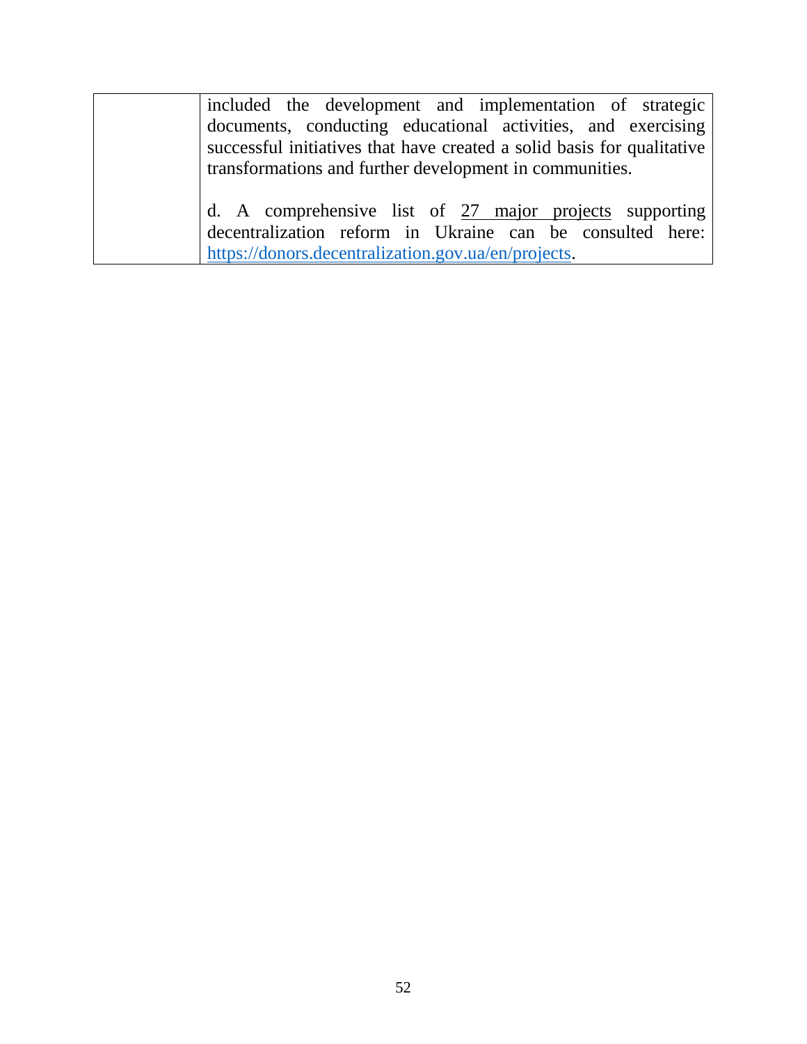|  |  |
|---|---|
|  | included the development and implementation of strategic documents, conducting educational activities, and exercising successful initiatives that have created a solid basis for qualitative transformations and further development in communities.<br><br>d. A comprehensive list of 27 major projects supporting decentralization reform in Ukraine can be consulted here: https://donors.decentralization.gov.ua/en/projects. |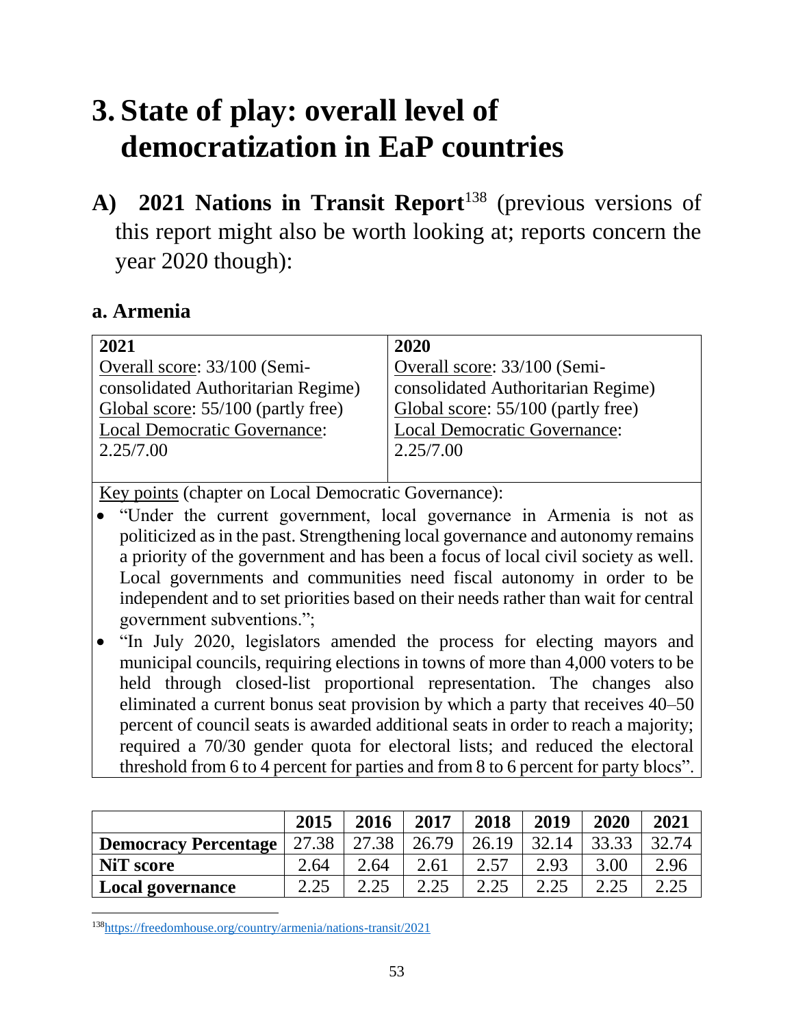# 3. State of play: overall level of democratization in EaP countries

## A) 2021 Nations in Transit Report[138] (previous versions of this report might also be worth looking at; reports concern the year 2020 though):

### a. Armenia

| 2021 | 2020 |
|---|---|
| Overall score: 33/100 (Semi-consolidated Authoritarian Regime)<br>Global score: 55/100 (partly free)<br>Local Democratic Governance: 2.25/7.00 | Overall score: 33/100 (Semi-consolidated Authoritarian Regime)<br>Global score: 55/100 (partly free)<br>Local Democratic Governance: 2.25/7.00 |

Key points (chapter on Local Democratic Governance):

- "Under the current government, local governance in Armenia is not as politicized as in the past. Strengthening local governance and autonomy remains a priority of the government and has been a focus of local civil society as well. Local governments and communities need fiscal autonomy in order to be independent and to set priorities based on their needs rather than wait for central government subventions.";
- "In July 2020, legislators amended the process for electing mayors and municipal councils, requiring elections in towns of more than 4,000 voters to be held through closed-list proportional representation. The changes also eliminated a current bonus seat provision by which a party that receives 40–50 percent of council seats is awarded additional seats in order to reach a majority; required a 70/30 gender quota for electoral lists; and reduced the electoral threshold from 6 to 4 percent for parties and from 8 to 6 percent for party blocs".

| | 2015 | 2016 | 2017 | 2018 | 2019 | 2020 | 2021 |
|---|---|---|---|---|---|---|---|
| **Democracy Percentage** | 27.38 | 27.38 | 26.79 | 26.19 | 32.14 | 33.33 | 32.74 |
| **NiT score** | 2.64 | 2.64 | 2.61 | 2.57 | 2.93 | 3.00 | 2.96 |
| **Local governance** | 2.25 | 2.25 | 2.25 | 2.25 | 2.25 | 2.25 | 2.25 |

[138] https://freedomhouse.org/country/armenia/nations-transit/2021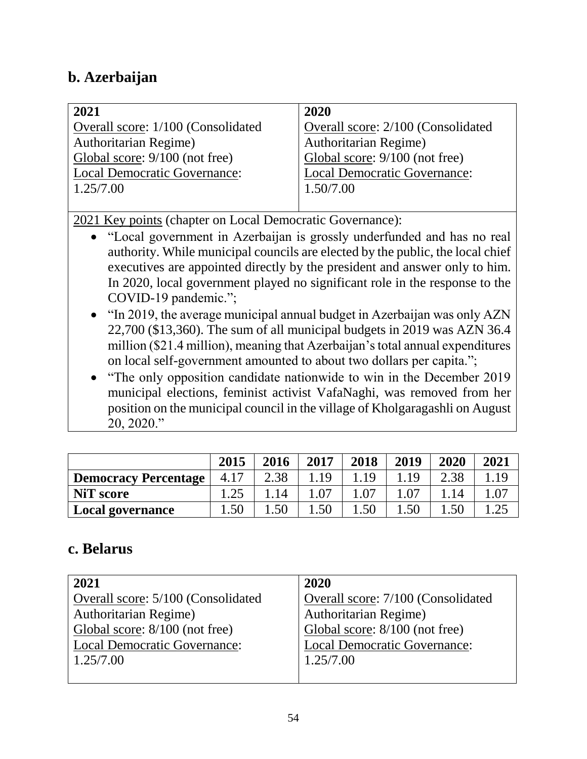## b. Azerbaijan

| 2021 | 2020 |
|---|---|
| Overall score: 1/100 (Consolidated Authoritarian Regime)<br>Global score: 9/100 (not free)<br>Local Democratic Governance: 1.25/7.00 | Overall score: 2/100 (Consolidated Authoritarian Regime)<br>Global score: 9/100 (not free)<br>Local Democratic Governance: 1.50/7.00 |

2021 Key points (chapter on Local Democratic Governance):

- "Local government in Azerbaijan is grossly underfunded and has no real authority. While municipal councils are elected by the public, the local chief executives are appointed directly by the president and answer only to him. In 2020, local government played no significant role in the response to the COVID-19 pandemic.";
- "In 2019, the average municipal annual budget in Azerbaijan was only AZN 22,700 ($13,360). The sum of all municipal budgets in 2019 was AZN 36.4 million ($21.4 million), meaning that Azerbaijan's total annual expenditures on local self-government amounted to about two dollars per capita.";
- "The only opposition candidate nationwide to win in the December 2019 municipal elections, feminist activist VafaNaghi, was removed from her position on the municipal council in the village of Kholgaragashli on August 20, 2020."

| | 2015 | 2016 | 2017 | 2018 | 2019 | 2020 | 2021 |
|---|---|---|---|---|---|---|---|
| **Democracy Percentage** | 4.17 | 2.38 | 1.19 | 1.19 | 1.19 | 2.38 | 1.19 |
| **NiT score** | 1.25 | 1.14 | 1.07 | 1.07 | 1.07 | 1.14 | 1.07 |
| **Local governance** | 1.50 | 1.50 | 1.50 | 1.50 | 1.50 | 1.50 | 1.25 |

## c. Belarus

| 2021 | 2020 |
|---|---|
| Overall score: 5/100 (Consolidated Authoritarian Regime)<br>Global score: 8/100 (not free)<br>Local Democratic Governance: 1.25/7.00 | Overall score: 7/100 (Consolidated Authoritarian Regime)<br>Global score: 8/100 (not free)<br>Local Democratic Governance: 1.25/7.00 |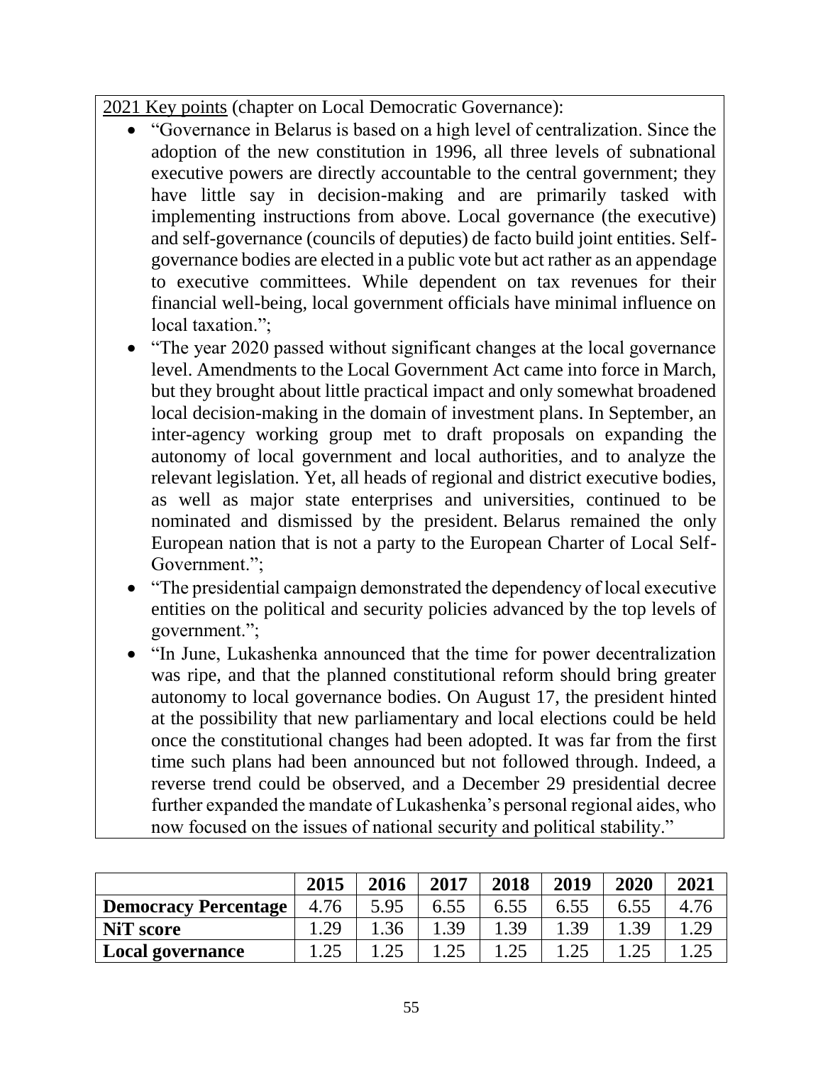2021 Key points (chapter on Local Democratic Governance):

- "Governance in Belarus is based on a high level of centralization. Since the adoption of the new constitution in 1996, all three levels of subnational executive powers are directly accountable to the central government; they have little say in decision-making and are primarily tasked with implementing instructions from above. Local governance (the executive) and self-governance (councils of deputies) de facto build joint entities. Self-governance bodies are elected in a public vote but act rather as an appendage to executive committees. While dependent on tax revenues for their financial well-being, local government officials have minimal influence on local taxation.";
- "The year 2020 passed without significant changes at the local governance level. Amendments to the Local Government Act came into force in March, but they brought about little practical impact and only somewhat broadened local decision-making in the domain of investment plans. In September, an inter-agency working group met to draft proposals on expanding the autonomy of local government and local authorities, and to analyze the relevant legislation. Yet, all heads of regional and district executive bodies, as well as major state enterprises and universities, continued to be nominated and dismissed by the president. Belarus remained the only European nation that is not a party to the European Charter of Local Self-Government.";
- "The presidential campaign demonstrated the dependency of local executive entities on the political and security policies advanced by the top levels of government.";
- "In June, Lukashenka announced that the time for power decentralization was ripe, and that the planned constitutional reform should bring greater autonomy to local governance bodies. On August 17, the president hinted at the possibility that new parliamentary and local elections could be held once the constitutional changes had been adopted. It was far from the first time such plans had been announced but not followed through. Indeed, a reverse trend could be observed, and a December 29 presidential decree further expanded the mandate of Lukashenka's personal regional aides, who now focused on the issues of national security and political stability."

| | 2015 | 2016 | 2017 | 2018 | 2019 | 2020 | 2021 |
|---|---|---|---|---|---|---|---|
| **Democracy Percentage** | 4.76 | 5.95 | 6.55 | 6.55 | 6.55 | 6.55 | 4.76 |
| **NiT score** | 1.29 | 1.36 | 1.39 | 1.39 | 1.39 | 1.39 | 1.29 |
| **Local governance** | 1.25 | 1.25 | 1.25 | 1.25 | 1.25 | 1.25 | 1.25 |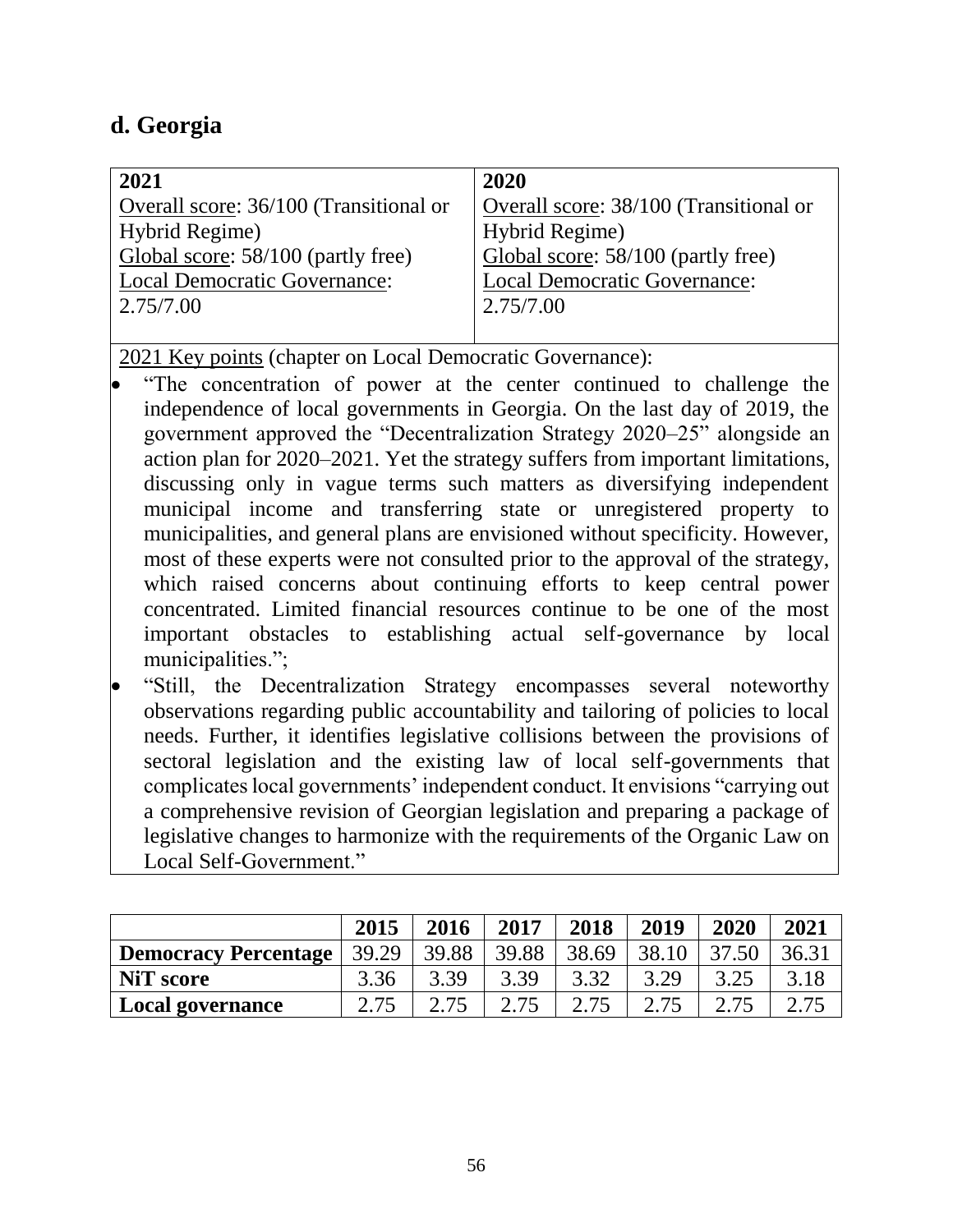## d. Georgia

| 2021 | 2020 |
|---|---|
| Overall score: 36/100 (Transitional or Hybrid Regime)<br>Global score: 58/100 (partly free)<br>Local Democratic Governance: 2.75/7.00 | Overall score: 38/100 (Transitional or Hybrid Regime)<br>Global score: 58/100 (partly free)<br>Local Democratic Governance: 2.75/7.00 |

2021 Key points (chapter on Local Democratic Governance):

- "The concentration of power at the center continued to challenge the independence of local governments in Georgia. On the last day of 2019, the government approved the "Decentralization Strategy 2020–25" alongside an action plan for 2020–2021. Yet the strategy suffers from important limitations, discussing only in vague terms such matters as diversifying independent municipal income and transferring state or unregistered property to municipalities, and general plans are envisioned without specificity. However, most of these experts were not consulted prior to the approval of the strategy, which raised concerns about continuing efforts to keep central power concentrated. Limited financial resources continue to be one of the most important obstacles to establishing actual self-governance by local municipalities.";
- "Still, the Decentralization Strategy encompasses several noteworthy observations regarding public accountability and tailoring of policies to local needs. Further, it identifies legislative collisions between the provisions of sectoral legislation and the existing law of local self-governments that complicates local governments' independent conduct. It envisions "carrying out a comprehensive revision of Georgian legislation and preparing a package of legislative changes to harmonize with the requirements of the Organic Law on Local Self-Government."

| | 2015 | 2016 | 2017 | 2018 | 2019 | 2020 | 2021 |
|---|---|---|---|---|---|---|---|
| **Democracy Percentage** | 39.29 | 39.88 | 39.88 | 38.69 | 38.10 | 37.50 | 36.31 |
| **NiT score** | 3.36 | 3.39 | 3.39 | 3.32 | 3.29 | 3.25 | 3.18 |
| **Local governance** | 2.75 | 2.75 | 2.75 | 2.75 | 2.75 | 2.75 | 2.75 |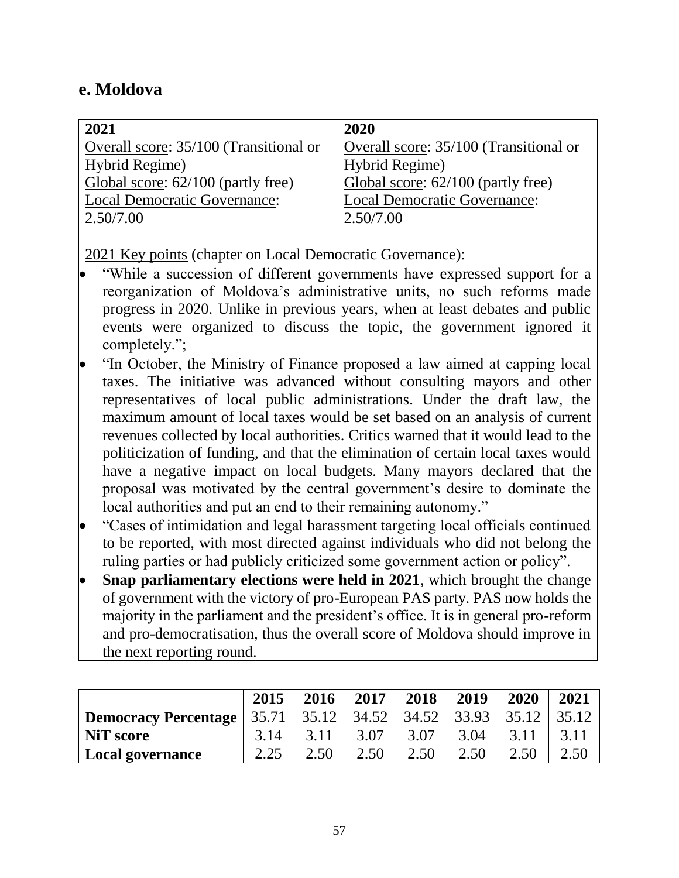## e. Moldova

| 2021 | 2020 |
|---|---|
| Overall score: 35/100 (Transitional or Hybrid Regime)<br>Global score: 62/100 (partly free)<br>Local Democratic Governance: 2.50/7.00 | Overall score: 35/100 (Transitional or Hybrid Regime)<br>Global score: 62/100 (partly free)<br>Local Democratic Governance: 2.50/7.00 |

2021 Key points (chapter on Local Democratic Governance):

- "While a succession of different governments have expressed support for a reorganization of Moldova's administrative units, no such reforms made progress in 2020. Unlike in previous years, when at least debates and public events were organized to discuss the topic, the government ignored it completely.";
- "In October, the Ministry of Finance proposed a law aimed at capping local taxes. The initiative was advanced without consulting mayors and other representatives of local public administrations. Under the draft law, the maximum amount of local taxes would be set based on an analysis of current revenues collected by local authorities. Critics warned that it would lead to the politicization of funding, and that the elimination of certain local taxes would have a negative impact on local budgets. Many mayors declared that the proposal was motivated by the central government's desire to dominate the local authorities and put an end to their remaining autonomy."
- "Cases of intimidation and legal harassment targeting local officials continued to be reported, with most directed against individuals who did not belong the ruling parties or had publicly criticized some government action or policy".
- **Snap parliamentary elections were held in 2021**, which brought the change of government with the victory of pro-European PAS party. PAS now holds the majority in the parliament and the president's office. It is in general pro-reform and pro-democratisation, thus the overall score of Moldova should improve in the next reporting round.

| | 2015 | 2016 | 2017 | 2018 | 2019 | 2020 | 2021 |
|---|---|---|---|---|---|---|---|
| **Democracy Percentage** | 35.71 | 35.12 | 34.52 | 34.52 | 33.93 | 35.12 | 35.12 |
| **NiT score** | 3.14 | 3.11 | 3.07 | 3.07 | 3.04 | 3.11 | 3.11 |
| **Local governance** | 2.25 | 2.50 | 2.50 | 2.50 | 2.50 | 2.50 | 2.50 |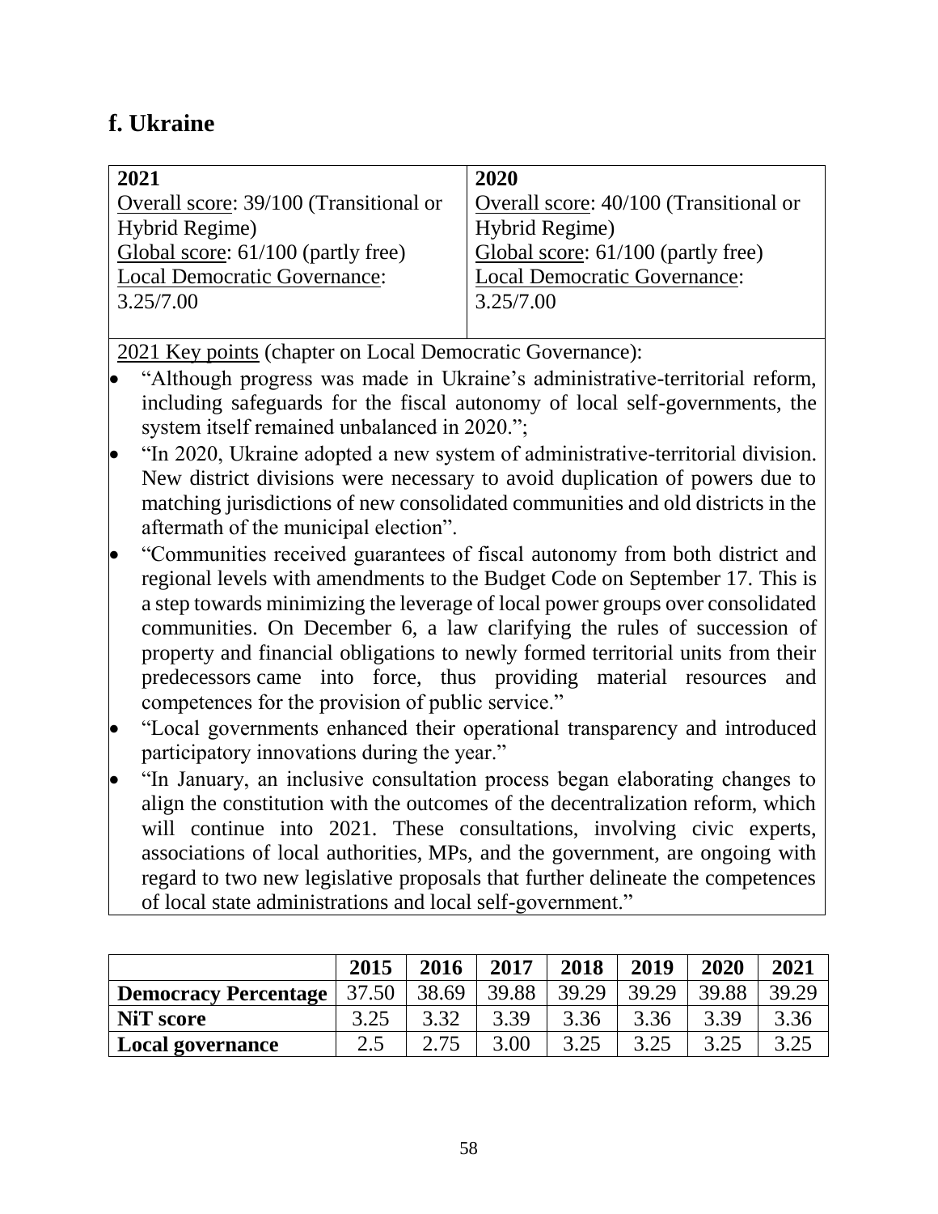## f. Ukraine

| 2021 | 2020 |
|---|---|
| Overall score: 39/100 (Transitional or Hybrid Regime)<br>Global score: 61/100 (partly free)<br>Local Democratic Governance: 3.25/7.00 | Overall score: 40/100 (Transitional or Hybrid Regime)<br>Global score: 61/100 (partly free)<br>Local Democratic Governance: 3.25/7.00 |

2021 Key points (chapter on Local Democratic Governance):

- "Although progress was made in Ukraine's administrative-territorial reform, including safeguards for the fiscal autonomy of local self-governments, the system itself remained unbalanced in 2020.";
- "In 2020, Ukraine adopted a new system of administrative-territorial division. New district divisions were necessary to avoid duplication of powers due to matching jurisdictions of new consolidated communities and old districts in the aftermath of the municipal election".
- "Communities received guarantees of fiscal autonomy from both district and regional levels with amendments to the Budget Code on September 17. This is a step towards minimizing the leverage of local power groups over consolidated communities. On December 6, a law clarifying the rules of succession of property and financial obligations to newly formed territorial units from their predecessors came into force, thus providing material resources and competences for the provision of public service."
- "Local governments enhanced their operational transparency and introduced participatory innovations during the year."
- "In January, an inclusive consultation process began elaborating changes to align the constitution with the outcomes of the decentralization reform, which will continue into 2021. These consultations, involving civic experts, associations of local authorities, MPs, and the government, are ongoing with regard to two new legislative proposals that further delineate the competences of local state administrations and local self-government."

| | 2015 | 2016 | 2017 | 2018 | 2019 | 2020 | 2021 |
|---|---|---|---|---|---|---|---|
| **Democracy Percentage** | 37.50 | 38.69 | 39.88 | 39.29 | 39.29 | 39.88 | 39.29 |
| **NiT score** | 3.25 | 3.32 | 3.39 | 3.36 | 3.36 | 3.39 | 3.36 |
| **Local governance** | 2.5 | 2.75 | 3.00 | 3.25 | 3.25 | 3.25 | 3.25 |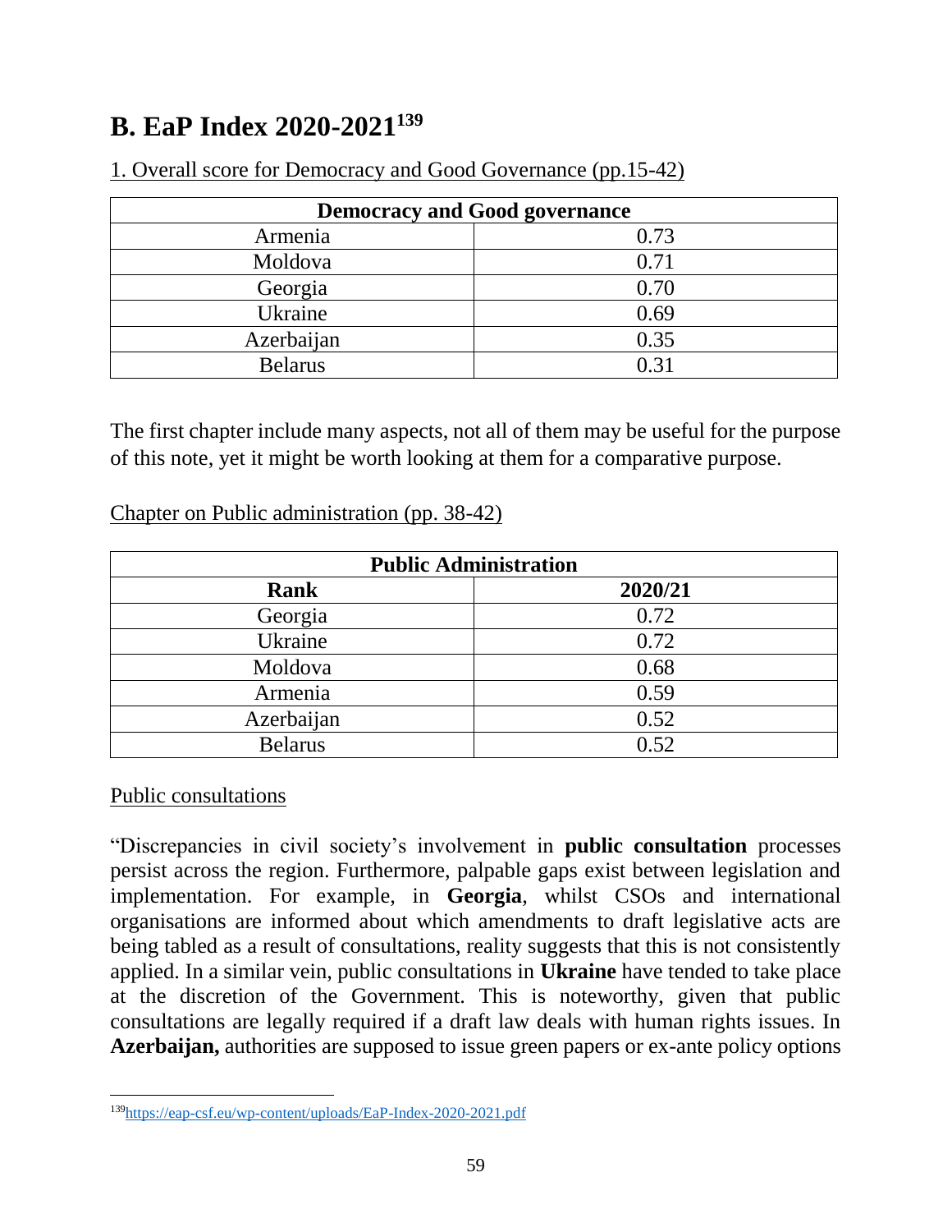## B. EaP Index 2020-2021[139]

1. Overall score for Democracy and Good Governance (pp.15-42)

| Democracy and Good governance | |
|---|---|
| Armenia | 0.73 |
| Moldova | 0.71 |
| Georgia | 0.70 |
| Ukraine | 0.69 |
| Azerbaijan | 0.35 |
| Belarus | 0.31 |

The first chapter include many aspects, not all of them may be useful for the purpose of this note, yet it might be worth looking at them for a comparative purpose.

Chapter on Public administration (pp. 38-42)

| Public Administration | |
|---|---|
| **Rank** | **2020/21** |
| Georgia | 0.72 |
| Ukraine | 0.72 |
| Moldova | 0.68 |
| Armenia | 0.59 |
| Azerbaijan | 0.52 |
| Belarus | 0.52 |

Public consultations

"Discrepancies in civil society's involvement in **public consultation** processes persist across the region. Furthermore, palpable gaps exist between legislation and implementation. For example, in **Georgia**, whilst CSOs and international organisations are informed about which amendments to draft legislative acts are being tabled as a result of consultations, reality suggests that this is not consistently applied. In a similar vein, public consultations in **Ukraine** have tended to take place at the discretion of the Government. This is noteworthy, given that public consultations are legally required if a draft law deals with human rights issues. In **Azerbaijan,** authorities are supposed to issue green papers or ex-ante policy options

[139] https://eap-csf.eu/wp-content/uploads/EaP-Index-2020-2021.pdf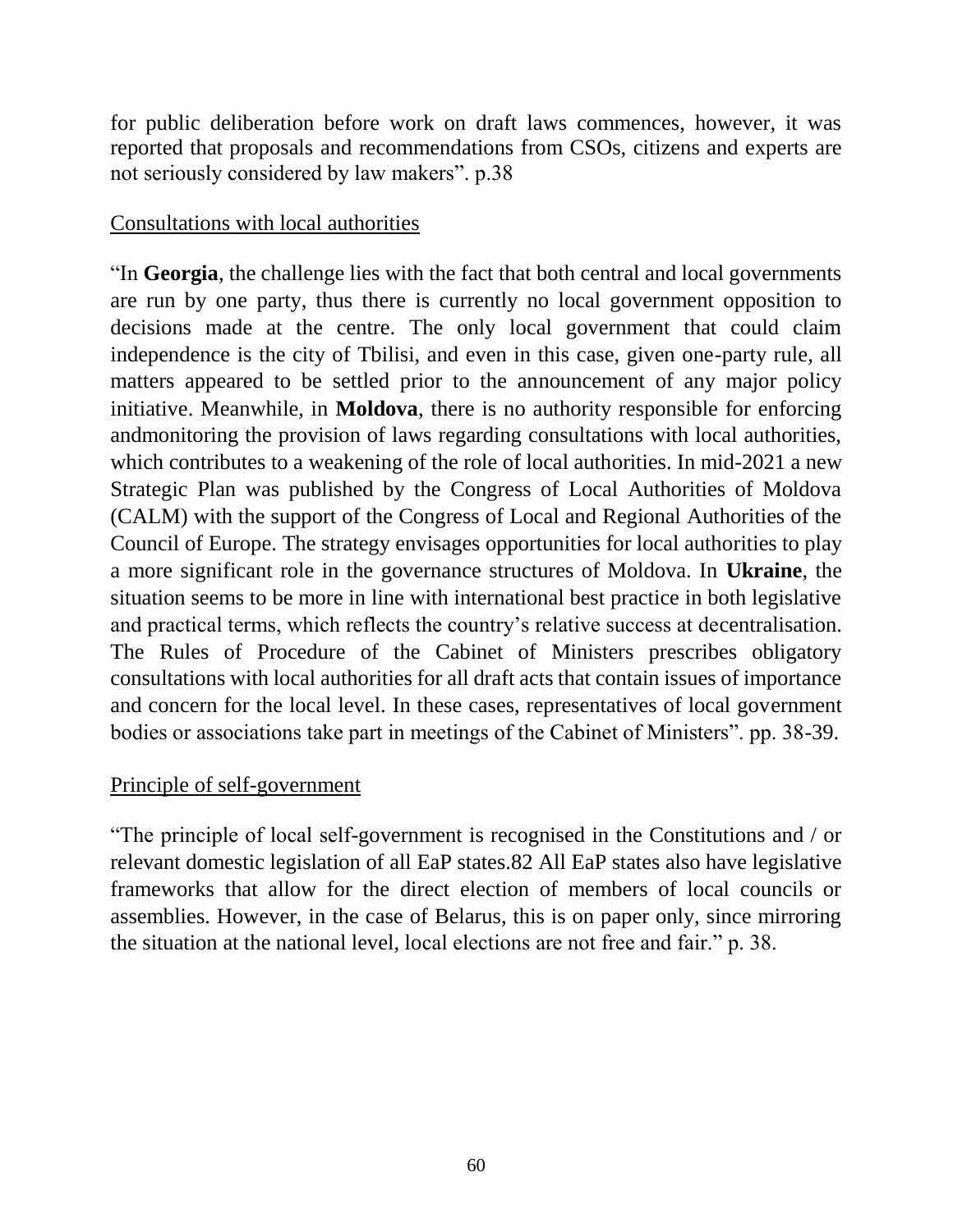for public deliberation before work on draft laws commences, however, it was reported that proposals and recommendations from CSOs, citizens and experts are not seriously considered by law makers". p.38

<u>Consultations with local authorities</u>

"In **Georgia**, the challenge lies with the fact that both central and local governments are run by one party, thus there is currently no local government opposition to decisions made at the centre. The only local government that could claim independence is the city of Tbilisi, and even in this case, given one-party rule, all matters appeared to be settled prior to the announcement of any major policy initiative. Meanwhile, in **Moldova**, there is no authority responsible for enforcing andmonitoring the provision of laws regarding consultations with local authorities, which contributes to a weakening of the role of local authorities. In mid-2021 a new Strategic Plan was published by the Congress of Local Authorities of Moldova (CALM) with the support of the Congress of Local and Regional Authorities of the Council of Europe. The strategy envisages opportunities for local authorities to play a more significant role in the governance structures of Moldova. In **Ukraine**, the situation seems to be more in line with international best practice in both legislative and practical terms, which reflects the country's relative success at decentralisation. The Rules of Procedure of the Cabinet of Ministers prescribes obligatory consultations with local authorities for all draft acts that contain issues of importance and concern for the local level. In these cases, representatives of local government bodies or associations take part in meetings of the Cabinet of Ministers". pp. 38-39.

<u>Principle of self-government</u>

"The principle of local self-government is recognised in the Constitutions and / or relevant domestic legislation of all EaP states.82 All EaP states also have legislative frameworks that allow for the direct election of members of local councils or assemblies. However, in the case of Belarus, this is on paper only, since mirroring the situation at the national level, local elections are not free and fair." p. 38.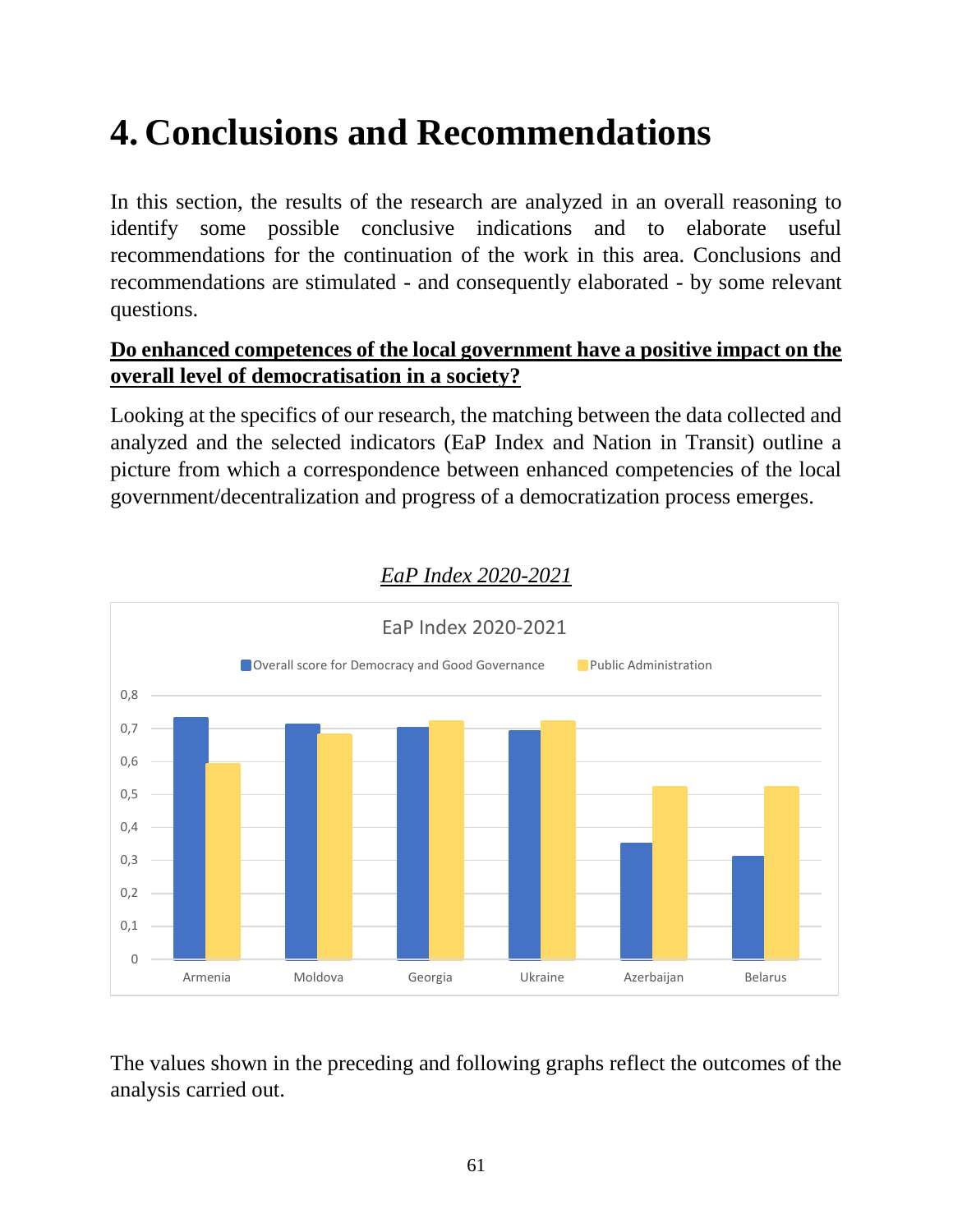# 4. Conclusions and Recommendations

In this section, the results of the research are analyzed in an overall reasoning to identify some possible conclusive indications and to elaborate useful recommendations for the continuation of the work in this area. Conclusions and recommendations are stimulated - and consequently elaborated - by some relevant questions.

**<u>Do enhanced competences of the local government have a positive impact on the overall level of democratisation in a society?</u>**

Looking at the specifics of our research, the matching between the data collected and analyzed and the selected indicators (EaP Index and Nation in Transit) outline a picture from which a correspondence between enhanced competencies of the local government/decentralization and progress of a democratization process emerges.

*<u>EaP Index 2020-2021</u>*

EaP Index 2020-2021

| Country | Overall score for Democracy and Good Governance | Public Administration |
|---|---|---|
| Armenia | 0,73 | 0,59 |
| Moldova | 0,71 | 0,68 |
| Georgia | 0,70 | 0,72 |
| Ukraine | 0,69 | 0,72 |
| Azerbaijan | 0,35 | 0,52 |
| Belarus | 0,31 | 0,52 |

The values shown in the preceding and following graphs reflect the outcomes of the analysis carried out.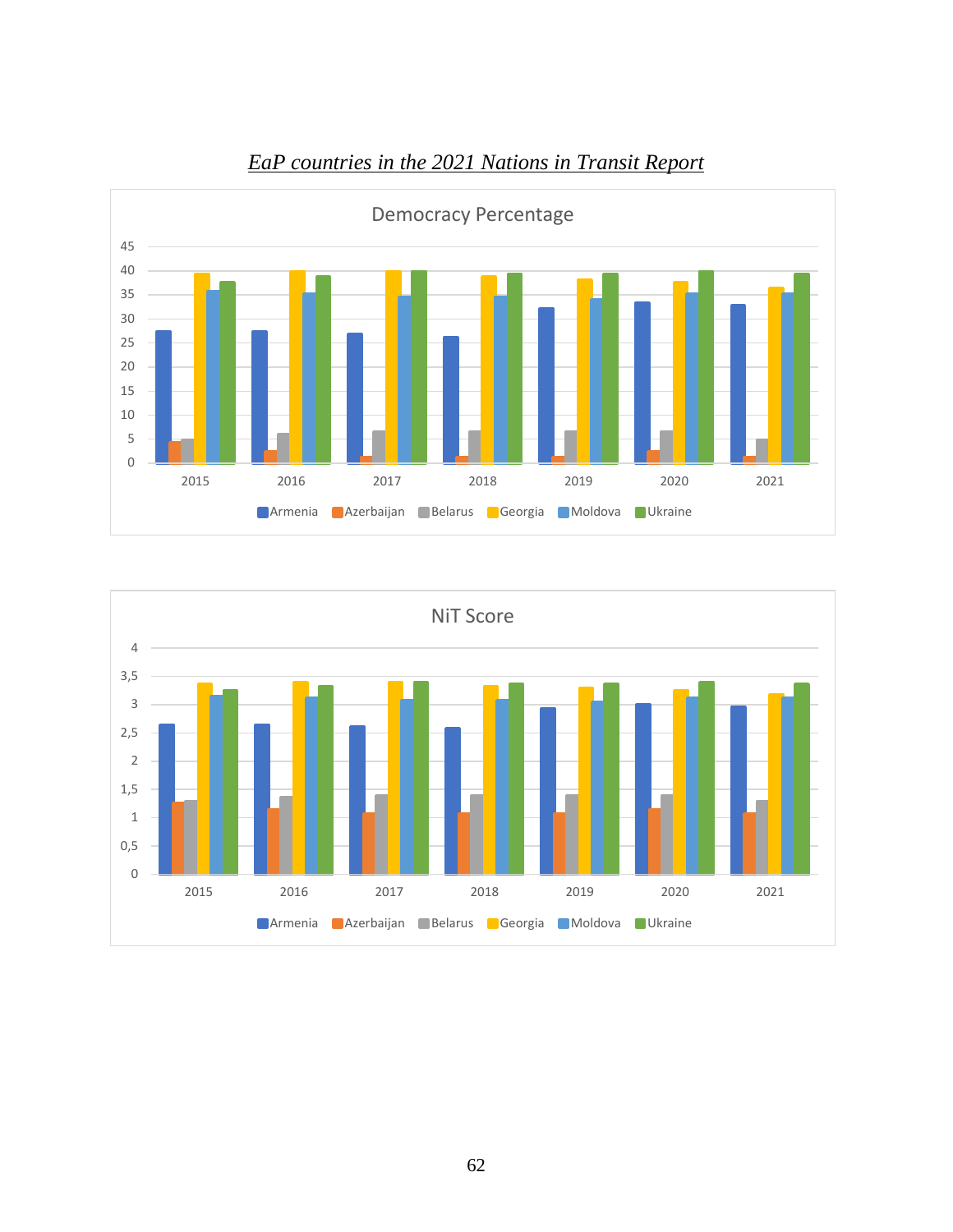*EaP countries in the 2021 Nations in Transit Report*

Democracy Percentage

NiT Score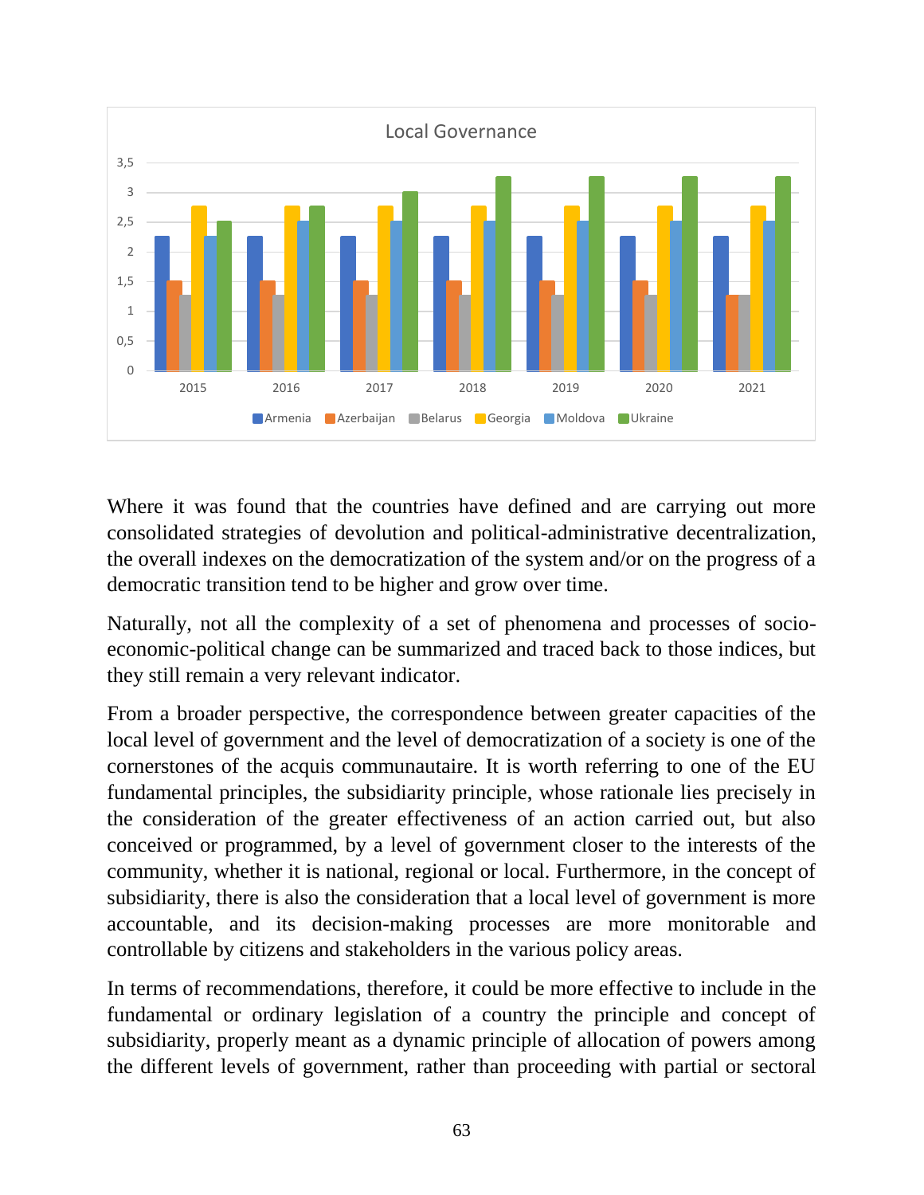Where it was found that the countries have defined and are carrying out more consolidated strategies of devolution and political-administrative decentralization, the overall indexes on the democratization of the system and/or on the progress of a democratic transition tend to be higher and grow over time.

Naturally, not all the complexity of a set of phenomena and processes of socio-economic-political change can be summarized and traced back to those indices, but they still remain a very relevant indicator.

From a broader perspective, the correspondence between greater capacities of the local level of government and the level of democratization of a society is one of the cornerstones of the acquis communautaire. It is worth referring to one of the EU fundamental principles, the subsidiarity principle, whose rationale lies precisely in the consideration of the greater effectiveness of an action carried out, but also conceived or programmed, by a level of government closer to the interests of the community, whether it is national, regional or local. Furthermore, in the concept of subsidiarity, there is also the consideration that a local level of government is more accountable, and its decision-making processes are more monitorable and controllable by citizens and stakeholders in the various policy areas.

In terms of recommendations, therefore, it could be more effective to include in the fundamental or ordinary legislation of a country the principle and concept of subsidiarity, properly meant as a dynamic principle of allocation of powers among the different levels of government, rather than proceeding with partial or sectoral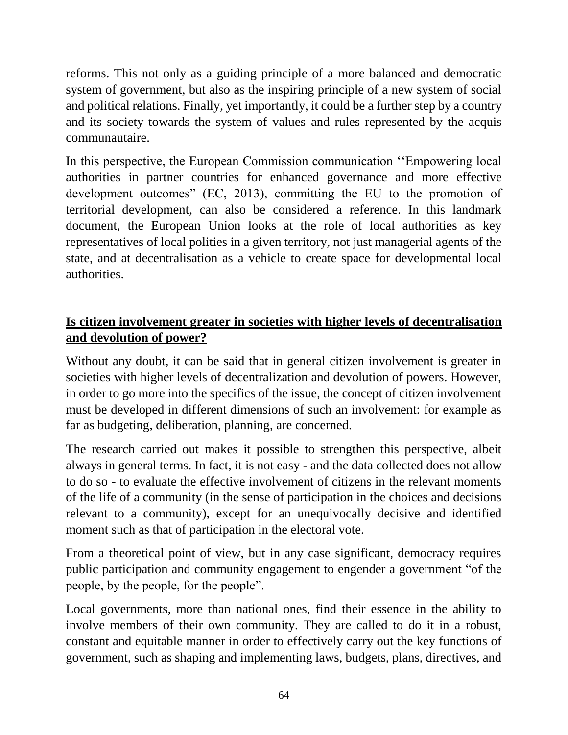reforms. This not only as a guiding principle of a more balanced and democratic system of government, but also as the inspiring principle of a new system of social and political relations. Finally, yet importantly, it could be a further step by a country and its society towards the system of values and rules represented by the acquis communautaire.

In this perspective, the European Commission communication ‘‘Empowering local authorities in partner countries for enhanced governance and more effective development outcomes” (EC, 2013), committing the EU to the promotion of territorial development, can also be considered a reference. In this landmark document, the European Union looks at the role of local authorities as key representatives of local polities in a given territory, not just managerial agents of the state, and at decentralisation as a vehicle to create space for developmental local authorities.

## **Is citizen involvement greater in societies with higher levels of decentralisation and devolution of power?**

Without any doubt, it can be said that in general citizen involvement is greater in societies with higher levels of decentralization and devolution of powers. However, in order to go more into the specifics of the issue, the concept of citizen involvement must be developed in different dimensions of such an involvement: for example as far as budgeting, deliberation, planning, are concerned.

The research carried out makes it possible to strengthen this perspective, albeit always in general terms. In fact, it is not easy - and the data collected does not allow to do so - to evaluate the effective involvement of citizens in the relevant moments of the life of a community (in the sense of participation in the choices and decisions relevant to a community), except for an unequivocally decisive and identified moment such as that of participation in the electoral vote.

From a theoretical point of view, but in any case significant, democracy requires public participation and community engagement to engender a government “of the people, by the people, for the people”.

Local governments, more than national ones, find their essence in the ability to involve members of their own community. They are called to do it in a robust, constant and equitable manner in order to effectively carry out the key functions of government, such as shaping and implementing laws, budgets, plans, directives, and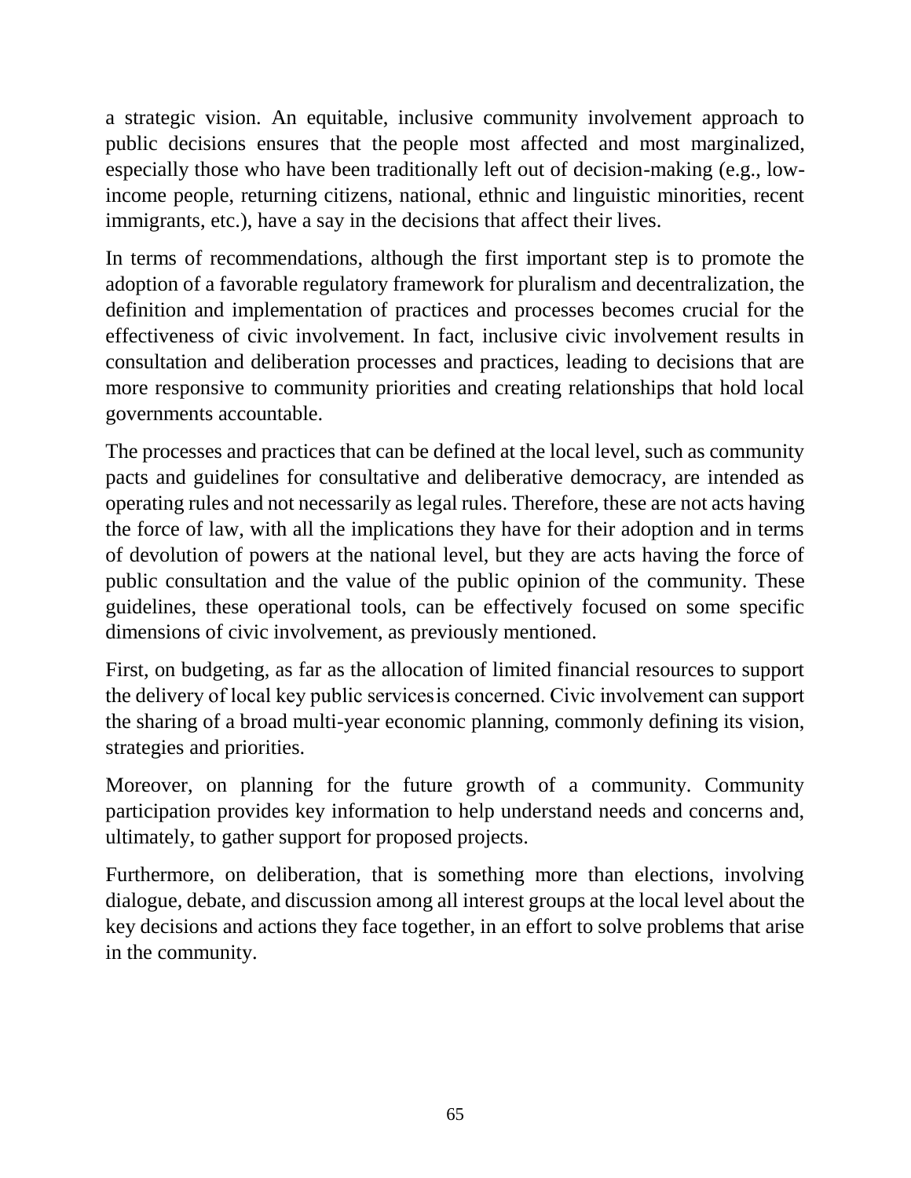a strategic vision. An equitable, inclusive community involvement approach to public decisions ensures that the people most affected and most marginalized, especially those who have been traditionally left out of decision-making (e.g., low-income people, returning citizens, national, ethnic and linguistic minorities, recent immigrants, etc.), have a say in the decisions that affect their lives.

In terms of recommendations, although the first important step is to promote the adoption of a favorable regulatory framework for pluralism and decentralization, the definition and implementation of practices and processes becomes crucial for the effectiveness of civic involvement. In fact, inclusive civic involvement results in consultation and deliberation processes and practices, leading to decisions that are more responsive to community priorities and creating relationships that hold local governments accountable.

The processes and practices that can be defined at the local level, such as community pacts and guidelines for consultative and deliberative democracy, are intended as operating rules and not necessarily as legal rules. Therefore, these are not acts having the force of law, with all the implications they have for their adoption and in terms of devolution of powers at the national level, but they are acts having the force of public consultation and the value of the public opinion of the community. These guidelines, these operational tools, can be effectively focused on some specific dimensions of civic involvement, as previously mentioned.

First, on budgeting, as far as the allocation of limited financial resources to support the delivery of local key public services is concerned. Civic involvement can support the sharing of a broad multi-year economic planning, commonly defining its vision, strategies and priorities.

Moreover, on planning for the future growth of a community. Community participation provides key information to help understand needs and concerns and, ultimately, to gather support for proposed projects.

Furthermore, on deliberation, that is something more than elections, involving dialogue, debate, and discussion among all interest groups at the local level about the key decisions and actions they face together, in an effort to solve problems that arise in the community.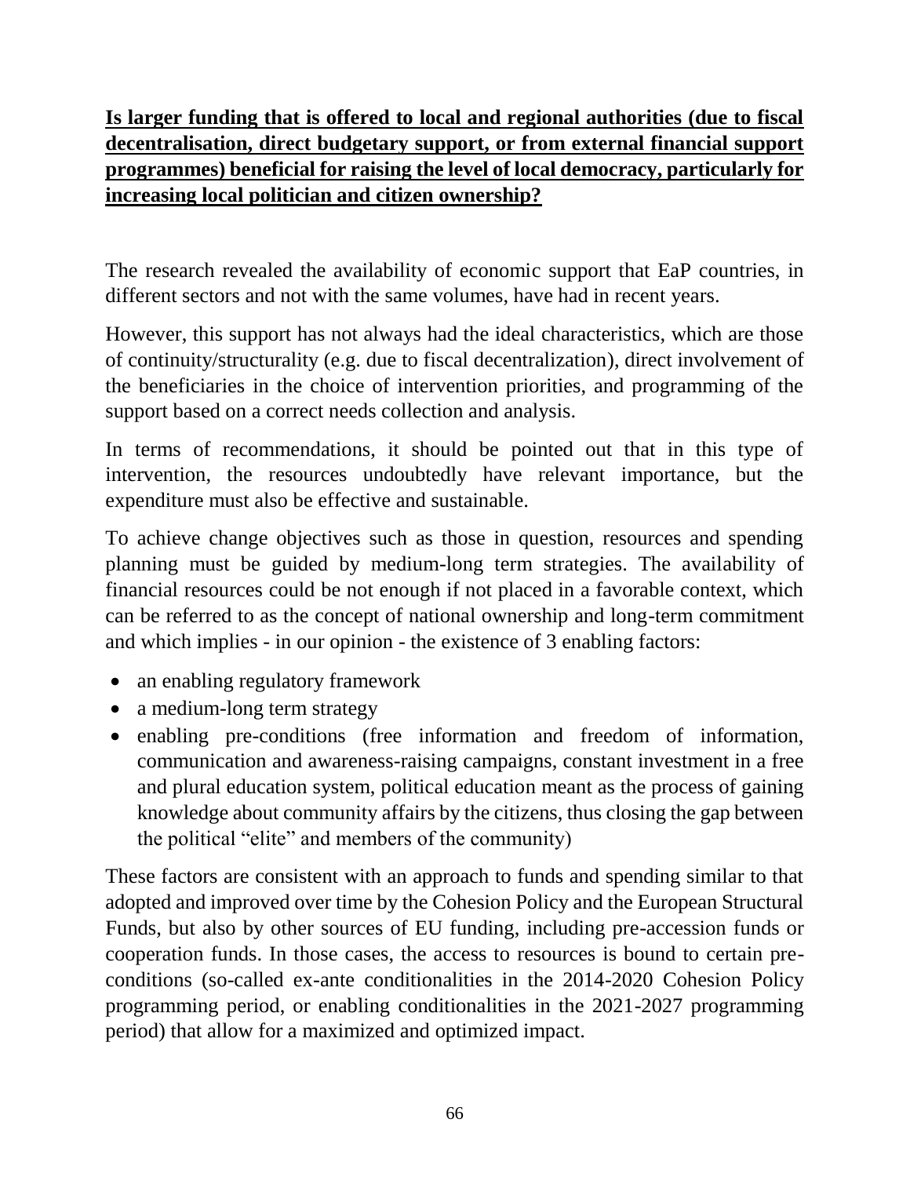**Is larger funding that is offered to local and regional authorities (due to fiscal decentralisation, direct budgetary support, or from external financial support programmes) beneficial for raising the level of local democracy, particularly for increasing local politician and citizen ownership?**

The research revealed the availability of economic support that EaP countries, in different sectors and not with the same volumes, have had in recent years.

However, this support has not always had the ideal characteristics, which are those of continuity/structurality (e.g. due to fiscal decentralization), direct involvement of the beneficiaries in the choice of intervention priorities, and programming of the support based on a correct needs collection and analysis.

In terms of recommendations, it should be pointed out that in this type of intervention, the resources undoubtedly have relevant importance, but the expenditure must also be effective and sustainable.

To achieve change objectives such as those in question, resources and spending planning must be guided by medium-long term strategies. The availability of financial resources could be not enough if not placed in a favorable context, which can be referred to as the concept of national ownership and long-term commitment and which implies - in our opinion - the existence of 3 enabling factors:

- an enabling regulatory framework
- a medium-long term strategy
- enabling pre-conditions (free information and freedom of information, communication and awareness-raising campaigns, constant investment in a free and plural education system, political education meant as the process of gaining knowledge about community affairs by the citizens, thus closing the gap between the political "elite" and members of the community)

These factors are consistent with an approach to funds and spending similar to that adopted and improved over time by the Cohesion Policy and the European Structural Funds, but also by other sources of EU funding, including pre-accession funds or cooperation funds. In those cases, the access to resources is bound to certain pre-conditions (so-called ex-ante conditionalities in the 2014-2020 Cohesion Policy programming period, or enabling conditionalities in the 2021-2027 programming period) that allow for a maximized and optimized impact.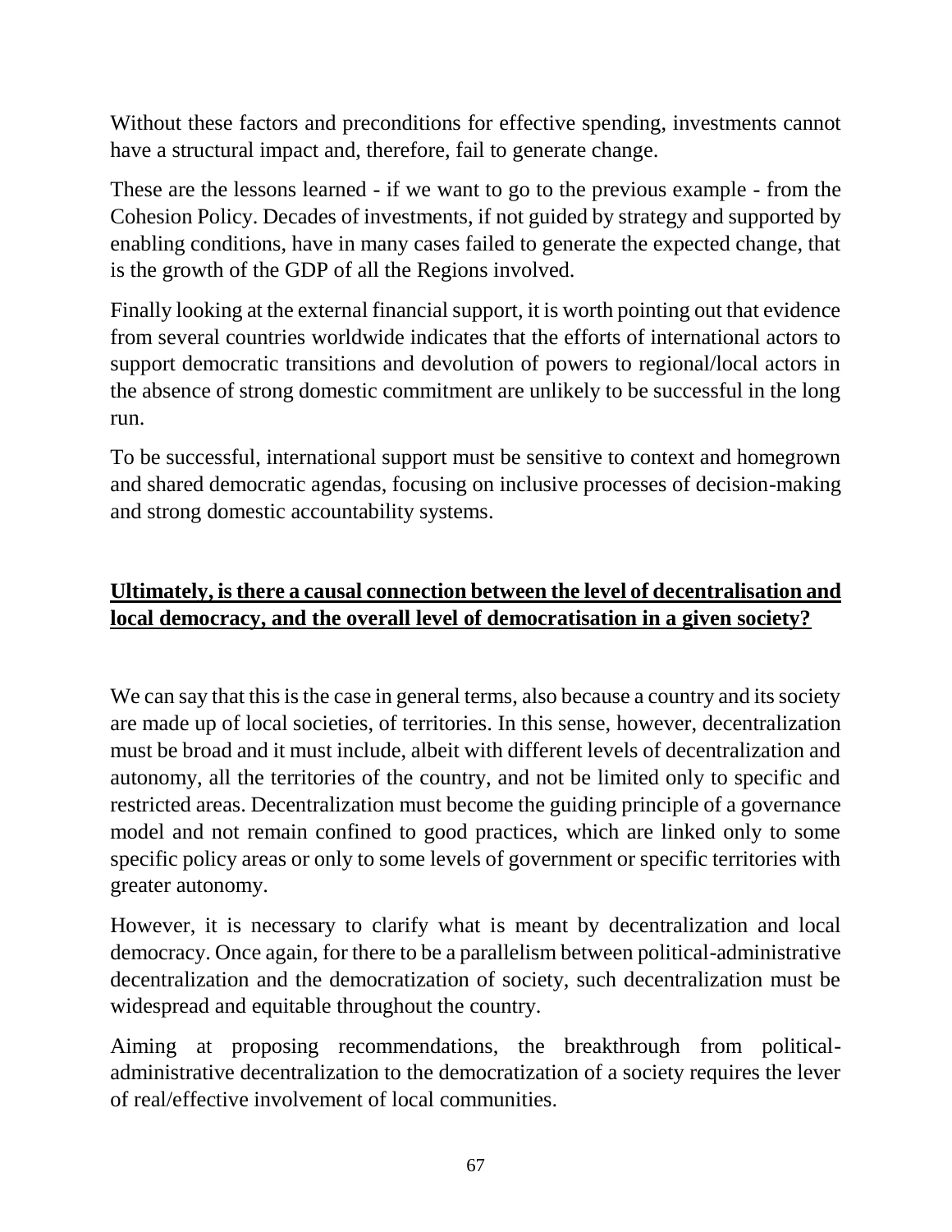Without these factors and preconditions for effective spending, investments cannot have a structural impact and, therefore, fail to generate change.

These are the lessons learned - if we want to go to the previous example - from the Cohesion Policy. Decades of investments, if not guided by strategy and supported by enabling conditions, have in many cases failed to generate the expected change, that is the growth of the GDP of all the Regions involved.

Finally looking at the external financial support, it is worth pointing out that evidence from several countries worldwide indicates that the efforts of international actors to support democratic transitions and devolution of powers to regional/local actors in the absence of strong domestic commitment are unlikely to be successful in the long run.

To be successful, international support must be sensitive to context and homegrown and shared democratic agendas, focusing on inclusive processes of decision-making and strong domestic accountability systems.

**Ultimately, is there a causal connection between the level of decentralisation and local democracy, and the overall level of democratisation in a given society?**

We can say that this is the case in general terms, also because a country and its society are made up of local societies, of territories. In this sense, however, decentralization must be broad and it must include, albeit with different levels of decentralization and autonomy, all the territories of the country, and not be limited only to specific and restricted areas. Decentralization must become the guiding principle of a governance model and not remain confined to good practices, which are linked only to some specific policy areas or only to some levels of government or specific territories with greater autonomy.

However, it is necessary to clarify what is meant by decentralization and local democracy. Once again, for there to be a parallelism between political-administrative decentralization and the democratization of society, such decentralization must be widespread and equitable throughout the country.

Aiming at proposing recommendations, the breakthrough from political-administrative decentralization to the democratization of a society requires the lever of real/effective involvement of local communities.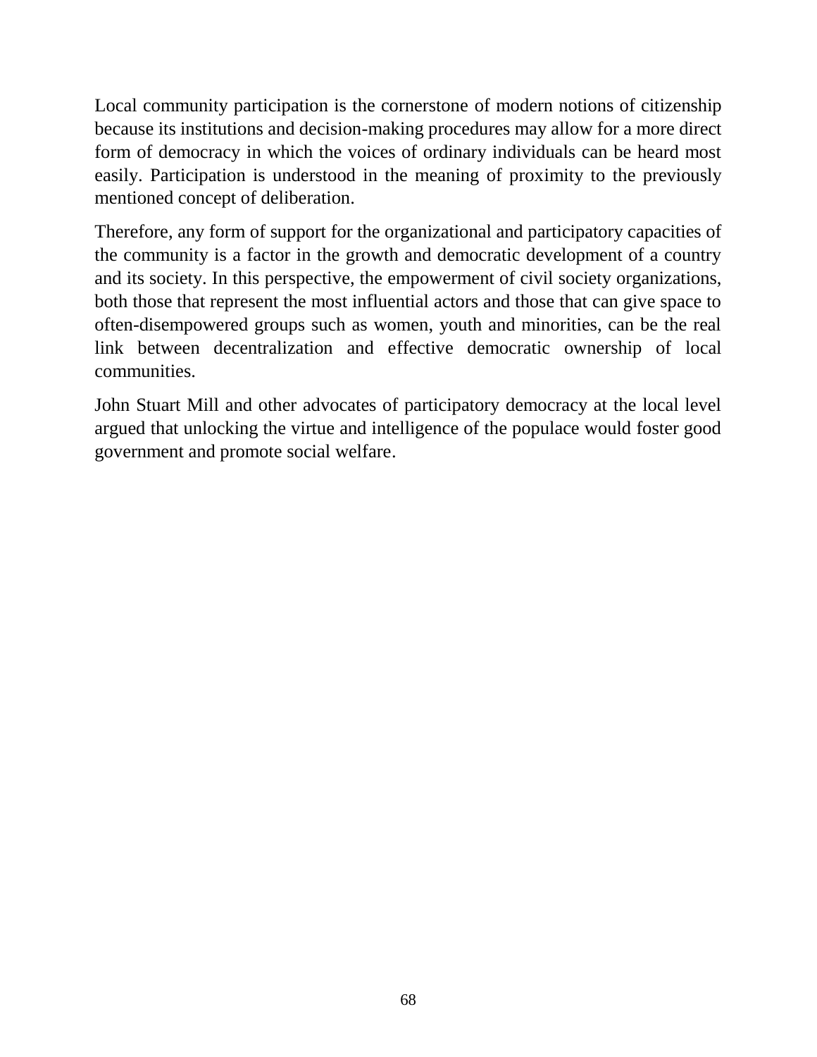Local community participation is the cornerstone of modern notions of citizenship because its institutions and decision-making procedures may allow for a more direct form of democracy in which the voices of ordinary individuals can be heard most easily. Participation is understood in the meaning of proximity to the previously mentioned concept of deliberation.

Therefore, any form of support for the organizational and participatory capacities of the community is a factor in the growth and democratic development of a country and its society. In this perspective, the empowerment of civil society organizations, both those that represent the most influential actors and those that can give space to often-disempowered groups such as women, youth and minorities, can be the real link between decentralization and effective democratic ownership of local communities.

John Stuart Mill and other advocates of participatory democracy at the local level argued that unlocking the virtue and intelligence of the populace would foster good government and promote social welfare.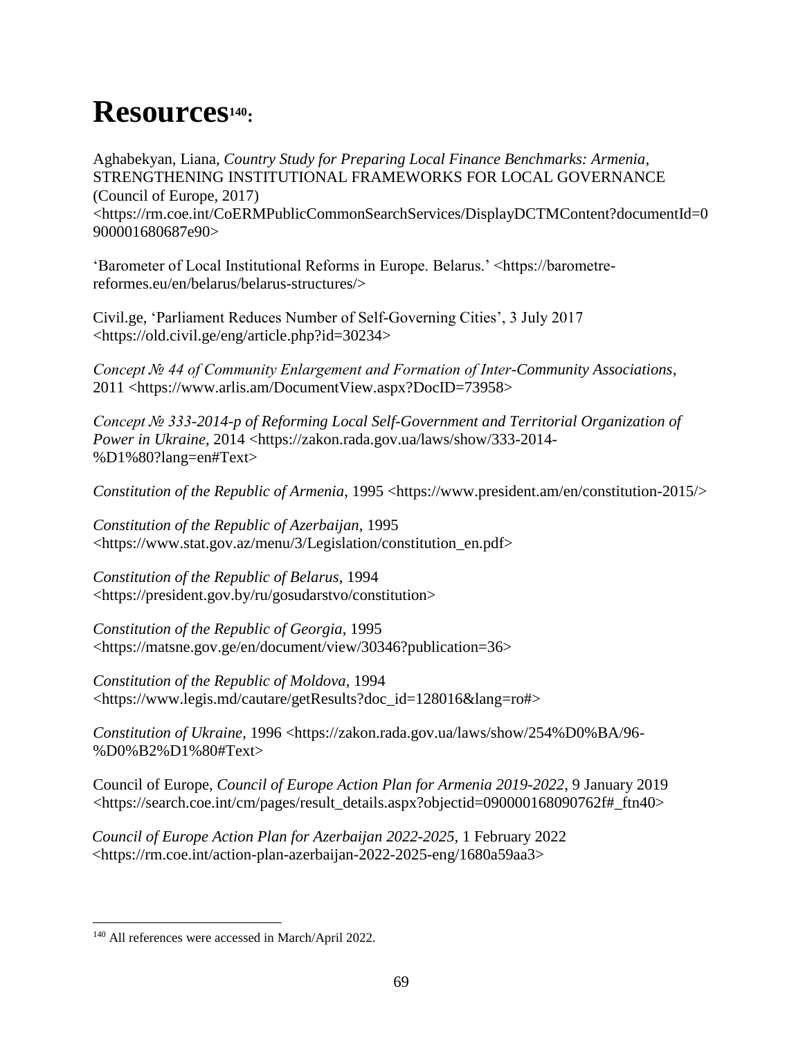# Resources[140]:

Aghabekyan, Liana, *Country Study for Preparing Local Finance Benchmarks: Armenia*, STRENGTHENING INSTITUTIONAL FRAMEWORKS FOR LOCAL GOVERNANCE (Council of Europe, 2017) <https://rm.coe.int/CoERMPublicCommonSearchServices/DisplayDCTMContent?documentId=0900001680687e90>

'Barometer of Local Institutional Reforms in Europe. Belarus.' <https://barometre-reformes.eu/en/belarus/belarus-structures/>

Civil.ge, 'Parliament Reduces Number of Self-Governing Cities', 3 July 2017 <https://old.civil.ge/eng/article.php?id=30234>

*Concept № 44 of Community Enlargement and Formation of Inter-Community Associations*, 2011 <https://www.arlis.am/DocumentView.aspx?DocID=73958>

*Concept № 333-2014-p of Reforming Local Self-Government and Territorial Organization of Power in Ukraine*, 2014 <https://zakon.rada.gov.ua/laws/show/333-2014-%D1%80?lang=en#Text>

*Constitution of the Republic of Armenia*, 1995 <https://www.president.am/en/constitution-2015/>

*Constitution of the Republic of Azerbaijan*, 1995 <https://www.stat.gov.az/menu/3/Legislation/constitution_en.pdf>

*Constitution of the Republic of Belarus*, 1994 <https://president.gov.by/ru/gosudarstvo/constitution>

*Constitution of the Republic of Georgia*, 1995 <https://matsne.gov.ge/en/document/view/30346?publication=36>

*Constitution of the Republic of Moldova*, 1994 <https://www.legis.md/cautare/getResults?doc_id=128016&lang=ro#>

*Constitution of Ukraine*, 1996 <https://zakon.rada.gov.ua/laws/show/254%D0%BA/96-%D0%B2%D1%80#Text>

Council of Europe, *Council of Europe Action Plan for Armenia 2019-2022*, 9 January 2019 <https://search.coe.int/cm/pages/result_details.aspx?objectid=090000168090762f#_ftn40>

*Council of Europe Action Plan for Azerbaijan 2022-2025*, 1 February 2022 <https://rm.coe.int/action-plan-azerbaijan-2022-2025-eng/1680a59aa3>

[140] All references were accessed in March/April 2022.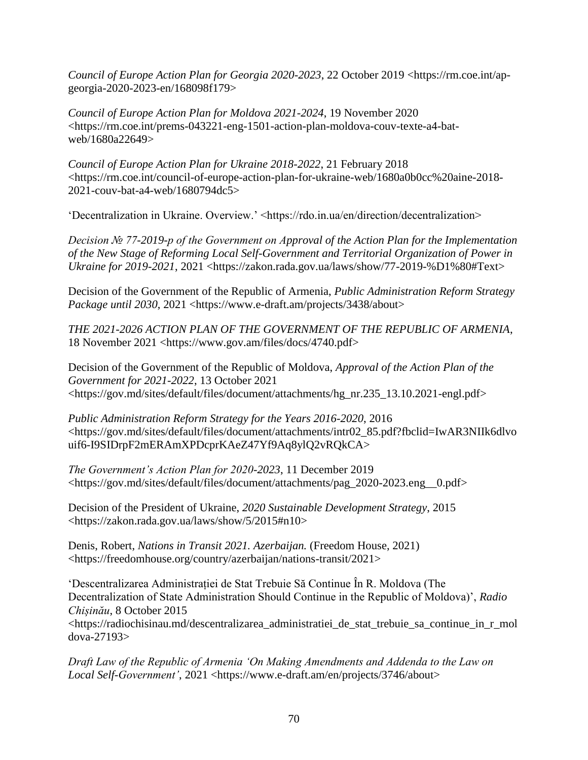*Council of Europe Action Plan for Georgia 2020-2023*, 22 October 2019 <https://rm.coe.int/ap-georgia-2020-2023-en/168098f179>

*Council of Europe Action Plan for Moldova 2021-2024*, 19 November 2020 <https://rm.coe.int/prems-043221-eng-1501-action-plan-moldova-couv-texte-a4-bat-web/1680a22649>

*Council of Europe Action Plan for Ukraine 2018-2022*, 21 February 2018 <https://rm.coe.int/council-of-europe-action-plan-for-ukraine-web/1680a0b0cc%20aine-2018-2021-couv-bat-a4-web/1680794dc5>

'Decentralization in Ukraine. Overview.' <https://rdo.in.ua/en/direction/decentralization>

*Decision № 77-2019-p of the Government on Approval of the Action Plan for the Implementation of the New Stage of Reforming Local Self-Government and Territorial Organization of Power in Ukraine for 2019-2021*, 2021 <https://zakon.rada.gov.ua/laws/show/77-2019-%D1%80#Text>

Decision of the Government of the Republic of Armenia, *Public Administration Reform Strategy Package until 2030*, 2021 <https://www.e-draft.am/projects/3438/about>

*THE 2021-2026 ACTION PLAN OF THE GOVERNMENT OF THE REPUBLIC OF ARMENIA*, 18 November 2021 <https://www.gov.am/files/docs/4740.pdf>

Decision of the Government of the Republic of Moldova, *Approval of the Action Plan of the Government for 2021-2022*, 13 October 2021 <https://gov.md/sites/default/files/document/attachments/hg_nr.235_13.10.2021-engl.pdf>

*Public Administration Reform Strategy for the Years 2016-2020*, 2016 <https://gov.md/sites/default/files/document/attachments/intr02_85.pdf?fbclid=IwAR3NIIk6dlvouif6-I9SIDrpF2mERAmXPDcprKAeZ47Yf9Aq8ylQ2vRQkCA>

*The Government's Action Plan for 2020-2023*, 11 December 2019 <https://gov.md/sites/default/files/document/attachments/pag_2020-2023.eng__0.pdf>

Decision of the President of Ukraine, *2020 Sustainable Development Strategy*, 2015 <https://zakon.rada.gov.ua/laws/show/5/2015#n10>

Denis, Robert, *Nations in Transit 2021. Azerbaijan.* (Freedom House, 2021) <https://freedomhouse.org/country/azerbaijan/nations-transit/2021>

'Descentralizarea Administrației de Stat Trebuie Să Continue În R. Moldova (The Decentralization of State Administration Should Continue in the Republic of Moldova)', *Radio Chișinău*, 8 October 2015 <https://radiochisinau.md/descentralizarea_administratiei_de_stat_trebuie_sa_continue_in_r_moldova-27193>

*Draft Law of the Republic of Armenia 'On Making Amendments and Addenda to the Law on Local Self-Government'*, 2021 <https://www.e-draft.am/en/projects/3746/about>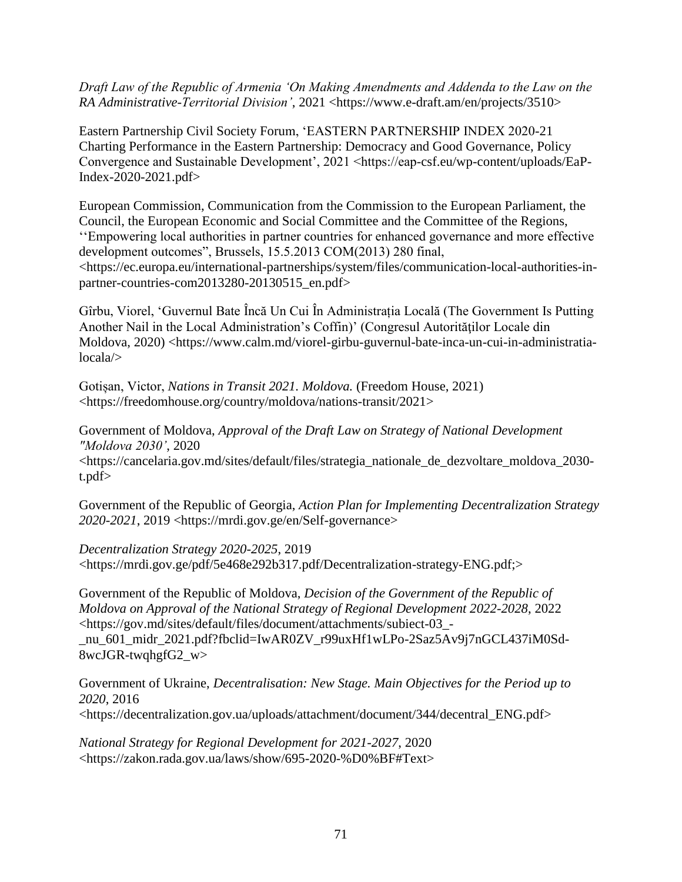*Draft Law of the Republic of Armenia 'On Making Amendments and Addenda to the Law on the RA Administrative-Territorial Division'*, 2021 <https://www.e-draft.am/en/projects/3510>

Eastern Partnership Civil Society Forum, 'EASTERN PARTNERSHIP INDEX 2020-21 Charting Performance in the Eastern Partnership: Democracy and Good Governance, Policy Convergence and Sustainable Development', 2021 <https://eap-csf.eu/wp-content/uploads/EaP-Index-2020-2021.pdf>

European Commission, Communication from the Commission to the European Parliament, the Council, the European Economic and Social Committee and the Committee of the Regions, ''Empowering local authorities in partner countries for enhanced governance and more effective development outcomes", Brussels, 15.5.2013 COM(2013) 280 final, <https://ec.europa.eu/international-partnerships/system/files/communication-local-authorities-in-partner-countries-com2013280-20130515_en.pdf>

Gîrbu, Viorel, 'Guvernul Bate Încă Un Cui În Administrația Locală (The Government Is Putting Another Nail in the Local Administration's Coffin)' (Congresul Autorităților Locale din Moldova, 2020) <https://www.calm.md/viorel-girbu-guvernul-bate-inca-un-cui-in-administratia-locala/>

Gotișan, Victor, *Nations in Transit 2021. Moldova.* (Freedom House, 2021) <https://freedomhouse.org/country/moldova/nations-transit/2021>

Government of Moldova, *Approval of the Draft Law on Strategy of National Development "Moldova 2030'*, 2020 <https://cancelaria.gov.md/sites/default/files/strategia_nationale_de_dezvoltare_moldova_2030-t.pdf>

Government of the Republic of Georgia, *Action Plan for Implementing Decentralization Strategy 2020-2021*, 2019 <https://mrdi.gov.ge/en/Self-governance>

*Decentralization Strategy 2020-2025*, 2019 <https://mrdi.gov.ge/pdf/5e468e292b317.pdf/Decentralization-strategy-ENG.pdf;>

Government of the Republic of Moldova, *Decision of the Government of the Republic of Moldova on Approval of the National Strategy of Regional Development 2022-2028*, 2022 <https://gov.md/sites/default/files/document/attachments/subiect-03_-_nu_601_midr_2021.pdf?fbclid=IwAR0ZV_r99uxHf1wLPo-2Saz5Av9j7nGCL437iM0Sd-8wcJGR-twqhgfG2_w>

Government of Ukraine, *Decentralisation: New Stage. Main Objectives for the Period up to 2020*, 2016 <https://decentralization.gov.ua/uploads/attachment/document/344/decentral_ENG.pdf>

*National Strategy for Regional Development for 2021-2027*, 2020 <https://zakon.rada.gov.ua/laws/show/695-2020-%D0%BF#Text>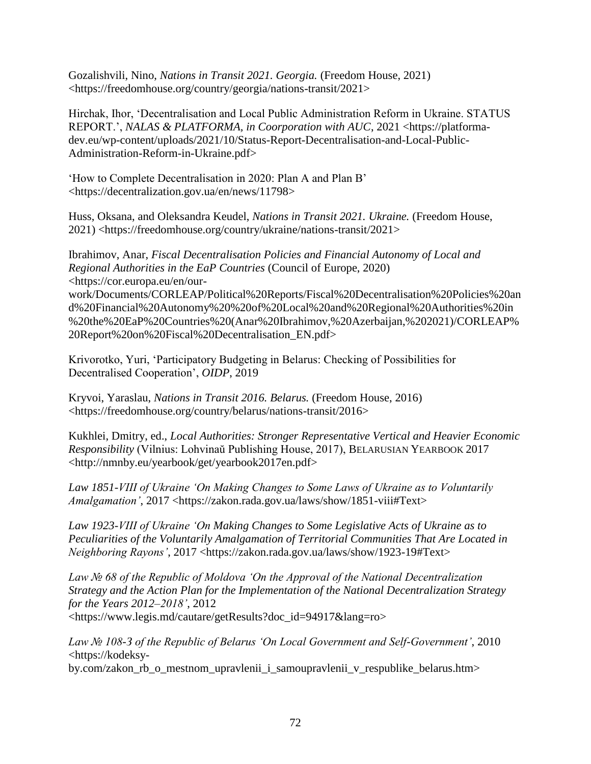Gozalishvili, Nino, *Nations in Transit 2021. Georgia.* (Freedom House, 2021) <https://freedomhouse.org/country/georgia/nations-transit/2021>

Hirchak, Ihor, 'Decentralisation and Local Public Administration Reform in Ukraine. STATUS REPORT.', *NALAS & PLATFORMA, in Coorporation with AUC*, 2021 <https://platforma-dev.eu/wp-content/uploads/2021/10/Status-Report-Decentralisation-and-Local-Public-Administration-Reform-in-Ukraine.pdf>

'How to Complete Decentralisation in 2020: Plan A and Plan B' <https://decentralization.gov.ua/en/news/11798>

Huss, Oksana, and Oleksandra Keudel, *Nations in Transit 2021. Ukraine.* (Freedom House, 2021) <https://freedomhouse.org/country/ukraine/nations-transit/2021>

Ibrahimov, Anar, *Fiscal Decentralisation Policies and Financial Autonomy of Local and Regional Authorities in the EaP Countries* (Council of Europe, 2020) <https://cor.europa.eu/en/our-work/Documents/CORLEAP/Political%20Reports/Fiscal%20Decentralisation%20Policies%20and%20Financial%20Autonomy%20%20of%20Local%20and%20Regional%20Authorities%20in%20the%20EaP%20Countries%20(Anar%20Ibrahimov,%20Azerbaijan,%202021)/CORLEAP%20Report%20on%20Fiscal%20Decentralisation_EN.pdf>

Krivorotko, Yuri, 'Participatory Budgeting in Belarus: Checking of Possibilities for Decentralised Cooperation', *OIDP*, 2019

Kryvoi, Yaraslau, *Nations in Transit 2016. Belarus.* (Freedom House, 2016) <https://freedomhouse.org/country/belarus/nations-transit/2016>

Kukhlei, Dmitry, ed., *Local Authorities: Stronger Representative Vertical and Heavier Economic Responsibility* (Vilnius: Lohvinaŭ Publishing House, 2017), BELARUSIAN YEARBOOK 2017 <http://nmnby.eu/yearbook/get/yearbook2017en.pdf>

*Law 1851-VIII of Ukraine 'On Making Changes to Some Laws of Ukraine as to Voluntarily Amalgamation'*, 2017 <https://zakon.rada.gov.ua/laws/show/1851-viii#Text>

*Law 1923-VIII of Ukraine 'On Making Changes to Some Legislative Acts of Ukraine as to Peculiarities of the Voluntarily Amalgamation of Territorial Communities That Are Located in Neighboring Rayons'*, 2017 <https://zakon.rada.gov.ua/laws/show/1923-19#Text>

*Law № 68 of the Republic of Moldova 'On the Approval of the National Decentralization Strategy and the Action Plan for the Implementation of the National Decentralization Strategy for the Years 2012–2018'*, 2012 <https://www.legis.md/cautare/getResults?doc_id=94917&lang=ro>

*Law № 108-3 of the Republic of Belarus 'On Local Government and Self-Government'*, 2010 <https://kodeksy-by.com/zakon_rb_o_mestnom_upravlenii_i_samoupravlenii_v_respublike_belarus.htm>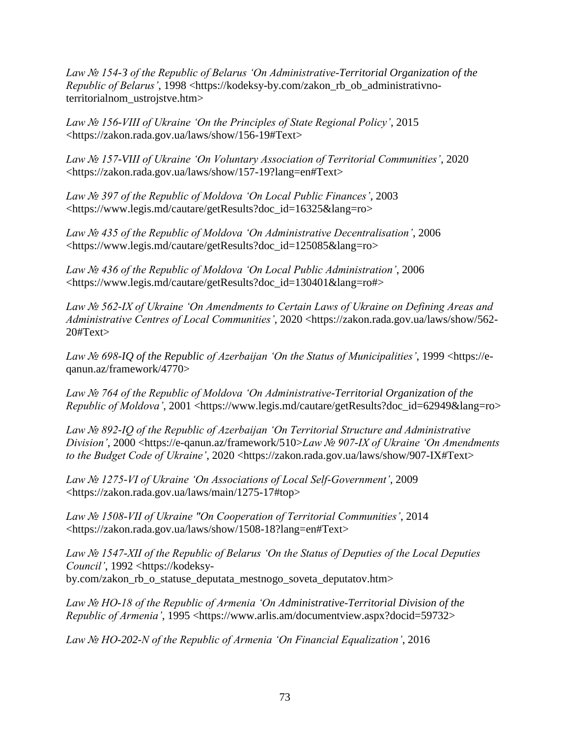*Law № 154-3 of the Republic of Belarus 'On Administrative-Territorial Organization of the Republic of Belarus'*, 1998 <https://kodeksy-by.com/zakon_rb_ob_administrativno-territorialnom_ustrojstve.htm>

*Law № 156-VIII of Ukraine 'On the Principles of State Regional Policy'*, 2015 <https://zakon.rada.gov.ua/laws/show/156-19#Text>

*Law № 157-VIII of Ukraine 'On Voluntary Association of Territorial Communities'*, 2020 <https://zakon.rada.gov.ua/laws/show/157-19?lang=en#Text>

*Law № 397 of the Republic of Moldova 'On Local Public Finances'*, 2003 <https://www.legis.md/cautare/getResults?doc_id=16325&lang=ro>

*Law № 435 of the Republic of Moldova 'On Administrative Decentralisation'*, 2006 <https://www.legis.md/cautare/getResults?doc_id=125085&lang=ro>

*Law № 436 of the Republic of Moldova 'On Local Public Administration'*, 2006 <https://www.legis.md/cautare/getResults?doc_id=130401&lang=ro#>

*Law № 562-IX of Ukraine 'On Amendments to Certain Laws of Ukraine on Defining Areas and Administrative Centres of Local Communities'*, 2020 <https://zakon.rada.gov.ua/laws/show/562-20#Text>

*Law № 698-IQ of the Republic of Azerbaijan 'On the Status of Municipalities'*, 1999 <https://e-qanun.az/framework/4770>

*Law № 764 of the Republic of Moldova 'On Administrative-Territorial Organization of the Republic of Moldova'*, 2001 <https://www.legis.md/cautare/getResults?doc_id=62949&lang=ro>

*Law № 892-IQ of the Republic of Azerbaijan 'On Territorial Structure and Administrative Division'*, 2000 <https://e-qanun.az/framework/510>*Law № 907-IX of Ukraine 'On Amendments to the Budget Code of Ukraine'*, 2020 <https://zakon.rada.gov.ua/laws/show/907-IX#Text>

*Law № 1275-VI of Ukraine 'On Associations of Local Self-Government'*, 2009 <https://zakon.rada.gov.ua/laws/main/1275-17#top>

*Law № 1508-VII of Ukraine "On Cooperation of Territorial Communities'*, 2014 <https://zakon.rada.gov.ua/laws/show/1508-18?lang=en#Text>

*Law № 1547-XII of the Republic of Belarus 'On the Status of Deputies of the Local Deputies Council'*, 1992 <https://kodeksy-by.com/zakon_rb_o_statuse_deputata_mestnogo_soveta_deputatov.htm>

*Law № HO-18 of the Republic of Armenia 'On Administrative-Territorial Division of the Republic of Armenia'*, 1995 <https://www.arlis.am/documentview.aspx?docid=59732>

*Law № HO-202-N of the Republic of Armenia 'On Financial Equalization'*, 2016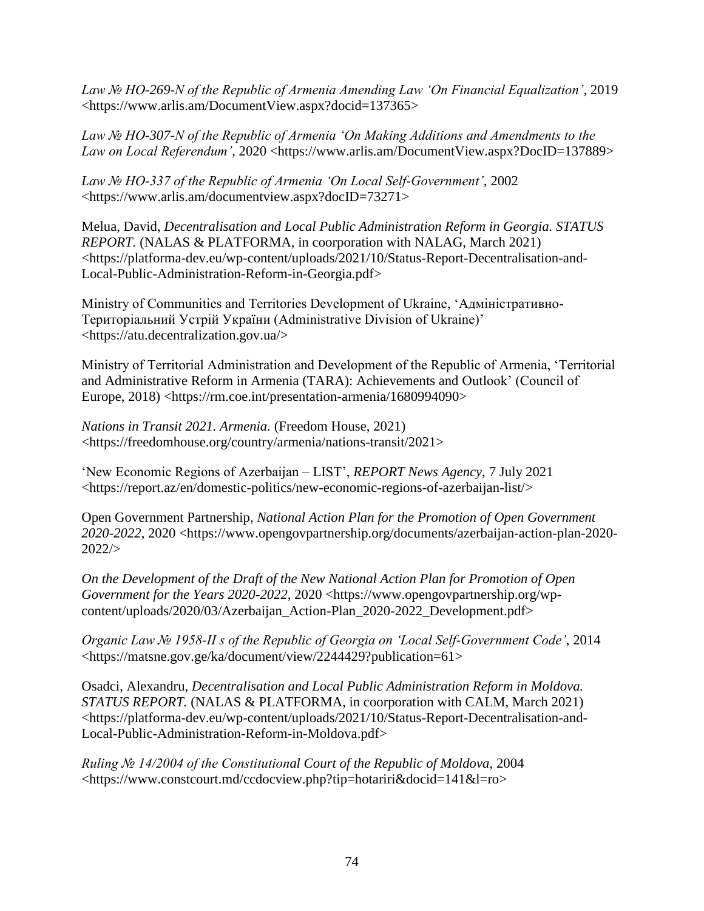*Law № HO-269-N of the Republic of Armenia Amending Law 'On Financial Equalization'*, 2019 <https://www.arlis.am/DocumentView.aspx?docid=137365>

*Law № HO-307-N of the Republic of Armenia 'On Making Additions and Amendments to the Law on Local Referendum'*, 2020 <https://www.arlis.am/DocumentView.aspx?DocID=137889>

*Law № HO-337 of the Republic of Armenia 'On Local Self-Government'*, 2002 <https://www.arlis.am/documentview.aspx?docID=73271>

Melua, David, *Decentralisation and Local Public Administration Reform in Georgia. STATUS REPORT.* (NALAS & PLATFORMA, in coorporation with NALAG, March 2021) <https://platforma-dev.eu/wp-content/uploads/2021/10/Status-Report-Decentralisation-and-Local-Public-Administration-Reform-in-Georgia.pdf>

Ministry of Communities and Territories Development of Ukraine, 'Адміністративно-Територіальний Устрій України (Administrative Division of Ukraine)' <https://atu.decentralization.gov.ua/>

Ministry of Territorial Administration and Development of the Republic of Armenia, 'Territorial and Administrative Reform in Armenia (TARA): Achievements and Outlook' (Council of Europe, 2018) <https://rm.coe.int/presentation-armenia/1680994090>

*Nations in Transit 2021. Armenia.* (Freedom House, 2021) <https://freedomhouse.org/country/armenia/nations-transit/2021>

'New Economic Regions of Azerbaijan – LIST', *REPORT News Agency*, 7 July 2021 <https://report.az/en/domestic-politics/new-economic-regions-of-azerbaijan-list/>

Open Government Partnership, *National Action Plan for the Promotion of Open Government 2020-2022*, 2020 <https://www.opengovpartnership.org/documents/azerbaijan-action-plan-2020-2022/>

*On the Development of the Draft of the New National Action Plan for Promotion of Open Government for the Years 2020-2022*, 2020 <https://www.opengovpartnership.org/wp-content/uploads/2020/03/Azerbaijan_Action-Plan_2020-2022_Development.pdf>

*Organic Law № 1958-II s of the Republic of Georgia on 'Local Self-Government Code'*, 2014 <https://matsne.gov.ge/ka/document/view/2244429?publication=61>

Osadci, Alexandru, *Decentralisation and Local Public Administration Reform in Moldova. STATUS REPORT.* (NALAS & PLATFORMA, in coorporation with CALM, March 2021) <https://platforma-dev.eu/wp-content/uploads/2021/10/Status-Report-Decentralisation-and-Local-Public-Administration-Reform-in-Moldova.pdf>

*Ruling № 14/2004 of the Constitutional Court of the Republic of Moldova*, 2004 <https://www.constcourt.md/ccdocview.php?tip=hotariri&docid=141&l=ro>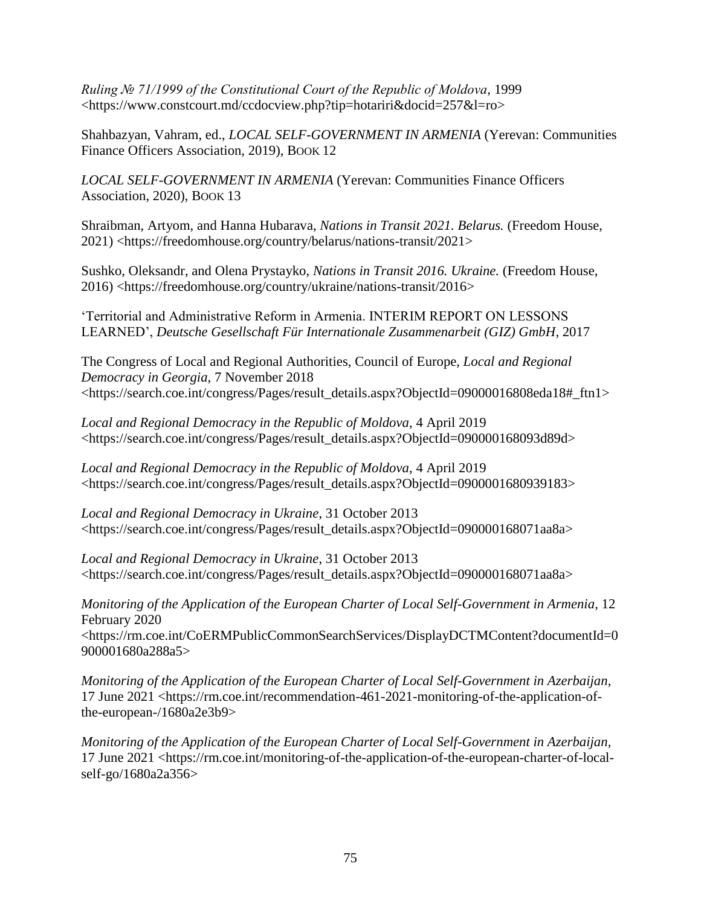*Ruling № 71/1999 of the Constitutional Court of the Republic of Moldova*, 1999 <https://www.constcourt.md/ccdocview.php?tip=hotariri&docid=257&l=ro>

Shahbazyan, Vahram, ed., *LOCAL SELF-GOVERNMENT IN ARMENIA* (Yerevan: Communities Finance Officers Association, 2019), BOOK 12

*LOCAL SELF-GOVERNMENT IN ARMENIA* (Yerevan: Communities Finance Officers Association, 2020), BOOK 13

Shraibman, Artyom, and Hanna Hubarava, *Nations in Transit 2021. Belarus.* (Freedom House, 2021) <https://freedomhouse.org/country/belarus/nations-transit/2021>

Sushko, Oleksandr, and Olena Prystayko, *Nations in Transit 2016. Ukraine.* (Freedom House, 2016) <https://freedomhouse.org/country/ukraine/nations-transit/2016>

'Territorial and Administrative Reform in Armenia. INTERIM REPORT ON LESSONS LEARNED', *Deutsche Gesellschaft Für Internationale Zusammenarbeit (GIZ) GmbH*, 2017

The Congress of Local and Regional Authorities, Council of Europe, *Local and Regional Democracy in Georgia*, 7 November 2018 <https://search.coe.int/congress/Pages/result_details.aspx?ObjectId=09000016808eda18#_ftn1>

*Local and Regional Democracy in the Republic of Moldova*, 4 April 2019 <https://search.coe.int/congress/Pages/result_details.aspx?ObjectId=090000168093d89d>

*Local and Regional Democracy in the Republic of Moldova*, 4 April 2019 <https://search.coe.int/congress/Pages/result_details.aspx?ObjectId=0900001680939183>

*Local and Regional Democracy in Ukraine*, 31 October 2013 <https://search.coe.int/congress/Pages/result_details.aspx?ObjectId=090000168071aa8a>

*Local and Regional Democracy in Ukraine*, 31 October 2013 <https://search.coe.int/congress/Pages/result_details.aspx?ObjectId=090000168071aa8a>

*Monitoring of the Application of the European Charter of Local Self-Government in Armenia*, 12 February 2020 <https://rm.coe.int/CoERMPublicCommonSearchServices/DisplayDCTMContent?documentId=0900001680a288a5>

*Monitoring of the Application of the European Charter of Local Self-Government in Azerbaijan*, 17 June 2021 <https://rm.coe.int/recommendation-461-2021-monitoring-of-the-application-of-the-european-/1680a2e3b9>

*Monitoring of the Application of the European Charter of Local Self-Government in Azerbaijan*, 17 June 2021 <https://rm.coe.int/monitoring-of-the-application-of-the-european-charter-of-local-self-go/1680a2a356>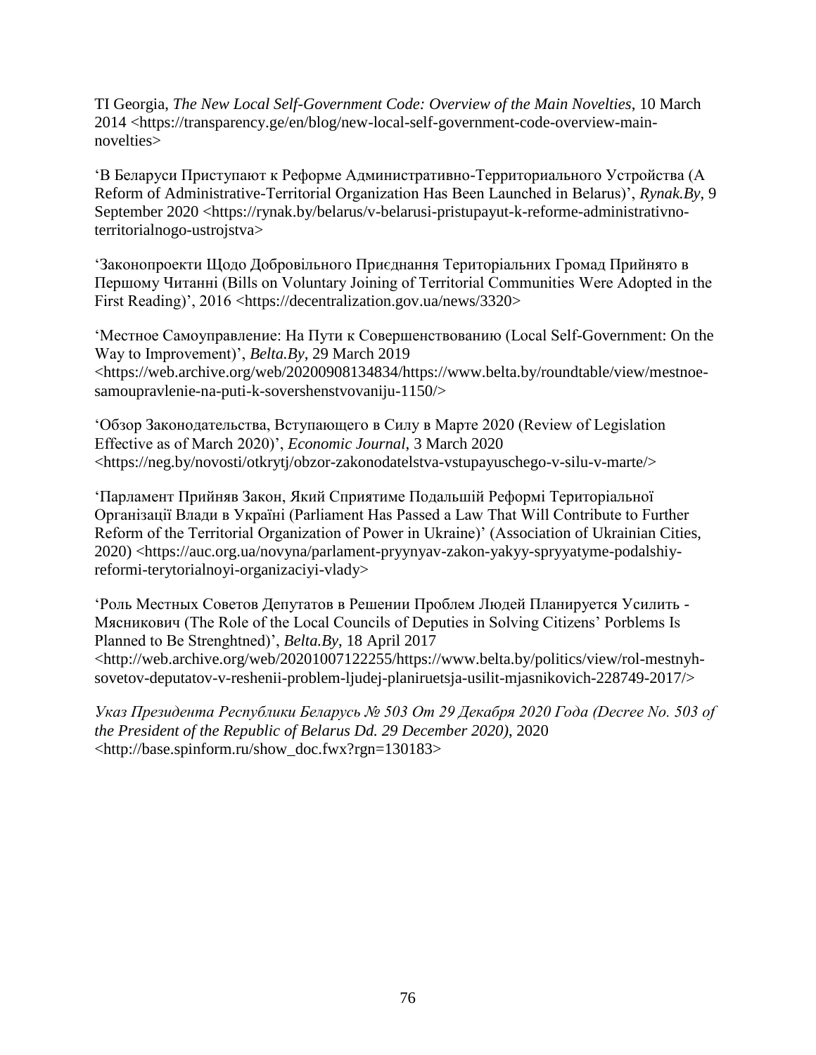TI Georgia, *The New Local Self-Government Code: Overview of the Main Novelties*, 10 March 2014 <https://transparency.ge/en/blog/new-local-self-government-code-overview-main-novelties>

'В Беларуси Приступают к Реформе Административно-Территориального Устройства (A Reform of Administrative-Territorial Organization Has Been Launched in Belarus)', *Rynak.By*, 9 September 2020 <https://rynak.by/belarus/v-belarusi-pristupayut-k-reforme-administrativno-territorialnogo-ustrojstva>

'Законопроекти Щодо Добровільного Приєднання Територіальних Громад Прийнято в Першому Читанні (Bills on Voluntary Joining of Territorial Communities Were Adopted in the First Reading)', 2016 <https://decentralization.gov.ua/news/3320>

'Местное Самоуправление: На Пути к Совершенствованию (Local Self-Government: On the Way to Improvement)', *Belta.By*, 29 March 2019 <https://web.archive.org/web/20200908134834/https://www.belta.by/roundtable/view/mestnoe-samoupravlenie-na-puti-k-sovershenstvovaniju-1150/>

'Обзор Законодательства, Вступающего в Силу в Марте 2020 (Review of Legislation Effective as of March 2020)', *Economic Journal*, 3 March 2020 <https://neg.by/novosti/otkrytj/obzor-zakonodatelstva-vstupayuschego-v-silu-v-marte/>

'Парламент Прийняв Закон, Який Сприятиме Подальшій Реформі Територіальної Організації Влади в Україні (Parliament Has Passed a Law That Will Contribute to Further Reform of the Territorial Organization of Power in Ukraine)' (Association of Ukrainian Cities, 2020) <https://auc.org.ua/novyna/parlament-pryynyav-zakon-yakyy-spryyatyme-podalshiy-reformi-terytorialnoyi-organizaciyi-vlady>

'Роль Местных Советов Депутатов в Решении Проблем Людей Планируется Усилить - Мясникович (The Role of the Local Councils of Deputies in Solving Citizens' Porblems Is Planned to Be Strenghtned)', *Belta.By*, 18 April 2017 <http://web.archive.org/web/20201007122255/https://www.belta.by/politics/view/rol-mestnyh-sovetov-deputatov-v-reshenii-problem-ljudej-planiruetsja-usilit-mjasnikovich-228749-2017/>

*Указ Президента Республики Беларусь № 503 От 29 Декабря 2020 Года (Decree No. 503 of the President of the Republic of Belarus Dd. 29 December 2020)*, 2020 <http://base.spinform.ru/show_doc.fwx?rgn=130183>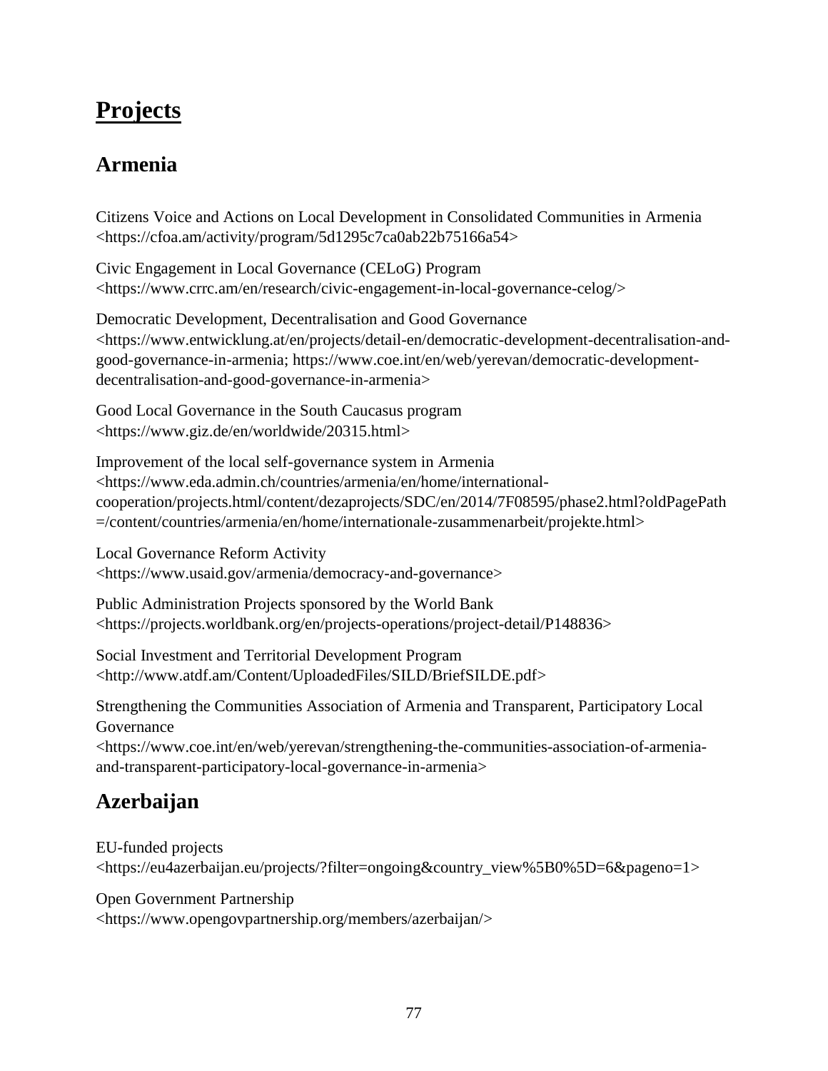# Projects

## Armenia

Citizens Voice and Actions on Local Development in Consolidated Communities in Armenia <https://cfoa.am/activity/program/5d1295c7ca0ab22b75166a54>

Civic Engagement in Local Governance (CELoG) Program <https://www.crrc.am/en/research/civic-engagement-in-local-governance-celog/>

Democratic Development, Decentralisation and Good Governance <https://www.entwicklung.at/en/projects/detail-en/democratic-development-decentralisation-and-good-governance-in-armenia; https://www.coe.int/en/web/yerevan/democratic-development-decentralisation-and-good-governance-in-armenia>

Good Local Governance in the South Caucasus program <https://www.giz.de/en/worldwide/20315.html>

Improvement of the local self-governance system in Armenia <https://www.eda.admin.ch/countries/armenia/en/home/international-cooperation/projects.html/content/dezaprojects/SDC/en/2014/7F08595/phase2.html?oldPagePath=/content/countries/armenia/en/home/internationale-zusammenarbeit/projekte.html>

Local Governance Reform Activity <https://www.usaid.gov/armenia/democracy-and-governance>

Public Administration Projects sponsored by the World Bank <https://projects.worldbank.org/en/projects-operations/project-detail/P148836>

Social Investment and Territorial Development Program <http://www.atdf.am/Content/UploadedFiles/SILD/BriefSILDE.pdf>

Strengthening the Communities Association of Armenia and Transparent, Participatory Local Governance <https://www.coe.int/en/web/yerevan/strengthening-the-communities-association-of-armenia-and-transparent-participatory-local-governance-in-armenia>

## Azerbaijan

EU-funded projects <https://eu4azerbaijan.eu/projects/?filter=ongoing&country_view%5B0%5D=6&pageno=1>

Open Government Partnership <https://www.opengovpartnership.org/members/azerbaijan/>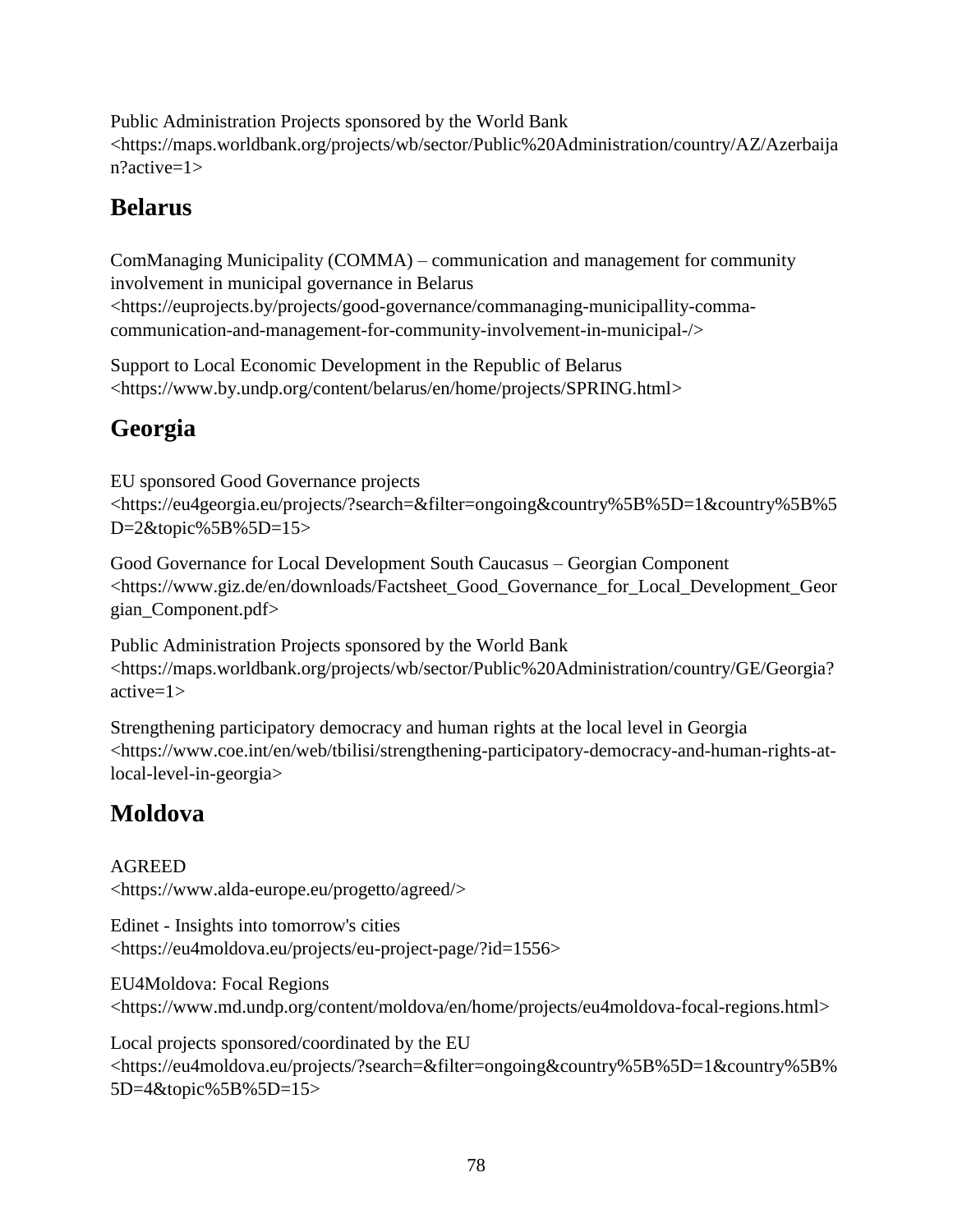Public Administration Projects sponsored by the World Bank
<https://maps.worldbank.org/projects/wb/sector/Public%20Administration/country/AZ/Azerbaijan?active=1>

## Belarus

ComManaging Municipality (COMMA) – communication and management for community involvement in municipal governance in Belarus
<https://euprojects.by/projects/good-governance/commanaging-municipallity-comma-communication-and-management-for-community-involvement-in-municipal-/>

Support to Local Economic Development in the Republic of Belarus
<https://www.by.undp.org/content/belarus/en/home/projects/SPRING.html>

## Georgia

EU sponsored Good Governance projects
<https://eu4georgia.eu/projects/?search=&filter=ongoing&country%5B%5D=1&country%5B%5D=2&topic%5B%5D=15>

Good Governance for Local Development South Caucasus – Georgian Component
<https://www.giz.de/en/downloads/Factsheet_Good_Governance_for_Local_Development_Georgian_Component.pdf>

Public Administration Projects sponsored by the World Bank
<https://maps.worldbank.org/projects/wb/sector/Public%20Administration/country/GE/Georgia?active=1>

Strengthening participatory democracy and human rights at the local level in Georgia
<https://www.coe.int/en/web/tbilisi/strengthening-participatory-democracy-and-human-rights-at-local-level-in-georgia>

## Moldova

AGREED
<https://www.alda-europe.eu/progetto/agreed/>

Edinet - Insights into tomorrow's cities
<https://eu4moldova.eu/projects/eu-project-page/?id=1556>

EU4Moldova: Focal Regions
<https://www.md.undp.org/content/moldova/en/home/projects/eu4moldova-focal-regions.html>

Local projects sponsored/coordinated by the EU
<https://eu4moldova.eu/projects/?search=&filter=ongoing&country%5B%5D=1&country%5B%5D=4&topic%5B%5D=15>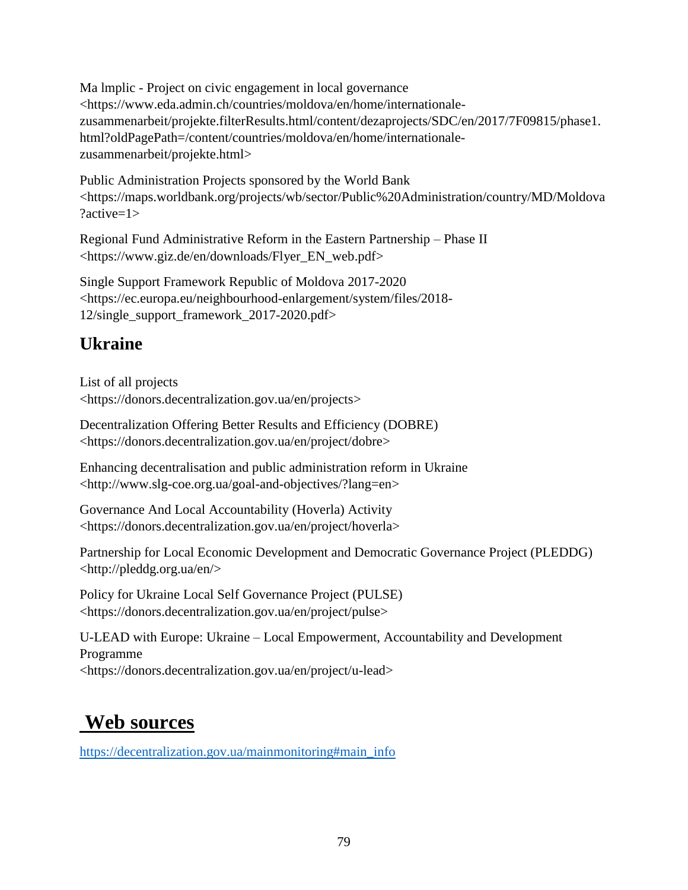Ma lmplic - Project on civic engagement in local governance <https://www.eda.admin.ch/countries/moldova/en/home/internationale-zusammenarbeit/projekte.filterResults.html/content/dezaprojects/SDC/en/2017/7F09815/phase1.html?oldPagePath=/content/countries/moldova/en/home/internationale-zusammenarbeit/projekte.html>

Public Administration Projects sponsored by the World Bank <https://maps.worldbank.org/projects/wb/sector/Public%20Administration/country/MD/Moldova?active=1>

Regional Fund Administrative Reform in the Eastern Partnership – Phase II <https://www.giz.de/en/downloads/Flyer_EN_web.pdf>

Single Support Framework Republic of Moldova 2017-2020 <https://ec.europa.eu/neighbourhood-enlargement/system/files/2018-12/single_support_framework_2017-2020.pdf>

## Ukraine

List of all projects <https://donors.decentralization.gov.ua/en/projects>

Decentralization Offering Better Results and Efficiency (DOBRE) <https://donors.decentralization.gov.ua/en/project/dobre>

Enhancing decentralisation and public administration reform in Ukraine <http://www.slg-coe.org.ua/goal-and-objectives/?lang=en>

Governance And Local Accountability (Hoverla) Activity <https://donors.decentralization.gov.ua/en/project/hoverla>

Partnership for Local Economic Development and Democratic Governance Project (PLEDDG) <http://pleddg.org.ua/en/>

Policy for Ukraine Local Self Governance Project (PULSE) <https://donors.decentralization.gov.ua/en/project/pulse>

U-LEAD with Europe: Ukraine – Local Empowerment, Accountability and Development Programme <https://donors.decentralization.gov.ua/en/project/u-lead>

# Web sources

https://decentralization.gov.ua/mainmonitoring#main_info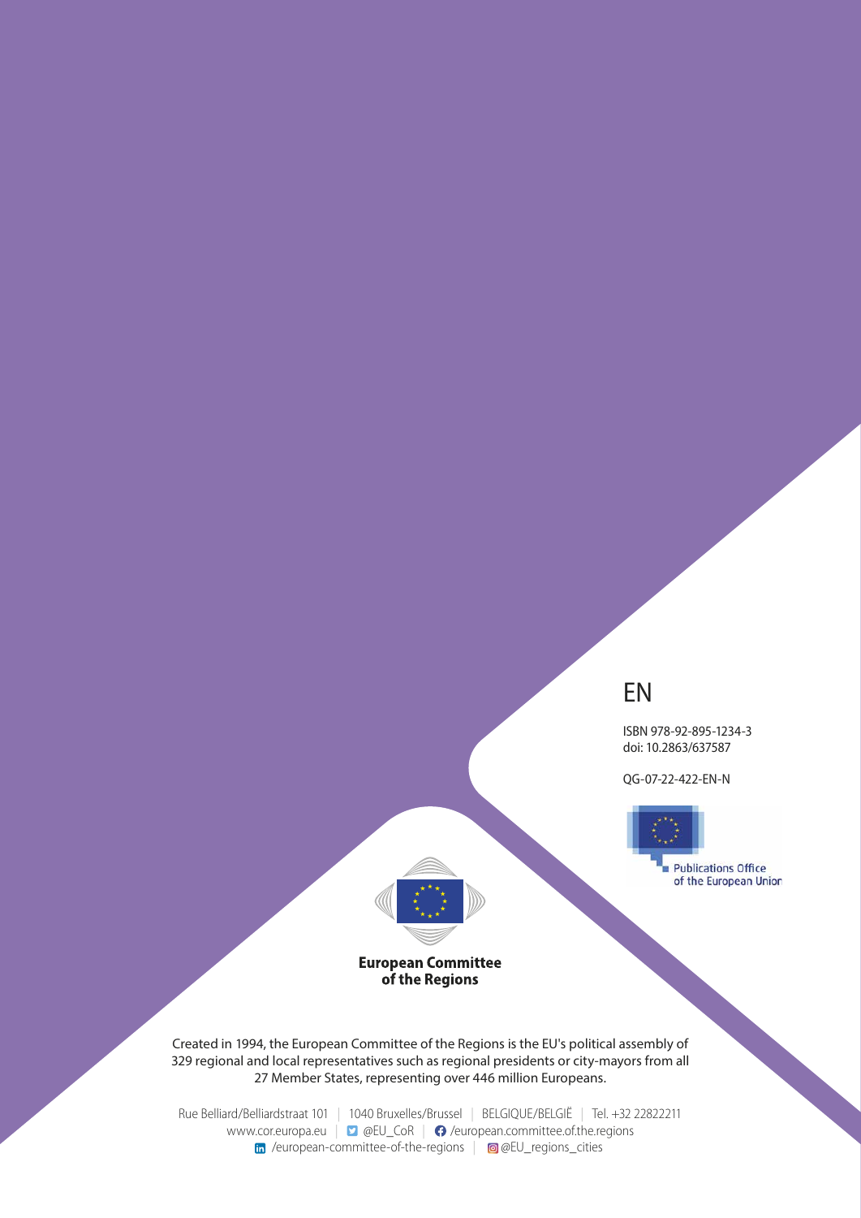EN

ISBN 978-92-895-1234-3
doi: 10.2863/637587

QG-07-22-422-EN-N

Publications Office of the European Union

**European Committee of the Regions**

Created in 1994, the European Committee of the Regions is the EU's political assembly of 329 regional and local representatives such as regional presidents or city-mayors from all 27 Member States, representing over 446 million Europeans.

Rue Belliard/Belliardstraat 101 | 1040 Bruxelles/Brussel | BELGIQUE/BELGIË | Tel. +32 22822211
www.cor.europa.eu | @EU_CoR | /european.committee.of.the.regions
/european-committee-of-the-regions | @EU_regions_cities